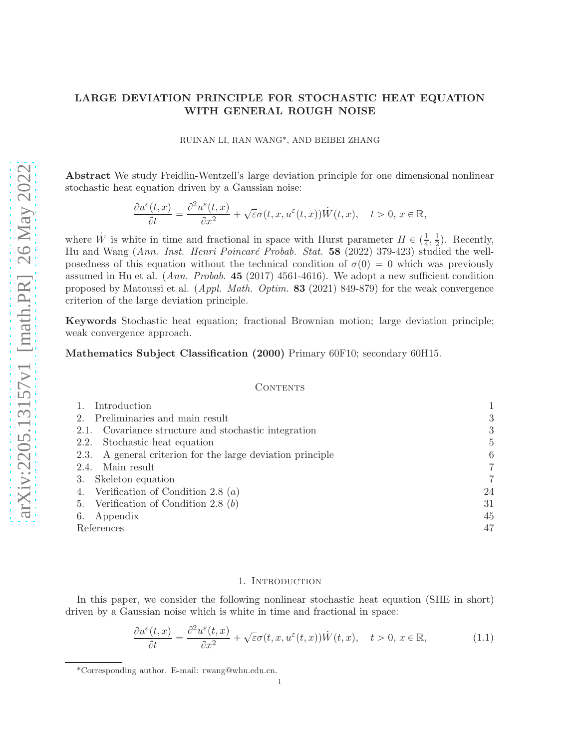# LARGE DEVIATION PRINCIPLE FOR STOCHASTIC HEAT EQUATION WITH GENERAL ROUGH NOISE

RUINAN LI, RAN WANG*, AND BEIBEI ZHANG

**Abstract** We study Freidlin-Wentzell's large deviation principle for one dimensional nonlinear stochastic heat equation driven by a Gaussian noise:

$$\frac{\partial u^\varepsilon(t,x)}{\partial t} = \frac{\partial^2 u^\varepsilon(t,x)}{\partial x^2} + \sqrt{\varepsilon}\sigma(t,x,u^\varepsilon(t,x))\dot{W}(t,x), \quad t>0,\, x\in\mathbb{R},$$

where $\dot{W}$ is white in time and fractional in space with Hurst parameter $H \in (\frac{1}{4}, \frac{1}{2})$. Recently, Hu and Wang (*Ann. Inst. Henri Poincaré Probab. Stat.* **58** (2022) 379-423) studied the well-posedness of this equation without the technical condition of $\sigma(0) = 0$ which was previously assumed in Hu et al. (*Ann. Probab.* **45** (2017) 4561-4616). We adopt a new sufficient condition proposed by Matoussi et al. (*Appl. Math. Optim.* **83** (2021) 849-879) for the weak convergence criterion of the large deviation principle.

**Keywords** Stochastic heat equation; fractional Brownian motion; large deviation principle; weak convergence approach.

**Mathematics Subject Classification (2000)** Primary 60F10; secondary 60H15.

## Contents

1. Introduction — 1
2. Preliminaries and main result — 3
   - 2.1. Covariance structure and stochastic integration — 3
   - 2.2. Stochastic heat equation — 5
   - 2.3. A general criterion for the large deviation principle — 6
   - 2.4. Main result — 7
3. Skeleton equation — 7
4. Verification of Condition 2.8 $(a)$ — 24
5. Verification of Condition 2.8 $(b)$ — 31
6. Appendix — 45

References — 47

## 1. Introduction

In this paper, we consider the following nonlinear stochastic heat equation (SHE in short) driven by a Gaussian noise which is white in time and fractional in space:

$$\frac{\partial u^\varepsilon(t,x)}{\partial t} = \frac{\partial^2 u^\varepsilon(t,x)}{\partial x^2} + \sqrt{\varepsilon}\sigma(t,x,u^\varepsilon(t,x))\dot{W}(t,x), \quad t>0,\, x\in\mathbb{R}, \tag{1.1}$$

*Corresponding author. E-mail: rwang@whu.edu.cn.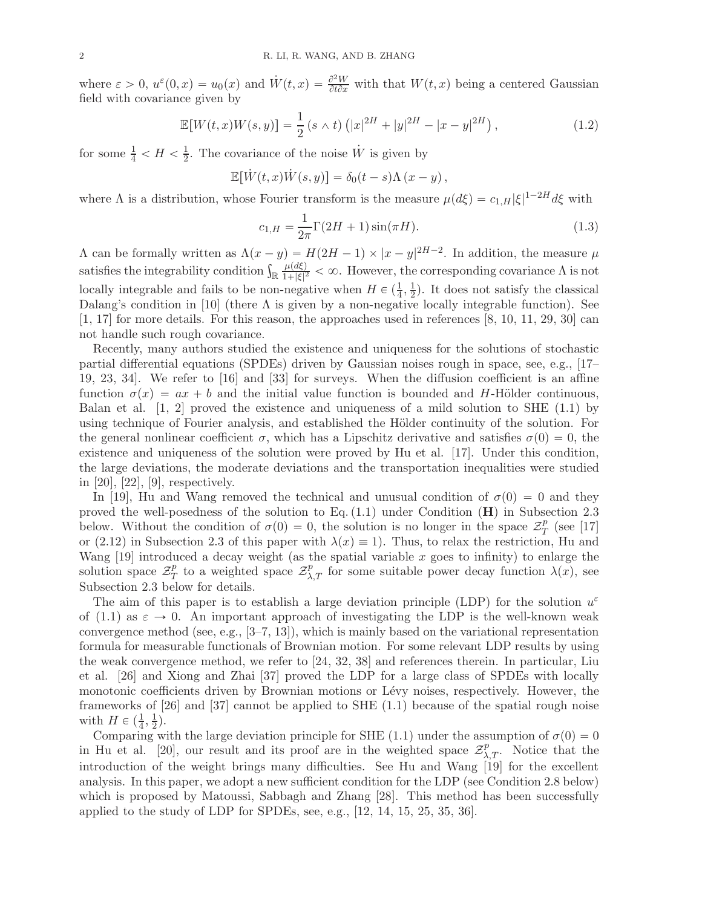where $\varepsilon > 0$, $u^\varepsilon(0,x) = u_0(x)$ and $\dot{W}(t,x) = \frac{\partial^2 W}{\partial t \partial x}$ with that $W(t,x)$ being a centered Gaussian field with covariance given by

$$
\mathbb{E}[W(t,x)W(s,y)] = \frac{1}{2}(s \wedge t)\left(|x|^{2H} + |y|^{2H} - |x-y|^{2H}\right), \tag{1.2}
$$

for some $\frac{1}{4} < H < \frac{1}{2}$. The covariance of the noise $\dot{W}$ is given by

$$
\mathbb{E}[\dot{W}(t,x)\dot{W}(s,y)] = \delta_0(t-s)\Lambda(x-y),
$$

where $\Lambda$ is a distribution, whose Fourier transform is the measure $\mu(d\xi) = c_{1,H}|\xi|^{1-2H}d\xi$ with

$$
c_{1,H} = \frac{1}{2\pi}\Gamma(2H+1)\sin(\pi H). \tag{1.3}
$$

$\Lambda$ can be formally written as $\Lambda(x-y) = H(2H-1) \times |x-y|^{2H-2}$. In addition, the measure $\mu$ satisfies the integrability condition $\int_{\mathbb{R}} \frac{\mu(d\xi)}{1+|\xi|^2} < \infty$. However, the corresponding covariance $\Lambda$ is not locally integrable and fails to be non-negative when $H \in (\frac{1}{4}, \frac{1}{2})$. It does not satisfy the classical Dalang's condition in [10] (there $\Lambda$ is given by a non-negative locally integrable function). See [1, 17] for more details. For this reason, the approaches used in references [8, 10, 11, 29, 30] can not handle such rough covariance.

Recently, many authors studied the existence and uniqueness for the solutions of stochastic partial differential equations (SPDEs) driven by Gaussian noises rough in space, see, e.g., [17–19, 23, 34]. We refer to [16] and [33] for surveys. When the diffusion coefficient is an affine function $\sigma(x) = ax + b$ and the initial value function is bounded and $H$-Hölder continuous, Balan et al. [1, 2] proved the existence and uniqueness of a mild solution to SHE (1.1) by using technique of Fourier analysis, and established the Hölder continuity of the solution. For the general nonlinear coefficient $\sigma$, which has a Lipschitz derivative and satisfies $\sigma(0) = 0$, the existence and uniqueness of the solution were proved by Hu et al. [17]. Under this condition, the large deviations, the moderate deviations and the transportation inequalities were studied in [20], [22], [9], respectively.

In [19], Hu and Wang removed the technical and unusual condition of $\sigma(0) = 0$ and they proved the well-posedness of the solution to Eq. (1.1) under Condition (**H**) in Subsection 2.3 below. Without the condition of $\sigma(0) = 0$, the solution is no longer in the space $\mathcal{Z}_T^p$ (see [17] or (2.12) in Subsection 2.3 of this paper with $\lambda(x) \equiv 1$). Thus, to relax the restriction, Hu and Wang [19] introduced a decay weight (as the spatial variable $x$ goes to infinity) to enlarge the solution space $\mathcal{Z}_T^p$ to a weighted space $\mathcal{Z}_{\lambda,T}^p$ for some suitable power decay function $\lambda(x)$, see Subsection 2.3 below for details.

The aim of this paper is to establish a large deviation principle (LDP) for the solution $u^\varepsilon$ of (1.1) as $\varepsilon \to 0$. An important approach of investigating the LDP is the well-known weak convergence method (see, e.g., [3–7, 13]), which is mainly based on the variational representation formula for measurable functionals of Brownian motion. For some relevant LDP results by using the weak convergence method, we refer to [24, 32, 38] and references therein. In particular, Liu et al. [26] and Xiong and Zhai [37] proved the LDP for a large class of SPDEs with locally monotonic coefficients driven by Brownian motions or Lévy noises, respectively. However, the frameworks of [26] and [37] cannot be applied to SHE (1.1) because of the spatial rough noise with $H \in (\frac{1}{4}, \frac{1}{2})$.

Comparing with the large deviation principle for SHE (1.1) under the assumption of $\sigma(0) = 0$ in Hu et al. [20], our result and its proof are in the weighted space $\mathcal{Z}_{\lambda,T}^p$. Notice that the introduction of the weight brings many difficulties. See Hu and Wang [19] for the excellent analysis. In this paper, we adopt a new sufficient condition for the LDP (see Condition 2.8 below) which is proposed by Matoussi, Sabbagh and Zhang [28]. This method has been successfully applied to the study of LDP for SPDEs, see, e.g., [12, 14, 15, 25, 35, 36].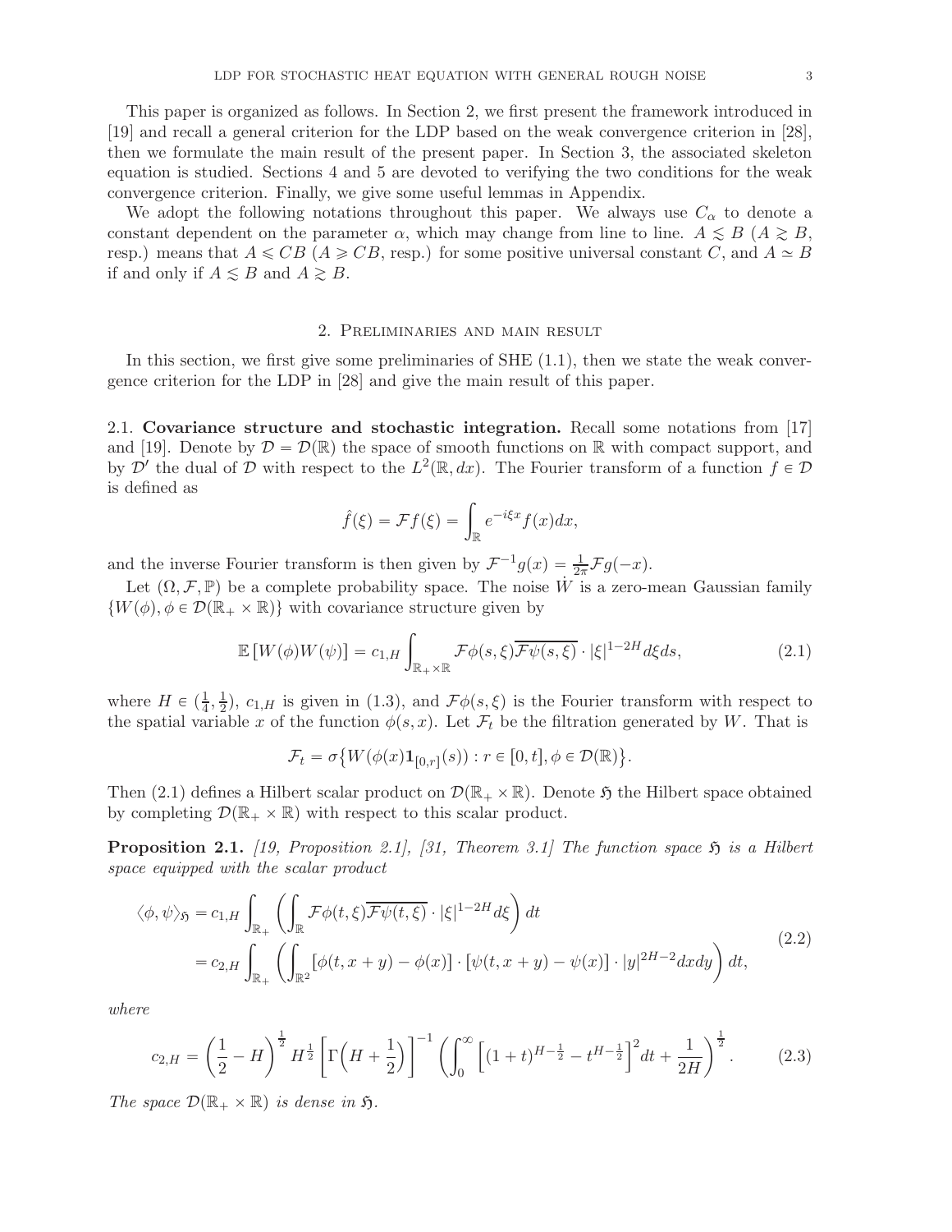This paper is organized as follows. In Section 2, we first present the framework introduced in [19] and recall a general criterion for the LDP based on the weak convergence criterion in [28], then we formulate the main result of the present paper. In Section 3, the associated skeleton equation is studied. Sections 4 and 5 are devoted to verifying the two conditions for the weak convergence criterion. Finally, we give some useful lemmas in Appendix.

We adopt the following notations throughout this paper. We always use $C_\alpha$ to denote a constant dependent on the parameter $\alpha$, which may change from line to line. $A \lesssim B$ ($A \gtrsim B$, resp.) means that $A \leqslant CB$ ($A \geqslant CB$, resp.) for some positive universal constant $C$, and $A \simeq B$ if and only if $A \lesssim B$ and $A \gtrsim B$.

## 2. Preliminaries and main result

In this section, we first give some preliminaries of SHE (1.1), then we state the weak convergence criterion for the LDP in [28] and give the main result of this paper.

**2.1. Covariance structure and stochastic integration.** Recall some notations from [17] and [19]. Denote by $\mathcal{D} = \mathcal{D}(\mathbb{R})$ the space of smooth functions on $\mathbb{R}$ with compact support, and by $\mathcal{D}'$ the dual of $\mathcal{D}$ with respect to the $L^2(\mathbb{R}, dx)$. The Fourier transform of a function $f \in \mathcal{D}$ is defined as

$$\hat{f}(\xi) = \mathcal{F}f(\xi) = \int_{\mathbb{R}} e^{-i\xi x} f(x) dx,$$

and the inverse Fourier transform is then given by $\mathcal{F}^{-1}g(x) = \frac{1}{2\pi}\mathcal{F}g(-x)$.

Let $(\Omega, \mathcal{F}, \mathbb{P})$ be a complete probability space. The noise $\dot{W}$ is a zero-mean Gaussian family $\{W(\phi), \phi \in \mathcal{D}(\mathbb{R}_+ \times \mathbb{R})\}$ with covariance structure given by

$$\mathbb{E}\left[W(\phi)W(\psi)\right] = c_{1,H} \int_{\mathbb{R}_+ \times \mathbb{R}} \mathcal{F}\phi(s,\xi)\overline{\mathcal{F}\psi(s,\xi)} \cdot |\xi|^{1-2H} d\xi ds, \tag{2.1}$$

where $H \in (\frac{1}{4}, \frac{1}{2})$, $c_{1,H}$ is given in (1.3), and $\mathcal{F}\phi(s,\xi)$ is the Fourier transform with respect to the spatial variable $x$ of the function $\phi(s,x)$. Let $\mathcal{F}_t$ be the filtration generated by $W$. That is

$$\mathcal{F}_t = \sigma\left\{W(\phi(x)\mathbf{1}_{[0,r]}(s)) : r \in [0,t], \phi \in \mathcal{D}(\mathbb{R})\right\}.$$

Then (2.1) defines a Hilbert scalar product on $\mathcal{D}(\mathbb{R}_+ \times \mathbb{R})$. Denote $\mathfrak{H}$ the Hilbert space obtained by completing $\mathcal{D}(\mathbb{R}_+ \times \mathbb{R})$ with respect to this scalar product.

**Proposition 2.1.** *[19, Proposition 2.1], [31, Theorem 3.1] The function space $\mathfrak{H}$ is a Hilbert space equipped with the scalar product*

$$\begin{aligned}\langle \phi, \psi \rangle_{\mathfrak{H}} &= c_{1,H} \int_{\mathbb{R}_+} \left( \int_{\mathbb{R}} \mathcal{F}\phi(t,\xi)\overline{\mathcal{F}\psi(t,\xi)} \cdot |\xi|^{1-2H} d\xi \right) dt \\ &= c_{2,H} \int_{\mathbb{R}_+} \left( \int_{\mathbb{R}^2} [\phi(t,x+y) - \phi(x)] \cdot [\psi(t,x+y) - \psi(x)] \cdot |y|^{2H-2} dx dy \right) dt,\end{aligned} \tag{2.2}$$

*where*

$$c_{2,H} = \left(\frac{1}{2} - H\right)^{\frac{1}{2}} H^{\frac{1}{2}} \left[\Gamma\left(H + \frac{1}{2}\right)\right]^{-1} \left( \int_0^\infty \left[(1+t)^{H-\frac{1}{2}} - t^{H-\frac{1}{2}}\right]^2 dt + \frac{1}{2H} \right)^{\frac{1}{2}}. \tag{2.3}$$

*The space $\mathcal{D}(\mathbb{R}_+ \times \mathbb{R})$ is dense in $\mathfrak{H}$.*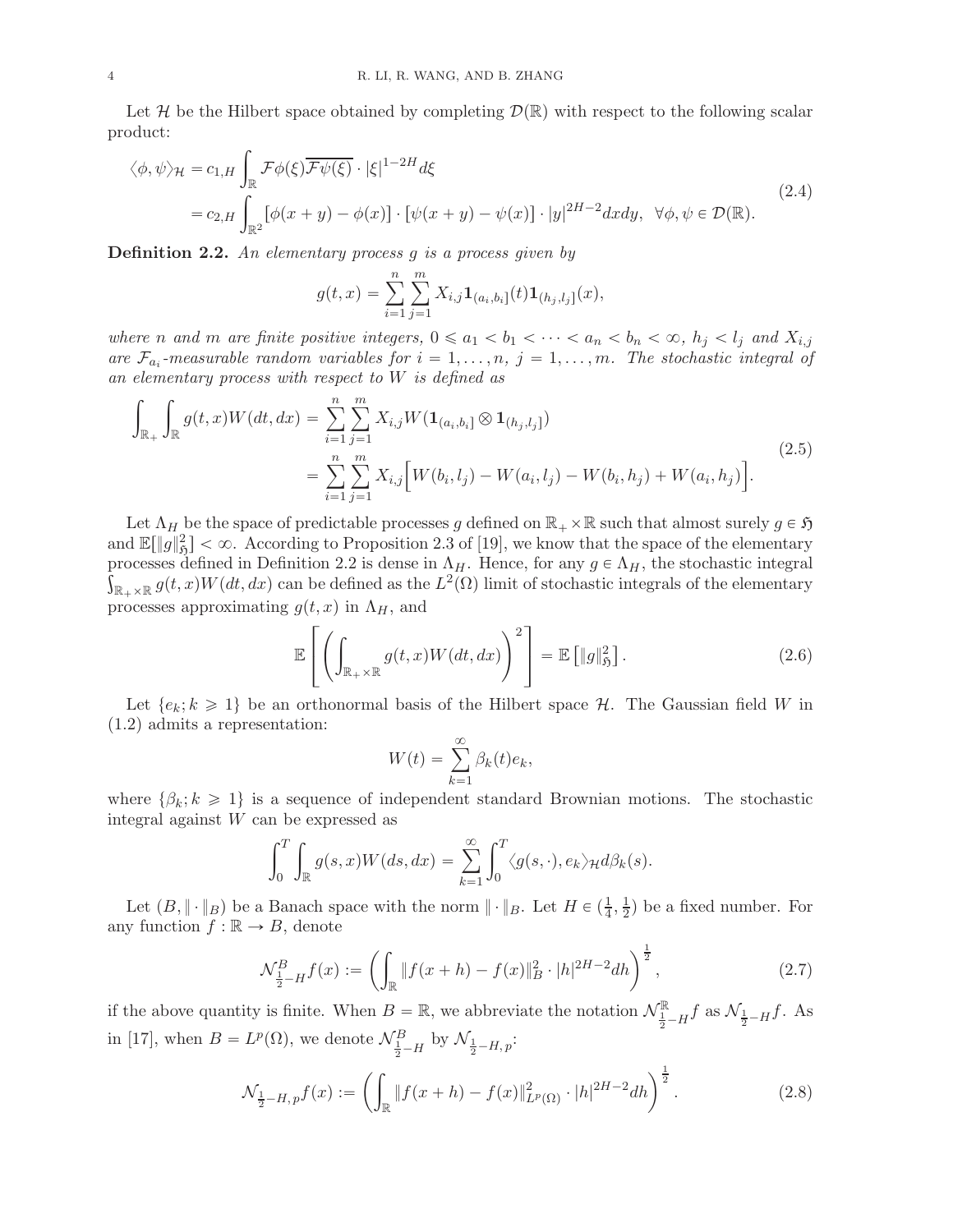Let $\mathcal{H}$ be the Hilbert space obtained by completing $\mathcal{D}(\mathbb{R})$ with respect to the following scalar product:

$$
\begin{aligned}
\langle \phi, \psi \rangle_{\mathcal{H}} &= c_{1,H} \int_{\mathbb{R}} \mathcal{F}\phi(\xi) \overline{\mathcal{F}\psi(\xi)} \cdot |\xi|^{1-2H} d\xi \\
&= c_{2,H} \int_{\mathbb{R}^2} \big[\phi(x+y) - \phi(x)\big] \cdot \big[\psi(x+y) - \psi(x)\big] \cdot |y|^{2H-2} dx dy, \quad \forall \phi, \psi \in \mathcal{D}(\mathbb{R}).
\end{aligned}
\tag{2.4}
$$

**Definition 2.2.** *An elementary process $g$ is a process given by*

$$
g(t,x) = \sum_{i=1}^{n} \sum_{j=1}^{m} X_{i,j} \mathbf{1}_{(a_i, b_i]}(t) \mathbf{1}_{(h_j, l_j]}(x),
$$

*where $n$ and $m$ are finite positive integers, $0 \leqslant a_1 < b_1 < \cdots < a_n < b_n < \infty$, $h_j < l_j$ and $X_{i,j}$ are $\mathcal{F}_{a_i}$-measurable random variables for $i = 1, \ldots, n$, $j = 1, \ldots, m$. The stochastic integral of an elementary process with respect to $W$ is defined as*

$$
\begin{aligned}
\int_{\mathbb{R}_+} \int_{\mathbb{R}} g(t,x) W(dt, dx) &= \sum_{i=1}^{n} \sum_{j=1}^{m} X_{i,j} W(\mathbf{1}_{(a_i, b_i]} \otimes \mathbf{1}_{(h_j, l_j]}) \\
&= \sum_{i=1}^{n} \sum_{j=1}^{m} X_{i,j} \Big[ W(b_i, l_j) - W(a_i, l_j) - W(b_i, h_j) + W(a_i, h_j) \Big].
\end{aligned}
\tag{2.5}
$$

Let $\Lambda_H$ be the space of predictable processes $g$ defined on $\mathbb{R}_+ \times \mathbb{R}$ such that almost surely $g \in \mathfrak{H}$ and $\mathbb{E}[\|g\|_{\mathfrak{H}}^2] < \infty$. According to Proposition 2.3 of [19], we know that the space of the elementary processes defined in Definition 2.2 is dense in $\Lambda_H$. Hence, for any $g \in \Lambda_H$, the stochastic integral $\int_{\mathbb{R}_+ \times \mathbb{R}} g(t,x) W(dt, dx)$ can be defined as the $L^2(\Omega)$ limit of stochastic integrals of the elementary processes approximating $g(t,x)$ in $\Lambda_H$, and

$$
\mathbb{E}\left[ \left( \int_{\mathbb{R}_+ \times \mathbb{R}} g(t,x) W(dt, dx) \right)^2 \right] = \mathbb{E}\left[ \|g\|_{\mathfrak{H}}^2 \right].
\tag{2.6}
$$

Let $\{e_k; k \geqslant 1\}$ be an orthonormal basis of the Hilbert space $\mathcal{H}$. The Gaussian field $W$ in (1.2) admits a representation:

$$
W(t) = \sum_{k=1}^{\infty} \beta_k(t) e_k,
$$

where $\{\beta_k; k \geqslant 1\}$ is a sequence of independent standard Brownian motions. The stochastic integral against $W$ can be expressed as

$$
\int_0^T \int_{\mathbb{R}} g(s,x) W(ds, dx) = \sum_{k=1}^{\infty} \int_0^T \langle g(s, \cdot), e_k \rangle_{\mathcal{H}} d\beta_k(s).
$$

Let $(B, \|\cdot\|_B)$ be a Banach space with the norm $\|\cdot\|_B$. Let $H \in (\frac{1}{4}, \frac{1}{2})$ be a fixed number. For any function $f : \mathbb{R} \to B$, denote

$$
\mathcal{N}_{\frac{1}{2}-H}^{B} f(x) := \left( \int_{\mathbb{R}} \|f(x+h) - f(x)\|_B^2 \cdot |h|^{2H-2} dh \right)^{\frac{1}{2}},
\tag{2.7}
$$

if the above quantity is finite. When $B = \mathbb{R}$, we abbreviate the notation $\mathcal{N}_{\frac{1}{2}-H}^{\mathbb{R}} f$ as $\mathcal{N}_{\frac{1}{2}-H} f$. As in [17], when $B = L^p(\Omega)$, we denote $\mathcal{N}_{\frac{1}{2}-H}^{B}$ by $\mathcal{N}_{\frac{1}{2}-H,\, p}$:

$$
\mathcal{N}_{\frac{1}{2}-H,\, p} f(x) := \left( \int_{\mathbb{R}} \|f(x+h) - f(x)\|_{L^p(\Omega)}^2 \cdot |h|^{2H-2} dh \right)^{\frac{1}{2}}.
\tag{2.8}
$$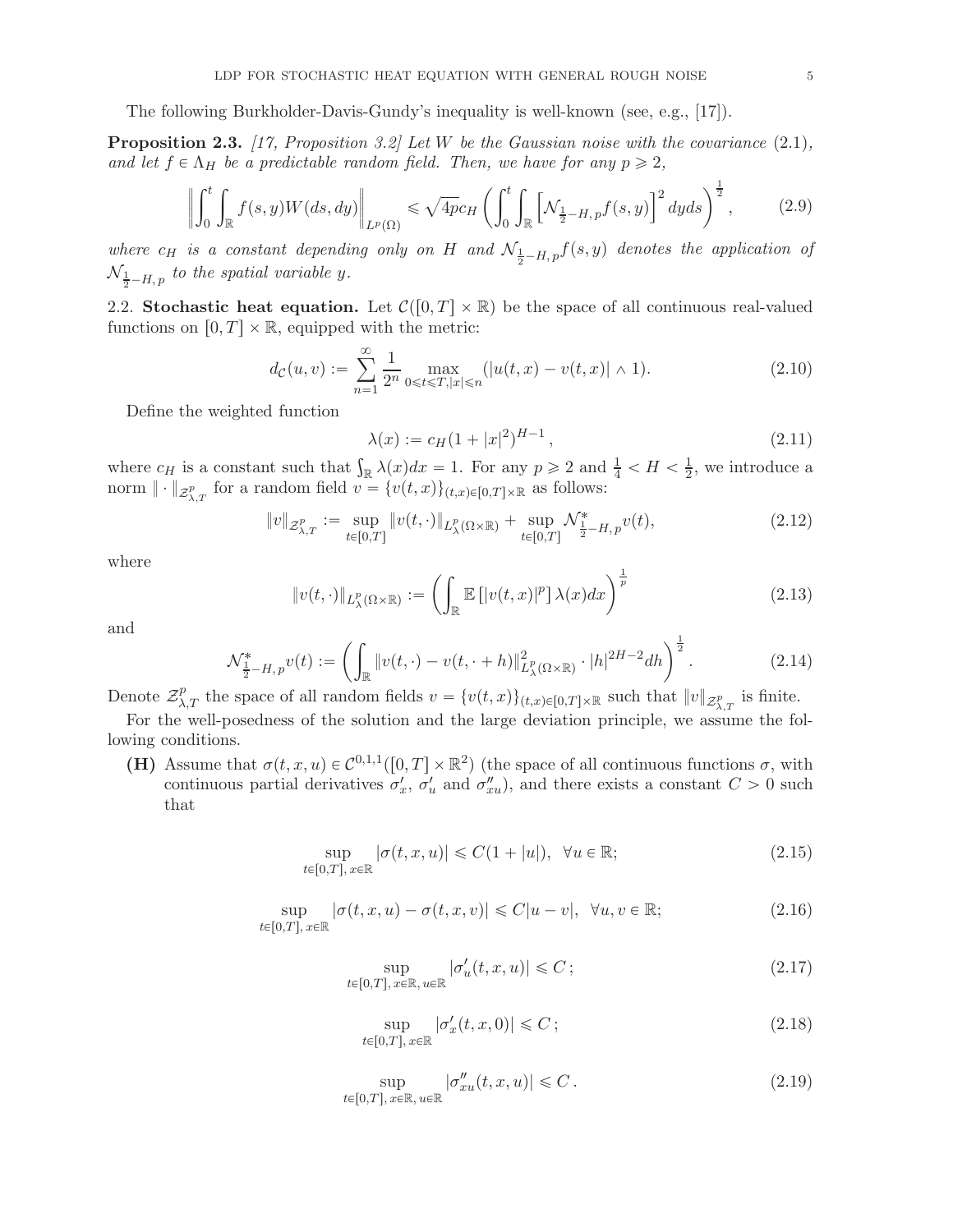The following Burkholder-Davis-Gundy's inequality is well-known (see, e.g., [17]).

**Proposition 2.3.** *[17, Proposition 3.2] Let $W$ be the Gaussian noise with the covariance (2.1), and let $f \in \Lambda_H$ be a predictable random field. Then, we have for any $p \geqslant 2$,*

$$\left\| \int_0^t \int_{\mathbb{R}} f(s,y) W(ds,dy) \right\|_{L^p(\Omega)} \leqslant \sqrt{4p}\, c_H \left( \int_0^t \int_{\mathbb{R}} \left[ \mathcal{N}_{\frac{1}{2}-H,\,p} f(s,y) \right]^2 dy ds \right)^{\frac{1}{2}}, \tag{2.9}$$

*where $c_H$ is a constant depending only on $H$ and $\mathcal{N}_{\frac{1}{2}-H,\,p} f(s,y)$ denotes the application of $\mathcal{N}_{\frac{1}{2}-H,\,p}$ to the spatial variable $y$.*

2.2. **Stochastic heat equation.** Let $\mathcal{C}([0,T]\times\mathbb{R})$ be the space of all continuous real-valued functions on $[0,T]\times\mathbb{R}$, equipped with the metric:

$$d_{\mathcal{C}}(u,v) := \sum_{n=1}^{\infty} \frac{1}{2^n} \max_{0\leqslant t\leqslant T, |x|\leqslant n} (|u(t,x)-v(t,x)| \wedge 1). \tag{2.10}$$

Define the weighted function

$$\lambda(x) := c_H (1+|x|^2)^{H-1}, \tag{2.11}$$

where $c_H$ is a constant such that $\int_{\mathbb{R}} \lambda(x)dx = 1$. For any $p \geqslant 2$ and $\frac{1}{4} < H < \frac{1}{2}$, we introduce a norm $\|\cdot\|_{\mathcal{Z}^p_{\lambda,T}}$ for a random field $v = \{v(t,x)\}_{(t,x)\in[0,T]\times\mathbb{R}}$ as follows:

$$\|v\|_{\mathcal{Z}^p_{\lambda,T}} := \sup_{t\in[0,T]} \|v(t,\cdot)\|_{L^p_\lambda(\Omega\times\mathbb{R})} + \sup_{t\in[0,T]} \mathcal{N}^*_{\frac{1}{2}-H,\,p} v(t), \tag{2.12}$$

where

$$\|v(t,\cdot)\|_{L^p_\lambda(\Omega\times\mathbb{R})} := \left( \int_{\mathbb{R}} \mathbb{E}\left[|v(t,x)|^p\right] \lambda(x) dx \right)^{\frac{1}{p}} \tag{2.13}$$

and

$$\mathcal{N}^*_{\frac{1}{2}-H,\,p} v(t) := \left( \int_{\mathbb{R}} \|v(t,\cdot) - v(t,\cdot+h)\|^2_{L^p_\lambda(\Omega\times\mathbb{R})} \cdot |h|^{2H-2} dh \right)^{\frac{1}{2}}. \tag{2.14}$$

Denote $\mathcal{Z}^p_{\lambda,T}$ the space of all random fields $v = \{v(t,x)\}_{(t,x)\in[0,T]\times\mathbb{R}}$ such that $\|v\|_{\mathcal{Z}^p_{\lambda,T}}$ is finite.

For the well-posedness of the solution and the large deviation principle, we assume the following conditions.

**(H)** Assume that $\sigma(t,x,u) \in \mathcal{C}^{0,1,1}([0,T]\times\mathbb{R}^2)$ (the space of all continuous functions $\sigma$, with continuous partial derivatives $\sigma'_x$, $\sigma'_u$ and $\sigma''_{xu}$), and there exists a constant $C > 0$ such that

$$\sup_{t\in[0,T],\, x\in\mathbb{R}} |\sigma(t,x,u)| \leqslant C(1+|u|), \quad \forall u \in \mathbb{R}; \tag{2.15}$$

$$\sup_{t\in[0,T],\, x\in\mathbb{R}} |\sigma(t,x,u) - \sigma(t,x,v)| \leqslant C|u-v|, \quad \forall u,v \in \mathbb{R}; \tag{2.16}$$

$$\sup_{t\in[0,T],\, x\in\mathbb{R},\, u\in\mathbb{R}} |\sigma'_u(t,x,u)| \leqslant C\,; \tag{2.17}$$

$$\sup_{t\in[0,T],\, x\in\mathbb{R}} |\sigma'_x(t,x,0)| \leqslant C\,; \tag{2.18}$$

$$\sup_{t\in[0,T],\, x\in\mathbb{R},\, u\in\mathbb{R}} |\sigma''_{xu}(t,x,u)| \leqslant C\,. \tag{2.19}$$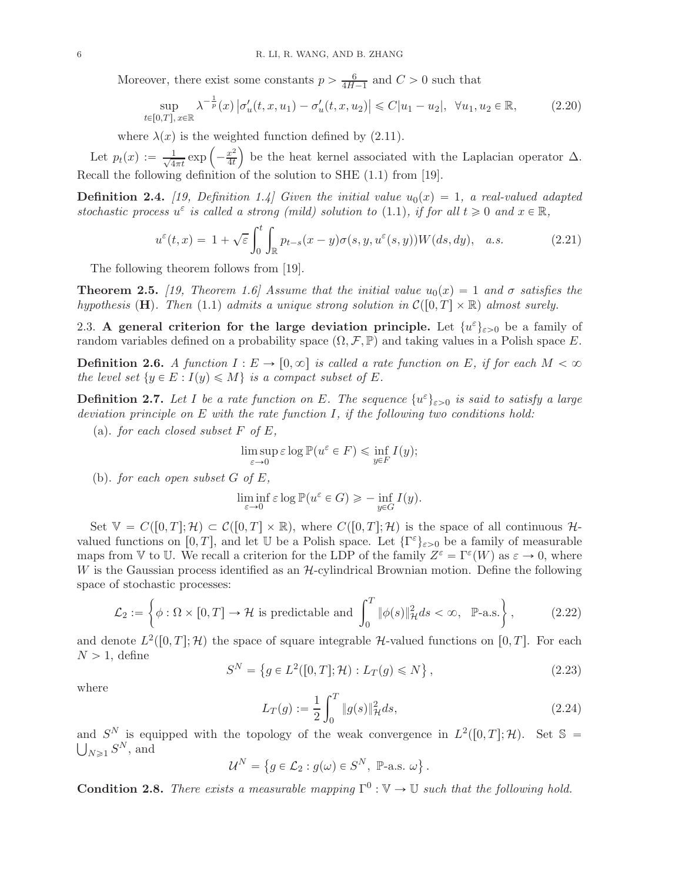Moreover, there exist some constants $p > \frac{6}{4H-1}$ and $C > 0$ such that

$$\sup_{t\in[0,T],\, x\in\mathbb{R}} \lambda^{-\frac{1}{p}}(x) \left|\sigma'_u(t,x,u_1) - \sigma'_u(t,x,u_2)\right| \leqslant C|u_1 - u_2|, \quad \forall u_1, u_2 \in \mathbb{R}, \tag{2.20}$$

where $\lambda(x)$ is the weighted function defined by (2.11).

Let $p_t(x) := \frac{1}{\sqrt{4\pi t}} \exp\left(-\frac{x^2}{4t}\right)$ be the heat kernel associated with the Laplacian operator $\Delta$. Recall the following definition of the solution to SHE (1.1) from [19].

**Definition 2.4.** *[19, Definition 1.4] Given the initial value $u_0(x) = 1$, a real-valued adapted stochastic process $u^\varepsilon$ is called a strong (mild) solution to* (1.1)*, if for all $t \geqslant 0$ and $x \in \mathbb{R}$,*

$$u^\varepsilon(t,x) = 1 + \sqrt{\varepsilon}\int_0^t \int_{\mathbb{R}} p_{t-s}(x-y)\sigma(s,y,u^\varepsilon(s,y))W(ds,dy), \quad a.s. \tag{2.21}$$

The following theorem follows from [19].

**Theorem 2.5.** *[19, Theorem 1.6] Assume that the initial value $u_0(x) = 1$ and $\sigma$ satisfies the hypothesis* (**H**)*. Then* (1.1) *admits a unique strong solution in $\mathcal{C}([0,T] \times \mathbb{R})$ almost surely.*

2.3. **A general criterion for the large deviation principle.** Let $\{u^\varepsilon\}_{\varepsilon>0}$ be a family of random variables defined on a probability space $(\Omega, \mathcal{F}, \mathbb{P})$ and taking values in a Polish space $E$.

**Definition 2.6.** *A function $I : E \to [0, \infty]$ is called a rate function on $E$, if for each $M < \infty$ the level set $\{y \in E : I(y) \leqslant M\}$ is a compact subset of $E$.*

**Definition 2.7.** *Let $I$ be a rate function on $E$. The sequence $\{u^\varepsilon\}_{\varepsilon>0}$ is said to satisfy a large deviation principle on $E$ with the rate function $I$, if the following two conditions hold:*

(a). *for each closed subset $F$ of $E$,*

$$\limsup_{\varepsilon\to 0} \varepsilon \log \mathbb{P}(u^\varepsilon \in F) \leqslant \inf_{y\in F} I(y);$$

(b). *for each open subset $G$ of $E$,*

$$\liminf_{\varepsilon\to 0} \varepsilon \log \mathbb{P}(u^\varepsilon \in G) \geqslant -\inf_{y\in G} I(y).$$

Set $\mathbb{V} = C([0,T];\mathcal{H}) \subset \mathcal{C}([0,T] \times \mathbb{R})$, where $C([0,T];\mathcal{H})$ is the space of all continuous $\mathcal{H}$-valued functions on $[0,T]$, and let $\mathbb{U}$ be a Polish space. Let $\{\Gamma^\varepsilon\}_{\varepsilon>0}$ be a family of measurable maps from $\mathbb{V}$ to $\mathbb{U}$. We recall a criterion for the LDP of the family $Z^\varepsilon = \Gamma^\varepsilon(W)$ as $\varepsilon \to 0$, where $W$ is the Gaussian process identified as an $\mathcal{H}$-cylindrical Brownian motion. Define the following space of stochastic processes:

$$\mathcal{L}_2 := \left\{\phi : \Omega \times [0,T] \to \mathcal{H} \text{ is predictable and } \int_0^T \|\phi(s)\|_{\mathcal{H}}^2 ds < \infty, \quad \mathbb{P}\text{-a.s.}\right\}, \tag{2.22}$$

and denote $L^2([0,T];\mathcal{H})$ the space of square integrable $\mathcal{H}$-valued functions on $[0,T]$. For each $N > 1$, define

$$S^N = \left\{g \in L^2([0,T];\mathcal{H}) : L_T(g) \leqslant N\right\}, \tag{2.23}$$

where

$$L_T(g) := \frac{1}{2}\int_0^T \|g(s)\|_{\mathcal{H}}^2 ds, \tag{2.24}$$

and $S^N$ is equipped with the topology of the weak convergence in $L^2([0,T];\mathcal{H})$. Set $\mathbb{S} = \bigcup_{N\geqslant 1} S^N$, and

$$\mathcal{U}^N = \left\{g \in \mathcal{L}_2 : g(\omega) \in S^N, \ \mathbb{P}\text{-a.s. } \omega\right\}.$$

**Condition 2.8.** *There exists a measurable mapping $\Gamma^0 : \mathbb{V} \to \mathbb{U}$ such that the following hold.*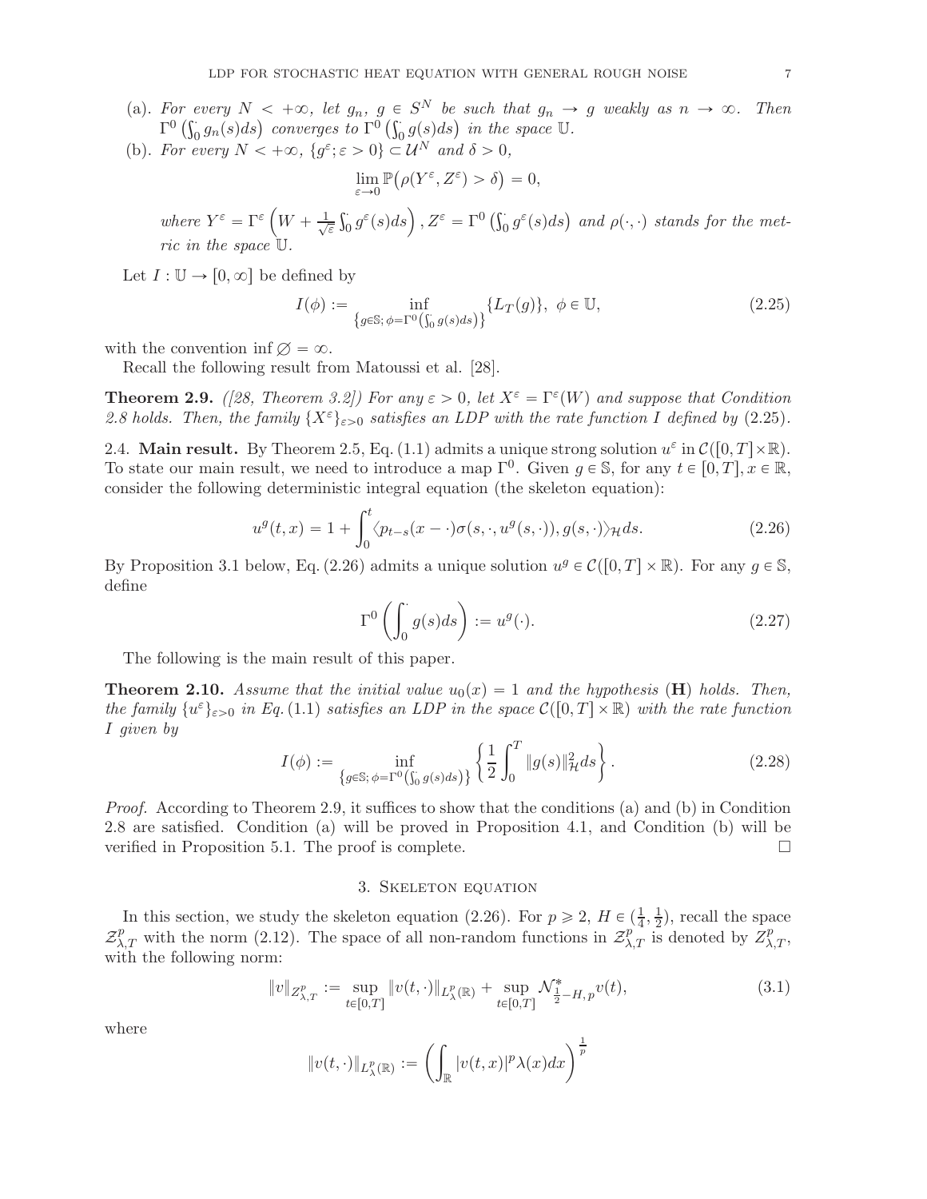(a). *For every $N < +\infty$, let $g_n,\ g \in S^N$ be such that $g_n \to g$ weakly as $n \to \infty$. Then $\Gamma^0\left(\int_0^\cdot g_n(s)ds\right)$ converges to $\Gamma^0\left(\int_0^\cdot g(s)ds\right)$ in the space $\mathbb{U}$.*

(b). *For every $N < +\infty$, $\{g^\varepsilon; \varepsilon > 0\} \subset \mathcal{U}^N$ and $\delta > 0$,*

$$\lim_{\varepsilon \to 0} \mathbb{P}\big(\rho(Y^\varepsilon, Z^\varepsilon) > \delta\big) = 0,$$

*where $Y^\varepsilon = \Gamma^\varepsilon\left(W + \frac{1}{\sqrt{\varepsilon}}\int_0^\cdot g^\varepsilon(s)ds\right)$, $Z^\varepsilon = \Gamma^0\left(\int_0^\cdot g^\varepsilon(s)ds\right)$ and $\rho(\cdot,\cdot)$ stands for the metric in the space $\mathbb{U}$.*

Let $I : \mathbb{U} \to [0, \infty]$ be defined by

$$I(\phi) := \inf_{\left\{g \in \mathbb{S};\, \phi = \Gamma^0\left(\int_0^\cdot g(s)ds\right)\right\}} \{L_T(g)\},\ \ \phi \in \mathbb{U}, \tag{2.25}$$

with the convention $\inf \varnothing = \infty$.

Recall the following result from Matoussi et al. [28].

**Theorem 2.9.** *([28, Theorem 3.2]) For any $\varepsilon > 0$, let $X^\varepsilon = \Gamma^\varepsilon(W)$ and suppose that Condition 2.8 holds. Then, the family $\{X^\varepsilon\}_{\varepsilon > 0}$ satisfies an LDP with the rate function $I$ defined by (2.25).*

2.4. **Main result.** By Theorem 2.5, Eq. (1.1) admits a unique strong solution $u^\varepsilon$ in $\mathcal{C}([0,T]\times\mathbb{R})$. To state our main result, we need to introduce a map $\Gamma^0$. Given $g \in \mathbb{S}$, for any $t \in [0,T], x \in \mathbb{R}$, consider the following deterministic integral equation (the skeleton equation):

$$u^g(t,x) = 1 + \int_0^t \langle p_{t-s}(x - \cdot)\sigma(s, \cdot, u^g(s, \cdot)), g(s, \cdot)\rangle_{\mathcal{H}} ds. \tag{2.26}$$

By Proposition 3.1 below, Eq. (2.26) admits a unique solution $u^g \in \mathcal{C}([0,T]\times\mathbb{R})$. For any $g \in \mathbb{S}$, define

$$\Gamma^0\left(\int_0^\cdot g(s)ds\right) := u^g(\cdot). \tag{2.27}$$

The following is the main result of this paper.

**Theorem 2.10.** *Assume that the initial value $u_0(x) = 1$ and the hypothesis* (**H**) *holds. Then, the family $\{u^\varepsilon\}_{\varepsilon>0}$ in Eq. (1.1) satisfies an LDP in the space $\mathcal{C}([0,T]\times\mathbb{R})$ with the rate function $I$ given by*

$$I(\phi) := \inf_{\left\{g \in \mathbb{S};\, \phi = \Gamma^0\left(\int_0^\cdot g(s)ds\right)\right\}} \left\{\frac{1}{2}\int_0^T \|g(s)\|_{\mathcal{H}}^2 ds\right\}. \tag{2.28}$$

*Proof.* According to Theorem 2.9, it suffices to show that the conditions (a) and (b) in Condition 2.8 are satisfied. Condition (a) will be proved in Proposition 4.1, and Condition (b) will be verified in Proposition 5.1. The proof is complete. □

## 3. Skeleton equation

In this section, we study the skeleton equation (2.26). For $p \geqslant 2$, $H \in (\frac{1}{4}, \frac{1}{2})$, recall the space $\mathcal{Z}^p_{\lambda,T}$ with the norm (2.12). The space of all non-random functions in $\mathcal{Z}^p_{\lambda,T}$ is denoted by $Z^p_{\lambda,T}$, with the following norm:

$$\|v\|_{Z^p_{\lambda,T}} := \sup_{t\in[0,T]} \|v(t,\cdot)\|_{L^p_\lambda(\mathbb{R})} + \sup_{t\in[0,T]} \mathcal{N}^*_{\frac{1}{2}-H,\,p} v(t), \tag{3.1}$$

where

$$\|v(t,\cdot)\|_{L^p_\lambda(\mathbb{R})} := \left(\int_{\mathbb{R}} |v(t,x)|^p \lambda(x) dx\right)^{\frac{1}{p}}$$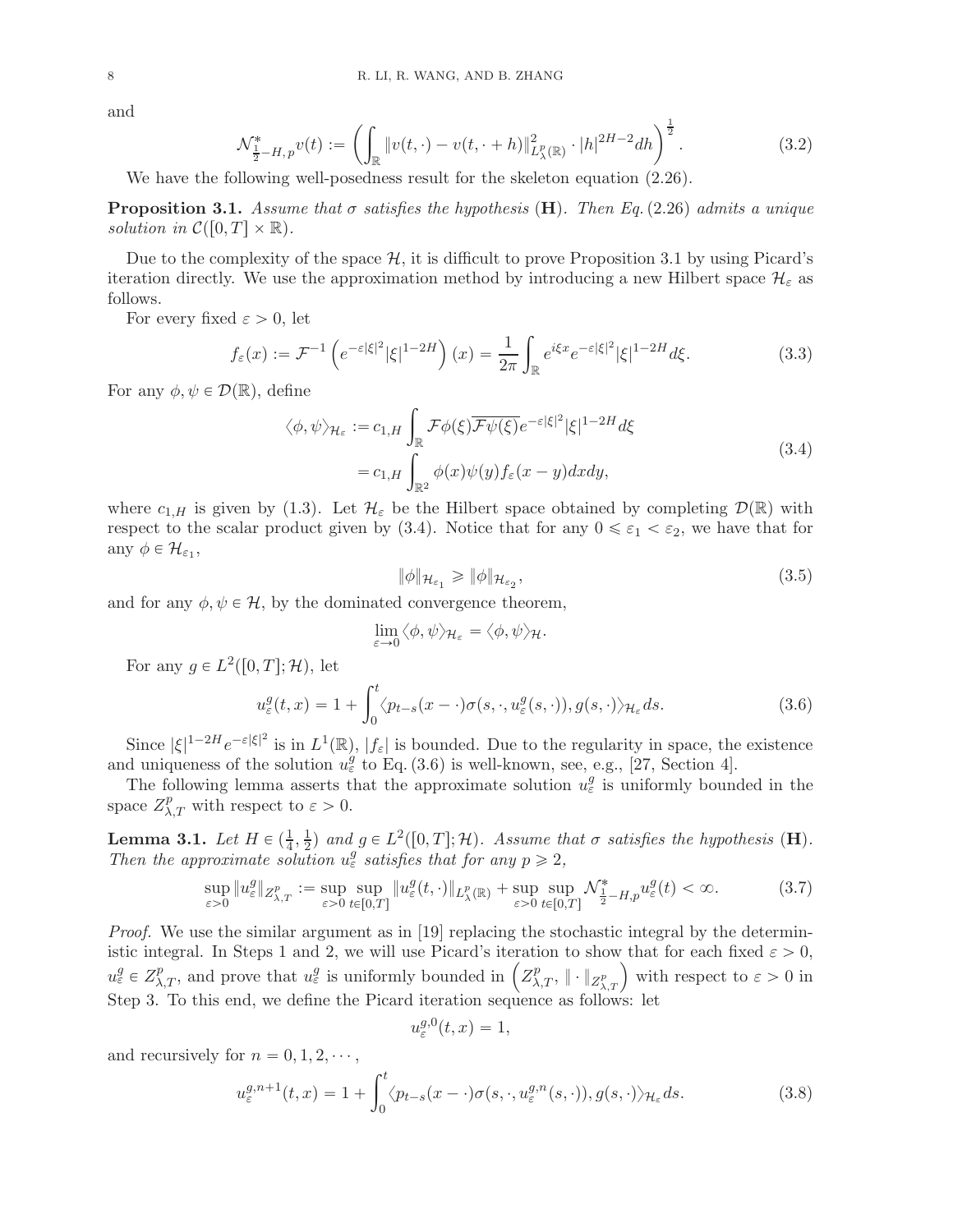and

$$
\mathcal{N}^*_{\frac{1}{2}-H,\,p}v(t) := \left(\int_{\mathbb{R}} \|v(t,\cdot) - v(t,\cdot+h)\|^2_{L^p_\lambda(\mathbb{R})} \cdot |h|^{2H-2} dh\right)^{\frac{1}{2}}. \tag{3.2}
$$

We have the following well-posedness result for the skeleton equation (2.26).

**Proposition 3.1.** *Assume that $\sigma$ satisfies the hypothesis* (**H**). *Then Eq.* (2.26) *admits a unique solution in $\mathcal{C}([0,T]\times\mathbb{R})$.*

Due to the complexity of the space $\mathcal{H}$, it is difficult to prove Proposition 3.1 by using Picard's iteration directly. We use the approximation method by introducing a new Hilbert space $\mathcal{H}_\varepsilon$ as follows.

For every fixed $\varepsilon > 0$, let

$$
f_\varepsilon(x) := \mathcal{F}^{-1}\left(e^{-\varepsilon|\xi|^2}|\xi|^{1-2H}\right)(x) = \frac{1}{2\pi}\int_{\mathbb{R}} e^{i\xi x} e^{-\varepsilon|\xi|^2}|\xi|^{1-2H} d\xi. \tag{3.3}
$$

For any $\phi, \psi \in \mathcal{D}(\mathbb{R})$, define

$$
\begin{aligned}
\langle \phi, \psi \rangle_{\mathcal{H}_\varepsilon} &:= c_{1,H}\int_{\mathbb{R}} \mathcal{F}\phi(\xi)\overline{\mathcal{F}\psi(\xi)} e^{-\varepsilon|\xi|^2}|\xi|^{1-2H} d\xi \\
&= c_{1,H}\int_{\mathbb{R}^2} \phi(x)\psi(y) f_\varepsilon(x-y) dx dy,
\end{aligned} \tag{3.4}
$$

where $c_{1,H}$ is given by (1.3). Let $\mathcal{H}_\varepsilon$ be the Hilbert space obtained by completing $\mathcal{D}(\mathbb{R})$ with respect to the scalar product given by (3.4). Notice that for any $0 \leqslant \varepsilon_1 < \varepsilon_2$, we have that for any $\phi \in \mathcal{H}_{\varepsilon_1}$,

$$
\|\phi\|_{\mathcal{H}_{\varepsilon_1}} \geqslant \|\phi\|_{\mathcal{H}_{\varepsilon_2}}, \tag{3.5}
$$

and for any $\phi, \psi \in \mathcal{H}$, by the dominated convergence theorem,

$$
\lim_{\varepsilon\to 0}\langle \phi, \psi \rangle_{\mathcal{H}_\varepsilon} = \langle \phi, \psi \rangle_{\mathcal{H}}.
$$

For any $g \in L^2([0,T];\mathcal{H})$, let

$$
u^g_\varepsilon(t,x) = 1 + \int_0^t \langle p_{t-s}(x-\cdot)\sigma(s,\cdot,u^g_\varepsilon(s,\cdot)), g(s,\cdot)\rangle_{\mathcal{H}_\varepsilon} ds. \tag{3.6}
$$

Since $|\xi|^{1-2H}e^{-\varepsilon|\xi|^2}$ is in $L^1(\mathbb{R})$, $|f_\varepsilon|$ is bounded. Due to the regularity in space, the existence and uniqueness of the solution $u^g_\varepsilon$ to Eq. (3.6) is well-known, see, e.g., [27, Section 4].

The following lemma asserts that the approximate solution $u^g_\varepsilon$ is uniformly bounded in the space $Z^p_{\lambda,T}$ with respect to $\varepsilon > 0$.

**Lemma 3.1.** *Let $H \in (\frac{1}{4}, \frac{1}{2})$ and $g \in L^2([0,T];\mathcal{H})$. Assume that $\sigma$ satisfies the hypothesis* (**H**). *Then the approximate solution $u^g_\varepsilon$ satisfies that for any $p \geqslant 2$,*

$$
\sup_{\varepsilon>0}\|u^g_\varepsilon\|_{Z^p_{\lambda,T}} := \sup_{\varepsilon>0}\sup_{t\in[0,T]}\|u^g_\varepsilon(t,\cdot)\|_{L^p_\lambda(\mathbb{R})} + \sup_{\varepsilon>0}\sup_{t\in[0,T]}\mathcal{N}^*_{\frac{1}{2}-H,p}u^g_\varepsilon(t) < \infty. \tag{3.7}
$$

*Proof.* We use the similar argument as in [19] replacing the stochastic integral by the deterministic integral. In Steps 1 and 2, we will use Picard's iteration to show that for each fixed $\varepsilon > 0$, $u^g_\varepsilon \in Z^p_{\lambda,T}$, and prove that $u^g_\varepsilon$ is uniformly bounded in $\left(Z^p_{\lambda,T}, \|\cdot\|_{Z^p_{\lambda,T}}\right)$ with respect to $\varepsilon > 0$ in Step 3. To this end, we define the Picard iteration sequence as follows: let

$$
u^{g,0}_\varepsilon(t,x) = 1,
$$

and recursively for $n = 0, 1, 2, \cdots$,

$$
u^{g,n+1}_\varepsilon(t,x) = 1 + \int_0^t \langle p_{t-s}(x-\cdot)\sigma(s,\cdot,u^{g,n}_\varepsilon(s,\cdot)), g(s,\cdot)\rangle_{\mathcal{H}_\varepsilon} ds. \tag{3.8}
$$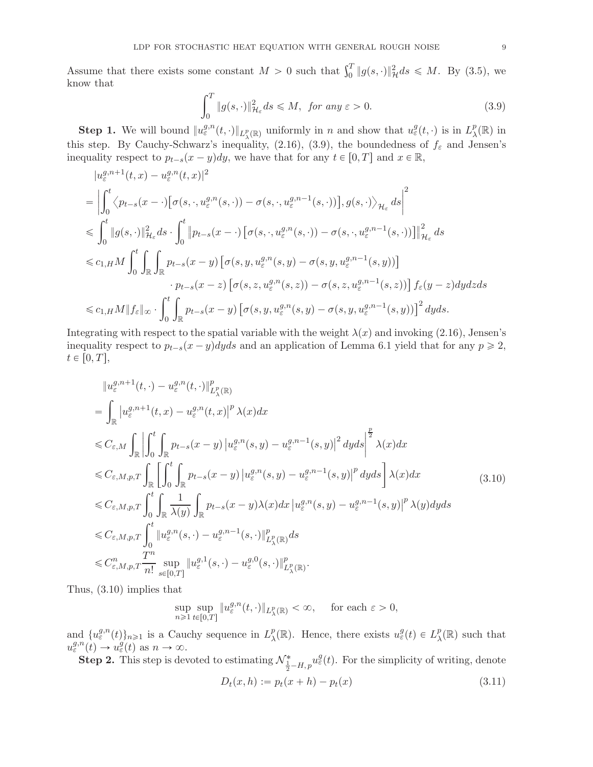Assume that there exists some constant $M > 0$ such that $\int_0^T \|g(s,\cdot)\|_{\mathcal{H}}^2 ds \leqslant M$. By (3.5), we know that

$$\int_0^T \|g(s,\cdot)\|_{\mathcal{H}_\varepsilon}^2 ds \leqslant M, \ \textit{for any } \varepsilon > 0. \tag{3.9}$$

**Step 1.** We will bound $\|u_\varepsilon^{g,n}(t,\cdot)\|_{L_\lambda^p(\mathbb{R})}$ uniformly in $n$ and show that $u_\varepsilon^g(t,\cdot)$ is in $L_\lambda^p(\mathbb{R})$ in this step. By Cauchy-Schwarz's inequality, (2.16), (3.9), the boundedness of $f_\varepsilon$ and Jensen's inequality respect to $p_{t-s}(x-y)dy$, we have that for any $t \in [0,T]$ and $x \in \mathbb{R}$,

$$\begin{aligned}
&|u_\varepsilon^{g,n+1}(t,x) - u_\varepsilon^{g,n}(t,x)|^2 \\
=& \left| \int_0^t \left\langle p_{t-s}(x-\cdot)\left[\sigma(s,\cdot,u_\varepsilon^{g,n}(s,\cdot)) - \sigma(s,\cdot,u_\varepsilon^{g,n-1}(s,\cdot))\right], g(s,\cdot)\right\rangle_{\mathcal{H}_\varepsilon} ds \right|^2 \\
\leqslant& \int_0^t \|g(s,\cdot)\|_{\mathcal{H}_\varepsilon}^2 ds \cdot \int_0^t \left\| p_{t-s}(x-\cdot)\left[\sigma(s,\cdot,u_\varepsilon^{g,n}(s,\cdot)) - \sigma(s,\cdot,u_\varepsilon^{g,n-1}(s,\cdot))\right]\right\|_{\mathcal{H}_\varepsilon}^2 ds \\
\leqslant& c_{1,H} M \int_0^t \int_{\mathbb{R}} \int_{\mathbb{R}} p_{t-s}(x-y)\left[\sigma(s,y,u_\varepsilon^{g,n}(s,y)) - \sigma(s,y,u_\varepsilon^{g,n-1}(s,y))\right] \\
&\qquad \cdot p_{t-s}(x-z)\left[\sigma(s,z,u_\varepsilon^{g,n}(s,z)) - \sigma(s,z,u_\varepsilon^{g,n-1}(s,z))\right] f_\varepsilon(y-z) dy dz ds \\
\leqslant& c_{1,H} M \|f_\varepsilon\|_\infty \cdot \int_0^t \int_{\mathbb{R}} p_{t-s}(x-y)\left[\sigma(s,y,u_\varepsilon^{g,n}(s,y)) - \sigma(s,y,u_\varepsilon^{g,n-1}(s,y))\right]^2 dy ds.
\end{aligned}$$

Integrating with respect to the spatial variable with the weight $\lambda(x)$ and invoking (2.16), Jensen's inequality respect to $p_{t-s}(x-y)dyds$ and an application of Lemma 6.1 yield that for any $p \geqslant 2$, $t \in [0,T]$,

$$\begin{aligned}
&\|u_\varepsilon^{g,n+1}(t,\cdot) - u_\varepsilon^{g,n}(t,\cdot)\|_{L_\lambda^p(\mathbb{R})}^p \\
=& \int_{\mathbb{R}} \left|u_\varepsilon^{g,n+1}(t,x) - u_\varepsilon^{g,n}(t,x)\right|^p \lambda(x) dx \\
\leqslant& C_{\varepsilon,M} \int_{\mathbb{R}} \left| \int_0^t \int_{\mathbb{R}} p_{t-s}(x-y) \left|u_\varepsilon^{g,n}(s,y) - u_\varepsilon^{g,n-1}(s,y)\right|^2 dy ds \right|^{\frac{p}{2}} \lambda(x) dx \\
\leqslant& C_{\varepsilon,M,p,T} \int_{\mathbb{R}} \left[ \int_0^t \int_{\mathbb{R}} p_{t-s}(x-y) \left|u_\varepsilon^{g,n}(s,y) - u_\varepsilon^{g,n-1}(s,y)\right|^p dy ds \right] \lambda(x) dx \\
\leqslant& C_{\varepsilon,M,p,T} \int_0^t \int_{\mathbb{R}} \frac{1}{\lambda(y)} \int_{\mathbb{R}} p_{t-s}(x-y)\lambda(x) dx \left|u_\varepsilon^{g,n}(s,y) - u_\varepsilon^{g,n-1}(s,y)\right|^p \lambda(y) dy ds \\
\leqslant& C_{\varepsilon,M,p,T} \int_0^t \|u_\varepsilon^{g,n}(s,\cdot) - u_\varepsilon^{g,n-1}(s,\cdot)\|_{L_\lambda^p(\mathbb{R})}^p ds \\
\leqslant& C_{\varepsilon,M,p,T}^n \frac{T^n}{n!} \sup_{s\in[0,T]} \|u_\varepsilon^{g,1}(s,\cdot) - u_\varepsilon^{g,0}(s,\cdot)\|_{L_\lambda^p(\mathbb{R})}^p.
\end{aligned} \tag{3.10}$$

Thus, (3.10) implies that

$$\sup_{n\geqslant 1} \sup_{t\in[0,T]} \|u_\varepsilon^{g,n}(t,\cdot)\|_{L_\lambda^p(\mathbb{R})} < \infty, \quad \text{for each } \varepsilon > 0,$$

and $\{u_\varepsilon^{g,n}(t)\}_{n\geqslant 1}$ is a Cauchy sequence in $L_\lambda^p(\mathbb{R})$. Hence, there exists $u_\varepsilon^g(t) \in L_\lambda^p(\mathbb{R})$ such that $u_\varepsilon^{g,n}(t) \to u_\varepsilon^g(t)$ as $n \to \infty$.

**Step 2.** This step is devoted to estimating $\mathcal{N}_{\frac{1}{2}-H,p}^* u_\varepsilon^g(t)$. For the simplicity of writing, denote

$$D_t(x,h) := p_t(x+h) - p_t(x) \tag{3.11}$$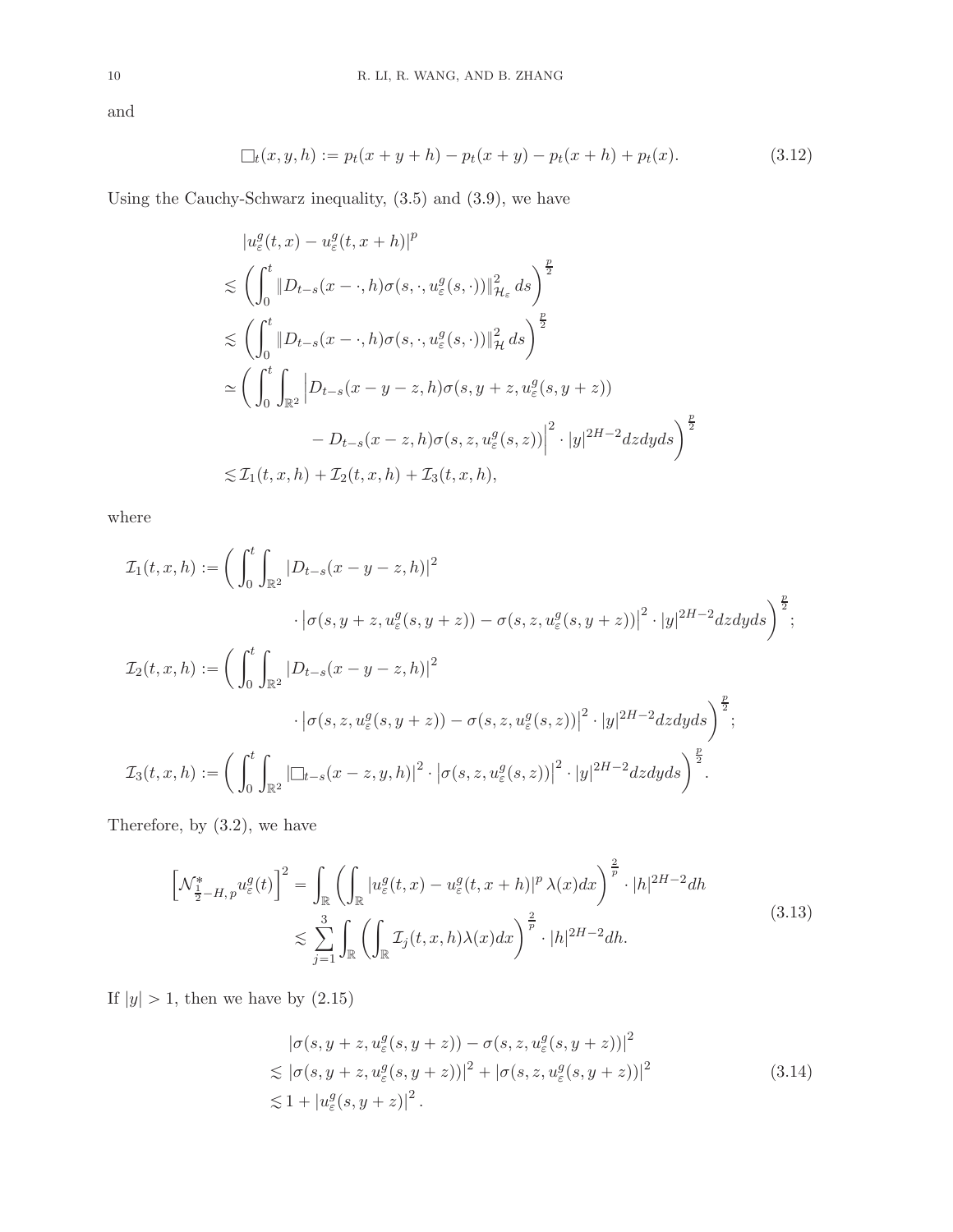and

$$\square_t(x,y,h) := p_t(x+y+h) - p_t(x+y) - p_t(x+h) + p_t(x). \tag{3.12}$$

Using the Cauchy-Schwarz inequality, (3.5) and (3.9), we have

$$\begin{aligned}
&|u_\varepsilon^g(t,x) - u_\varepsilon^g(t,x+h)|^p \\
\lesssim &\left(\int_0^t \|D_{t-s}(x-\cdot,h)\sigma(s,\cdot,u_\varepsilon^g(s,\cdot))\|_{\mathcal{H}_\varepsilon}^2 \, ds\right)^{\frac{p}{2}} \\
\lesssim &\left(\int_0^t \|D_{t-s}(x-\cdot,h)\sigma(s,\cdot,u_\varepsilon^g(s,\cdot))\|_{\mathcal{H}}^2 \, ds\right)^{\frac{p}{2}} \\
\simeq &\bigg(\int_0^t \int_{\mathbb{R}^2} \Big|D_{t-s}(x-y-z,h)\sigma(s,y+z,u_\varepsilon^g(s,y+z)) \\
&\qquad\qquad - D_{t-s}(x-z,h)\sigma(s,z,u_\varepsilon^g(s,z))\Big|^2 \cdot |y|^{2H-2} dz dy ds\bigg)^{\frac{p}{2}} \\
\lesssim &\mathcal{I}_1(t,x,h) + \mathcal{I}_2(t,x,h) + \mathcal{I}_3(t,x,h),
\end{aligned}$$

where

$$\begin{aligned}
\mathcal{I}_1(t,x,h) &:= \bigg(\int_0^t \int_{\mathbb{R}^2} |D_{t-s}(x-y-z,h)|^2 \\
&\qquad\qquad \cdot \left|\sigma(s,y+z,u_\varepsilon^g(s,y+z)) - \sigma(s,z,u_\varepsilon^g(s,y+z))\right|^2 \cdot |y|^{2H-2} dz dy ds\bigg)^{\frac{p}{2}}; \\
\mathcal{I}_2(t,x,h) &:= \bigg(\int_0^t \int_{\mathbb{R}^2} |D_{t-s}(x-y-z,h)|^2 \\
&\qquad\qquad \cdot \left|\sigma(s,z,u_\varepsilon^g(s,y+z)) - \sigma(s,z,u_\varepsilon^g(s,z))\right|^2 \cdot |y|^{2H-2} dz dy ds\bigg)^{\frac{p}{2}}; \\
\mathcal{I}_3(t,x,h) &:= \bigg(\int_0^t \int_{\mathbb{R}^2} |\square_{t-s}(x-z,y,h)|^2 \cdot \left|\sigma(s,z,u_\varepsilon^g(s,z))\right|^2 \cdot |y|^{2H-2} dz dy ds\bigg)^{\frac{p}{2}}.
\end{aligned}$$

Therefore, by (3.2), we have

$$\begin{aligned}
\left[\mathcal{N}^*_{\frac{1}{2}-H,\,p} u_\varepsilon^g(t)\right]^2 &= \int_{\mathbb{R}} \left(\int_{\mathbb{R}} |u_\varepsilon^g(t,x) - u_\varepsilon^g(t,x+h)|^p \, \lambda(x) dx\right)^{\frac{2}{p}} \cdot |h|^{2H-2} dh \\
&\lesssim \sum_{j=1}^3 \int_{\mathbb{R}} \left(\int_{\mathbb{R}} \mathcal{I}_j(t,x,h)\lambda(x) dx\right)^{\frac{2}{p}} \cdot |h|^{2H-2} dh.
\end{aligned} \tag{3.13}$$

If $|y| > 1$, then we have by (2.15)

$$\begin{aligned}
&\left|\sigma(s,y+z,u_\varepsilon^g(s,y+z)) - \sigma(s,z,u_\varepsilon^g(s,y+z))\right|^2 \\
\lesssim &\left|\sigma(s,y+z,u_\varepsilon^g(s,y+z))\right|^2 + \left|\sigma(s,z,u_\varepsilon^g(s,y+z))\right|^2 \\
\lesssim &1 + \left|u_\varepsilon^g(s,y+z)\right|^2.
\end{aligned} \tag{3.14}$$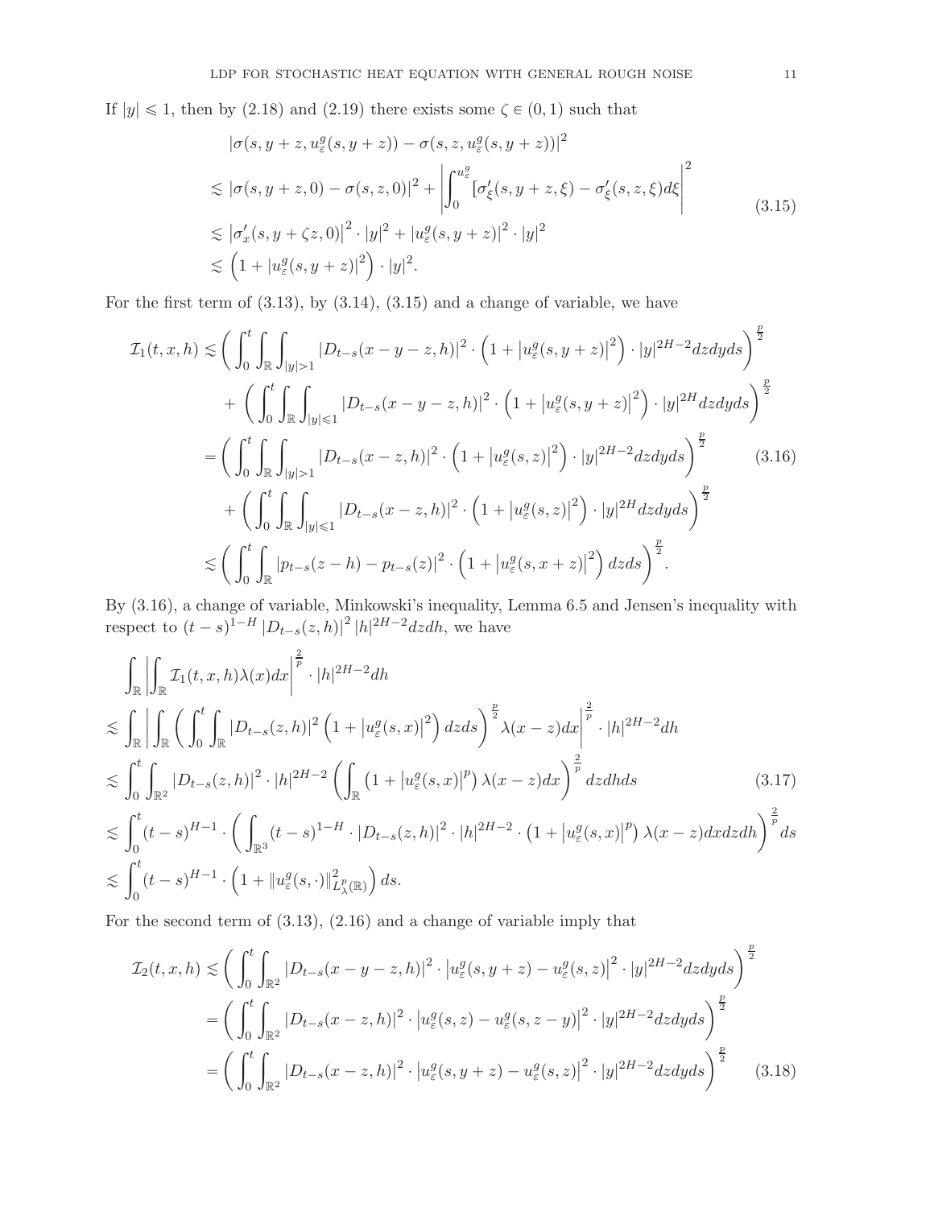If $|y| \leqslant 1$, then by (2.18) and (2.19) there exists some $\zeta \in (0,1)$ such that

$$
\begin{aligned}
&|\sigma(s, y+z, u_\varepsilon^g(s, y+z)) - \sigma(s, z, u_\varepsilon^g(s, y+z))|^2 \\
\lesssim\ & |\sigma(s, y+z, 0) - \sigma(s, z, 0)|^2 + \left| \int_0^{u_\varepsilon^g} [\sigma'_\xi(s, y+z, \xi) - \sigma'_\xi(s, z, \xi) d\xi \right|^2 \\
\lesssim\ & \left|\sigma'_x(s, y+\zeta z, 0)\right|^2 \cdot |y|^2 + |u_\varepsilon^g(s, y+z)|^2 \cdot |y|^2 \\
\lesssim\ & \left(1 + |u_\varepsilon^g(s, y+z)|^2\right) \cdot |y|^2.
\end{aligned}
\tag{3.15}
$$

For the first term of (3.13), by (3.14), (3.15) and a change of variable, we have

$$
\begin{aligned}
\mathcal{I}_1(t, x, h) \lesssim\ & \left( \int_0^t \int_{\mathbb{R}} \int_{|y|>1} |D_{t-s}(x-y-z, h)|^2 \cdot \left(1 + \left|u_\varepsilon^g(s, y+z)\right|^2\right) \cdot |y|^{2H-2} dz dy ds \right)^{\frac{p}{2}} \\
&+ \left( \int_0^t \int_{\mathbb{R}} \int_{|y|\leqslant 1} |D_{t-s}(x-y-z, h)|^2 \cdot \left(1 + \left|u_\varepsilon^g(s, y+z)\right|^2\right) \cdot |y|^{2H} dz dy ds \right)^{\frac{p}{2}} \\
=\ & \left( \int_0^t \int_{\mathbb{R}} \int_{|y|>1} |D_{t-s}(x-z, h)|^2 \cdot \left(1 + \left|u_\varepsilon^g(s, z)\right|^2\right) \cdot |y|^{2H-2} dz dy ds \right)^{\frac{p}{2}} \\
&+ \left( \int_0^t \int_{\mathbb{R}} \int_{|y|\leqslant 1} |D_{t-s}(x-z, h)|^2 \cdot \left(1 + \left|u_\varepsilon^g(s, z)\right|^2\right) \cdot |y|^{2H} dz dy ds \right)^{\frac{p}{2}} \\
\lesssim\ & \left( \int_0^t \int_{\mathbb{R}} |p_{t-s}(z-h) - p_{t-s}(z)|^2 \cdot \left(1 + \left|u_\varepsilon^g(s, x+z)\right|^2\right) dz ds \right)^{\frac{p}{2}}.
\end{aligned}
\tag{3.16}
$$

By (3.16), a change of variable, Minkowski's inequality, Lemma 6.5 and Jensen's inequality with respect to $(t-s)^{1-H} |D_{t-s}(z, h)|^2 |h|^{2H-2} dz dh$, we have

$$
\begin{aligned}
&\int_{\mathbb{R}} \left| \int_{\mathbb{R}} \mathcal{I}_1(t, x, h) \lambda(x) dx \right|^{\frac{2}{p}} \cdot |h|^{2H-2} dh \\
\lesssim\ & \int_{\mathbb{R}} \left| \int_{\mathbb{R}} \left( \int_0^t \int_{\mathbb{R}} |D_{t-s}(z, h)|^2 \left(1 + \left|u_\varepsilon^g(s, x)\right|^2\right) dz ds \right)^{\frac{p}{2}} \lambda(x-z) dx \right|^{\frac{2}{p}} \cdot |h|^{2H-2} dh \\
\lesssim\ & \int_0^t \int_{\mathbb{R}^2} |D_{t-s}(z, h)|^2 \cdot |h|^{2H-2} \left( \int_{\mathbb{R}} \left(1 + \left|u_\varepsilon^g(s, x)\right|^p\right) \lambda(x-z) dx \right)^{\frac{2}{p}} dz dh ds \\
\lesssim\ & \int_0^t (t-s)^{H-1} \cdot \left( \int_{\mathbb{R}^3} (t-s)^{1-H} \cdot |D_{t-s}(z, h)|^2 \cdot |h|^{2H-2} \cdot \left(1 + \left|u_\varepsilon^g(s, x)\right|^p\right) \lambda(x-z) dx dz dh \right)^{\frac{2}{p}} ds \\
\lesssim\ & \int_0^t (t-s)^{H-1} \cdot \left(1 + \|u_\varepsilon^g(s, \cdot)\|^2_{L^p_\lambda(\mathbb{R})}\right) ds.
\end{aligned}
\tag{3.17}
$$

For the second term of (3.13), (2.16) and a change of variable imply that

$$
\begin{aligned}
\mathcal{I}_2(t, x, h) \lesssim\ & \left( \int_0^t \int_{\mathbb{R}^2} |D_{t-s}(x-y-z, h)|^2 \cdot \left|u_\varepsilon^g(s, y+z) - u_\varepsilon^g(s, z)\right|^2 \cdot |y|^{2H-2} dz dy ds \right)^{\frac{p}{2}} \\
=\ & \left( \int_0^t \int_{\mathbb{R}^2} |D_{t-s}(x-z, h)|^2 \cdot \left|u_\varepsilon^g(s, z) - u_\varepsilon^g(s, z-y)\right|^2 \cdot |y|^{2H-2} dz dy ds \right)^{\frac{p}{2}} \\
=\ & \left( \int_0^t \int_{\mathbb{R}^2} |D_{t-s}(x-z, h)|^2 \cdot \left|u_\varepsilon^g(s, y+z) - u_\varepsilon^g(s, z)\right|^2 \cdot |y|^{2H-2} dz dy ds \right)^{\frac{p}{2}}
\end{aligned}
\tag{3.18}
$$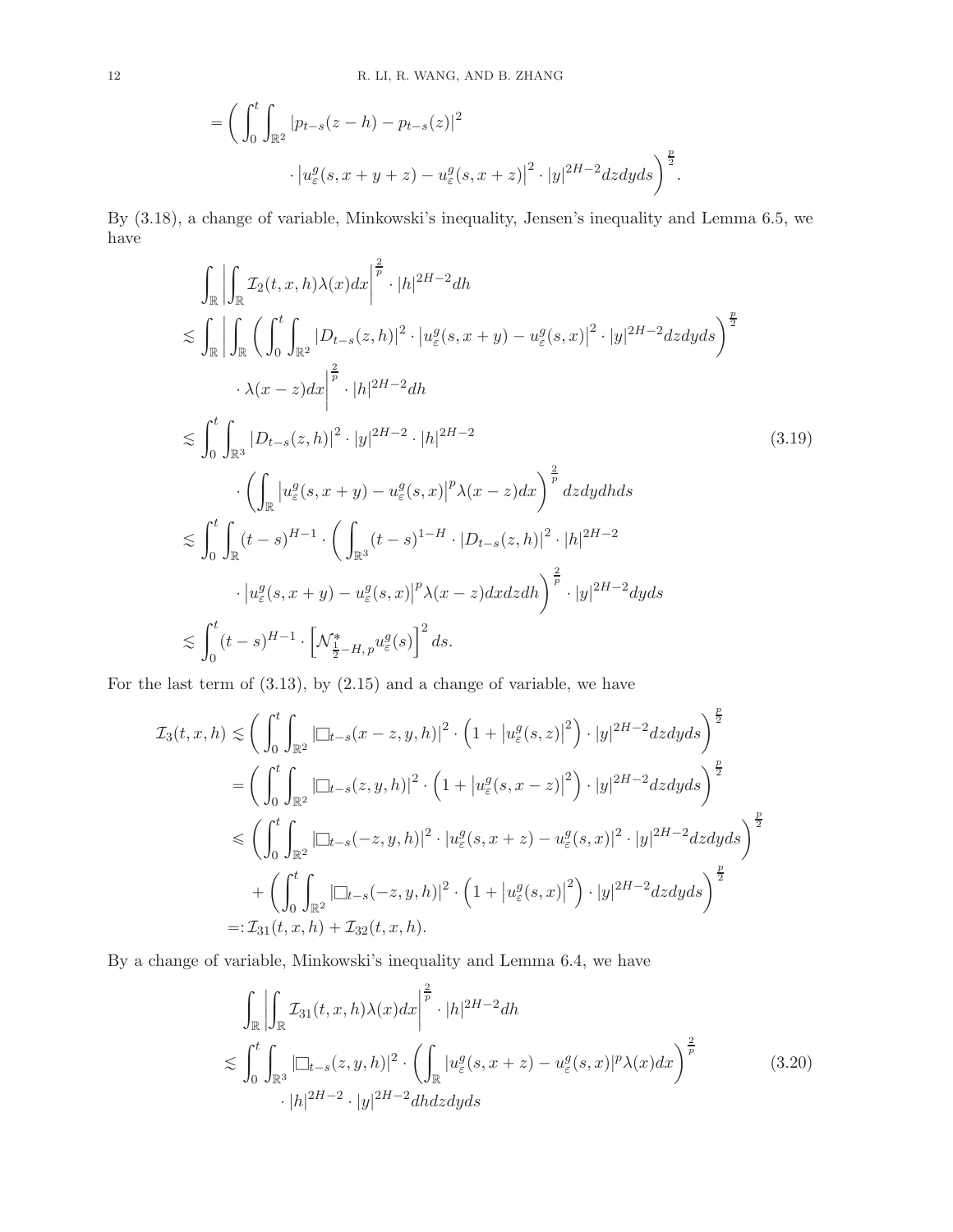$$
= \left( \int_0^t \int_{\mathbb{R}^2} |p_{t-s}(z-h) - p_{t-s}(z)|^2 \cdot \left| u_\varepsilon^g(s, x+y+z) - u_\varepsilon^g(s, x+z) \right|^2 \cdot |y|^{2H-2} dz dy ds \right)^{\frac{p}{2}}.
$$

By (3.18), a change of variable, Minkowski's inequality, Jensen's inequality and Lemma 6.5, we have

$$
\begin{aligned}
&\int_{\mathbb{R}} \left| \int_{\mathbb{R}} \mathcal{I}_2(t,x,h) \lambda(x) dx \right|^{\frac{2}{p}} \cdot |h|^{2H-2} dh \\
&\lesssim \int_{\mathbb{R}} \left| \int_{\mathbb{R}} \left( \int_0^t \int_{\mathbb{R}^2} |D_{t-s}(z,h)|^2 \cdot \left| u_\varepsilon^g(s,x+y) - u_\varepsilon^g(s,x) \right|^2 \cdot |y|^{2H-2} dz dy ds \right)^{\frac{p}{2}} \right. \\
&\qquad \left. \cdot \lambda(x-z) dx \right|^{\frac{2}{p}} \cdot |h|^{2H-2} dh \\
&\lesssim \int_0^t \int_{\mathbb{R}^3} |D_{t-s}(z,h)|^2 \cdot |y|^{2H-2} \cdot |h|^{2H-2} \\
&\qquad \cdot \left( \int_{\mathbb{R}} \left| u_\varepsilon^g(s,x+y) - u_\varepsilon^g(s,x) \right|^p \lambda(x-z) dx \right)^{\frac{2}{p}} dz dy dh ds \qquad (3.19) \\
&\lesssim \int_0^t \int_{\mathbb{R}} (t-s)^{H-1} \cdot \left( \int_{\mathbb{R}^3} (t-s)^{1-H} \cdot |D_{t-s}(z,h)|^2 \cdot |h|^{2H-2} \right. \\
&\qquad \left. \cdot \left| u_\varepsilon^g(s,x+y) - u_\varepsilon^g(s,x) \right|^p \lambda(x-z) dx dz dh \right)^{\frac{2}{p}} \cdot |y|^{2H-2} dy ds \\
&\lesssim \int_0^t (t-s)^{H-1} \cdot \left[ \mathcal{N}^*_{\frac{1}{2}-H,\, p} u_\varepsilon^g(s) \right]^2 ds.
\end{aligned}
$$

For the last term of (3.13), by (2.15) and a change of variable, we have

$$
\begin{aligned}
\mathcal{I}_3(t,x,h) &\lesssim \left( \int_0^t \int_{\mathbb{R}^2} |\Box_{t-s}(x-z,y,h)|^2 \cdot \left( 1 + \left| u_\varepsilon^g(s,z) \right|^2 \right) \cdot |y|^{2H-2} dz dy ds \right)^{\frac{p}{2}} \\
&= \left( \int_0^t \int_{\mathbb{R}^2} |\Box_{t-s}(z,y,h)|^2 \cdot \left( 1 + \left| u_\varepsilon^g(s,x-z) \right|^2 \right) \cdot |y|^{2H-2} dz dy ds \right)^{\frac{p}{2}} \\
&\leqslant \left( \int_0^t \int_{\mathbb{R}^2} |\Box_{t-s}(-z,y,h)|^2 \cdot |u_\varepsilon^g(s,x+z) - u_\varepsilon^g(s,x)|^2 \cdot |y|^{2H-2} dz dy ds \right)^{\frac{p}{2}} \\
&\quad + \left( \int_0^t \int_{\mathbb{R}^2} |\Box_{t-s}(-z,y,h)|^2 \cdot \left( 1 + \left| u_\varepsilon^g(s,x) \right|^2 \right) \cdot |y|^{2H-2} dz dy ds \right)^{\frac{p}{2}} \\
&=: \mathcal{I}_{31}(t,x,h) + \mathcal{I}_{32}(t,x,h).
\end{aligned}
$$

By a change of variable, Minkowski's inequality and Lemma 6.4, we have

$$
\begin{aligned}
&\int_{\mathbb{R}} \left| \int_{\mathbb{R}} \mathcal{I}_{31}(t,x,h) \lambda(x) dx \right|^{\frac{2}{p}} \cdot |h|^{2H-2} dh \\
&\lesssim \int_0^t \int_{\mathbb{R}^3} |\Box_{t-s}(z,y,h)|^2 \cdot \left( \int_{\mathbb{R}} |u_\varepsilon^g(s,x+z) - u_\varepsilon^g(s,x)|^p \lambda(x) dx \right)^{\frac{2}{p}} \qquad (3.20) \\
&\qquad \cdot |h|^{2H-2} \cdot |y|^{2H-2} dh dz dy ds
\end{aligned}
$$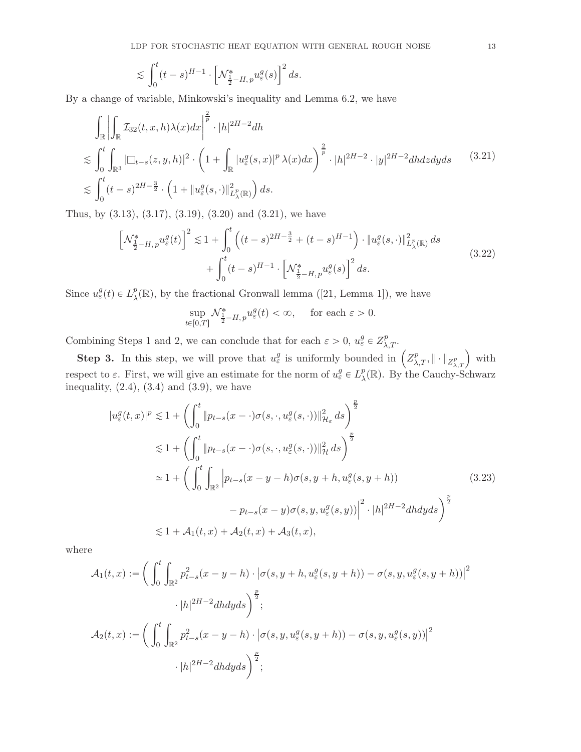$$\lesssim \int_0^t (t-s)^{H-1} \cdot \left[\mathcal{N}^*_{\frac{1}{2}-H,\,p} u^g_\varepsilon(s)\right]^2 ds.$$

By a change of variable, Minkowski's inequality and Lemma 6.2, we have

$$
\begin{aligned}
&\int_{\mathbb{R}} \left| \int_{\mathbb{R}} \mathcal{I}_{32}(t,x,h)\lambda(x)dx \right|^{\frac{2}{p}} \cdot |h|^{2H-2} dh \\
\lesssim & \int_0^t \int_{\mathbb{R}^3} |\Box_{t-s}(z,y,h)|^2 \cdot \left(1 + \int_{\mathbb{R}} |u^g_\varepsilon(s,x)|^p \lambda(x) dx\right)^{\frac{2}{p}} \cdot |h|^{2H-2} \cdot |y|^{2H-2} dh dz dy ds \\
\lesssim & \int_0^t (t-s)^{2H-\frac{3}{2}} \cdot \left(1 + \|u^g_\varepsilon(s,\cdot)\|^2_{L^p_\lambda(\mathbb{R})}\right) ds.
\end{aligned}
\tag{3.21}
$$

Thus, by (3.13), (3.17), (3.19), (3.20) and (3.21), we have

$$
\begin{aligned}
\left[\mathcal{N}^*_{\frac{1}{2}-H,\,p} u^g_\varepsilon(t)\right]^2 \lesssim 1 + & \int_0^t \left((t-s)^{2H-\frac{3}{2}} + (t-s)^{H-1}\right) \cdot \|u^g_\varepsilon(s,\cdot)\|^2_{L^p_\lambda(\mathbb{R})} ds \\
& + \int_0^t (t-s)^{H-1} \cdot \left[\mathcal{N}^*_{\frac{1}{2}-H,\,p} u^g_\varepsilon(s)\right]^2 ds.
\end{aligned}
\tag{3.22}
$$

Since $u^g_\varepsilon(t) \in L^p_\lambda(\mathbb{R})$, by the fractional Gronwall lemma ([21, Lemma 1]), we have

$$\sup_{t\in[0,T]} \mathcal{N}^*_{\frac{1}{2}-H,\,p} u^g_\varepsilon(t) < \infty, \quad \text{ for each } \varepsilon > 0.$$

Combining Steps 1 and 2, we can conclude that for each $\varepsilon > 0$, $u^g_\varepsilon \in Z^p_{\lambda,T}$.

**Step 3.** In this step, we will prove that $u^g_\varepsilon$ is uniformly bounded in $\left(Z^p_{\lambda,T}, \|\cdot\|_{Z^p_{\lambda,T}}\right)$ with respect to $\varepsilon$. First, we will give an estimate for the norm of $u^g_\varepsilon \in L^p_\lambda(\mathbb{R})$. By the Cauchy-Schwarz inequality, (2.4), (3.4) and (3.9), we have

$$
\begin{aligned}
|u^g_\varepsilon(t,x)|^p \lesssim & 1 + \left(\int_0^t \|p_{t-s}(x-\cdot)\sigma(s,\cdot,u^g_\varepsilon(s,\cdot))\|^2_{\mathcal{H}_\varepsilon} ds\right)^{\frac{p}{2}} \\
\lesssim & 1 + \left(\int_0^t \|p_{t-s}(x-\cdot)\sigma(s,\cdot,u^g_\varepsilon(s,\cdot))\|^2_{\mathcal{H}} ds\right)^{\frac{p}{2}} \\
\simeq & 1 + \Bigg(\int_0^t \int_{\mathbb{R}^2} \Big| p_{t-s}(x-y-h)\sigma(s,y+h,u^g_\varepsilon(s,y+h)) \\
& \qquad - p_{t-s}(x-y)\sigma(s,y,u^g_\varepsilon(s,y))\Big|^2 \cdot |h|^{2H-2} dh dy ds\Bigg)^{\frac{p}{2}} \\
\lesssim & 1 + \mathcal{A}_1(t,x) + \mathcal{A}_2(t,x) + \mathcal{A}_3(t,x),
\end{aligned}
\tag{3.23}
$$

where

$$
\begin{aligned}
\mathcal{A}_1(t,x) := & \Bigg(\int_0^t \int_{\mathbb{R}^2} p^2_{t-s}(x-y-h) \cdot \left|\sigma(s,y+h,u^g_\varepsilon(s,y+h)) - \sigma(s,y,u^g_\varepsilon(s,y+h))\right|^2 \\
& \qquad \cdot |h|^{2H-2} dh dy ds\Bigg)^{\frac{p}{2}}; \\
\mathcal{A}_2(t,x) := & \Bigg(\int_0^t \int_{\mathbb{R}^2} p^2_{t-s}(x-y-h) \cdot \left|\sigma(s,y,u^g_\varepsilon(s,y+h)) - \sigma(s,y,u^g_\varepsilon(s,y))\right|^2 \\
& \qquad \cdot |h|^{2H-2} dh dy ds\Bigg)^{\frac{p}{2}};
\end{aligned}
$$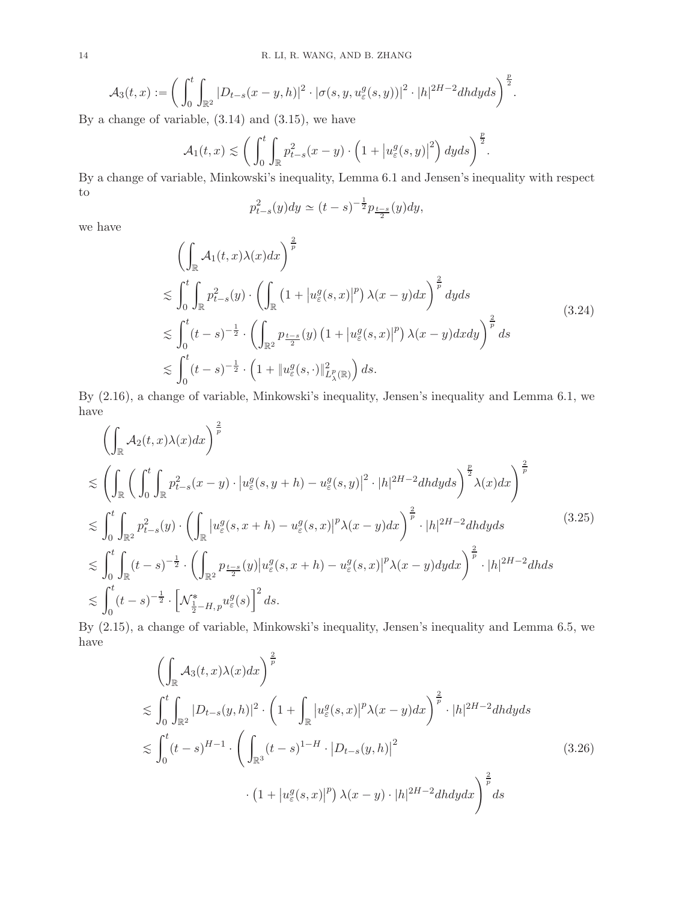$$
\mathcal{A}_3(t,x) := \left( \int_0^t \int_{\mathbb{R}^2} |D_{t-s}(x-y,h)|^2 \cdot |\sigma(s,y,u_\varepsilon^g(s,y))|^2 \cdot |h|^{2H-2} dh dy ds \right)^{\frac{p}{2}}.
$$

By a change of variable, (3.14) and (3.15), we have

$$
\mathcal{A}_1(t,x) \lesssim \left( \int_0^t \int_{\mathbb{R}} p_{t-s}^2(x-y) \cdot \left(1 + \left|u_\varepsilon^g(s,y)\right|^2\right) dy ds \right)^{\frac{p}{2}}.
$$

By a change of variable, Minkowski's inequality, Lemma 6.1 and Jensen's inequality with respect to

$$
p_{t-s}^2(y) dy \simeq (t-s)^{-\frac{1}{2}} p_{\frac{t-s}{2}}(y) dy,
$$

we have

$$
\begin{aligned}
&\left( \int_{\mathbb{R}} \mathcal{A}_1(t,x) \lambda(x) dx \right)^{\frac{2}{p}} \\
&\lesssim \int_0^t \int_{\mathbb{R}} p_{t-s}^2(y) \cdot \left( \int_{\mathbb{R}} \left(1 + \left|u_\varepsilon^g(s,x)\right|^p\right) \lambda(x-y) dx \right)^{\frac{2}{p}} dy ds \\
&\lesssim \int_0^t (t-s)^{-\frac{1}{2}} \cdot \left( \int_{\mathbb{R}^2} p_{\frac{t-s}{2}}(y) \left(1 + \left|u_\varepsilon^g(s,x)\right|^p\right) \lambda(x-y) dx dy \right)^{\frac{2}{p}} ds \\
&\lesssim \int_0^t (t-s)^{-\frac{1}{2}} \cdot \left(1 + \|u_\varepsilon^g(s,\cdot)\|_{L_\lambda^p(\mathbb{R})}^2\right) ds.
\end{aligned} \tag{3.24}
$$

By (2.16), a change of variable, Minkowski's inequality, Jensen's inequality and Lemma 6.1, we have

$$
\begin{aligned}
&\left( \int_{\mathbb{R}} \mathcal{A}_2(t,x) \lambda(x) dx \right)^{\frac{2}{p}} \\
&\lesssim \left( \int_{\mathbb{R}} \left( \int_0^t \int_{\mathbb{R}} p_{t-s}^2(x-y) \cdot \left|u_\varepsilon^g(s,y+h) - u_\varepsilon^g(s,y)\right|^2 \cdot |h|^{2H-2} dh dy ds \right)^{\frac{p}{2}} \lambda(x) dx \right)^{\frac{2}{p}} \\
&\lesssim \int_0^t \int_{\mathbb{R}^2} p_{t-s}^2(y) \cdot \left( \int_{\mathbb{R}} \left|u_\varepsilon^g(s,x+h) - u_\varepsilon^g(s,x)\right|^p \lambda(x-y) dx \right)^{\frac{2}{p}} \cdot |h|^{2H-2} dh dy ds \\
&\lesssim \int_0^t \int_{\mathbb{R}} (t-s)^{-\frac{1}{2}} \cdot \left( \int_{\mathbb{R}^2} p_{\frac{t-s}{2}}(y) \left|u_\varepsilon^g(s,x+h) - u_\varepsilon^g(s,x)\right|^p \lambda(x-y) dy dx \right)^{\frac{2}{p}} \cdot |h|^{2H-2} dh ds \\
&\lesssim \int_0^t (t-s)^{-\frac{1}{2}} \cdot \left[ \mathcal{N}_{\frac{1}{2}-H,p}^* u_\varepsilon^g(s) \right]^2 ds.
\end{aligned} \tag{3.25}
$$

By (2.15), a change of variable, Minkowski's inequality, Jensen's inequality and Lemma 6.5, we have

$$
\begin{aligned}
&\left( \int_{\mathbb{R}} \mathcal{A}_3(t,x) \lambda(x) dx \right)^{\frac{2}{p}} \\
&\lesssim \int_0^t \int_{\mathbb{R}^2} |D_{t-s}(y,h)|^2 \cdot \left( 1 + \int_{\mathbb{R}} \left|u_\varepsilon^g(s,x)\right|^p \lambda(x-y) dx \right)^{\frac{2}{p}} \cdot |h|^{2H-2} dh dy ds \\
&\lesssim \int_0^t (t-s)^{H-1} \cdot \Bigg( \int_{\mathbb{R}^3} (t-s)^{1-H} \cdot \left|D_{t-s}(y,h)\right|^2 \\
&\qquad \cdot \left(1 + \left|u_\varepsilon^g(s,x)\right|^p\right) \lambda(x-y) \cdot |h|^{2H-2} dh dy dx \Bigg)^{\frac{2}{p}} ds
\end{aligned} \tag{3.26}
$$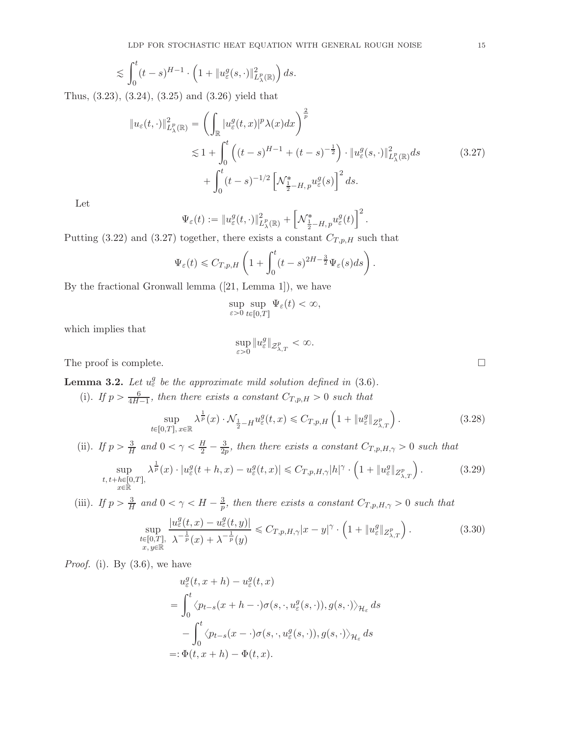$$\lesssim \int_0^t (t-s)^{H-1} \cdot \left(1 + \|u_\varepsilon^g(s,\cdot)\|^2_{L^p_\lambda(\mathbb{R})}\right) ds.$$

Thus, (3.23), (3.24), (3.25) and (3.26) yield that

$$\begin{aligned}
\|u_\varepsilon(t,\cdot)\|^2_{L^p_\lambda(\mathbb{R})} &= \left(\int_{\mathbb{R}} |u_\varepsilon^g(t,x)|^p \lambda(x) dx\right)^{\frac{2}{p}} \\
&\lesssim 1 + \int_0^t \left((t-s)^{H-1} + (t-s)^{-\frac{1}{2}}\right) \cdot \|u_\varepsilon^g(s,\cdot)\|^2_{L^p_\lambda(\mathbb{R})} ds \\
&\quad + \int_0^t (t-s)^{-1/2} \left[\mathcal{N}^*_{\frac{1}{2}-H,\,p} u_\varepsilon^g(s)\right]^2 ds.
\end{aligned} \tag{3.27}$$

Let

$$\Psi_\varepsilon(t) := \|u_\varepsilon^g(t,\cdot)\|^2_{L^p_\lambda(\mathbb{R})} + \left[\mathcal{N}^*_{\frac{1}{2}-H,\,p} u_\varepsilon^g(t)\right]^2.$$

Putting (3.22) and (3.27) together, there exists a constant $C_{T,p,H}$ such that

$$\Psi_\varepsilon(t) \leqslant C_{T,p,H}\left(1 + \int_0^t (t-s)^{2H-\frac{3}{2}} \Psi_\varepsilon(s) ds\right).$$

By the fractional Gronwall lemma ([21, Lemma 1]), we have

$$\sup_{\varepsilon>0} \sup_{t\in[0,T]} \Psi_\varepsilon(t) < \infty,$$

which implies that

$$\sup_{\varepsilon>0} \|u_\varepsilon^g\|_{\mathcal{Z}^p_{\lambda,T}} < \infty.$$

The proof is complete. $\square$

**Lemma 3.2.** *Let $u_\varepsilon^g$ be the approximate mild solution defined in* (3.6).

(i). *If $p > \frac{6}{4H-1}$, then there exists a constant $C_{T,p,H} > 0$ such that*

$$\sup_{t\in[0,T],\, x\in\mathbb{R}} \lambda^{\frac{1}{p}}(x) \cdot \mathcal{N}_{\frac{1}{2}-H} u_\varepsilon^g(t,x) \leqslant C_{T,p,H}\left(1 + \|u_\varepsilon^g\|_{Z^p_{\lambda,T}}\right). \tag{3.28}$$

(ii). *If $p > \frac{3}{H}$ and $0 < \gamma < \frac{H}{2} - \frac{3}{2p}$, then there exists a constant $C_{T,p,H,\gamma} > 0$ such that*

$$\sup_{\substack{t,\,t+h\in[0,T],\\ x\in\mathbb{R}}} \lambda^{\frac{1}{p}}(x) \cdot |u_\varepsilon^g(t+h,x) - u_\varepsilon^g(t,x)| \leqslant C_{T,p,H,\gamma}|h|^\gamma \cdot \left(1 + \|u_\varepsilon^g\|_{Z^p_{\lambda,T}}\right). \tag{3.29}$$

(iii). *If $p > \frac{3}{H}$ and $0 < \gamma < H - \frac{3}{p}$, then there exists a constant $C_{T,p,H,\gamma} > 0$ such that*

$$\sup_{\substack{t\in[0,T],\\ x,\,y\in\mathbb{R}}} \frac{|u_\varepsilon^g(t,x) - u_\varepsilon^g(t,y)|}{\lambda^{-\frac{1}{p}}(x) + \lambda^{-\frac{1}{p}}(y)} \leqslant C_{T,p,H,\gamma}|x-y|^\gamma \cdot \left(1 + \|u_\varepsilon^g\|_{Z^p_{\lambda,T}}\right). \tag{3.30}$$

*Proof.* (i). By (3.6), we have

$$\begin{aligned}
&u_\varepsilon^g(t,x+h) - u_\varepsilon^g(t,x) \\
&= \int_0^t \langle p_{t-s}(x+h-\cdot)\sigma(s,\cdot,u_\varepsilon^g(s,\cdot)), g(s,\cdot)\rangle_{\mathcal{H}_\varepsilon} ds \\
&\quad - \int_0^t \langle p_{t-s}(x-\cdot)\sigma(s,\cdot,u_\varepsilon^g(s,\cdot)), g(s,\cdot)\rangle_{\mathcal{H}_\varepsilon} ds \\
&=: \Phi(t,x+h) - \Phi(t,x).
\end{aligned}$$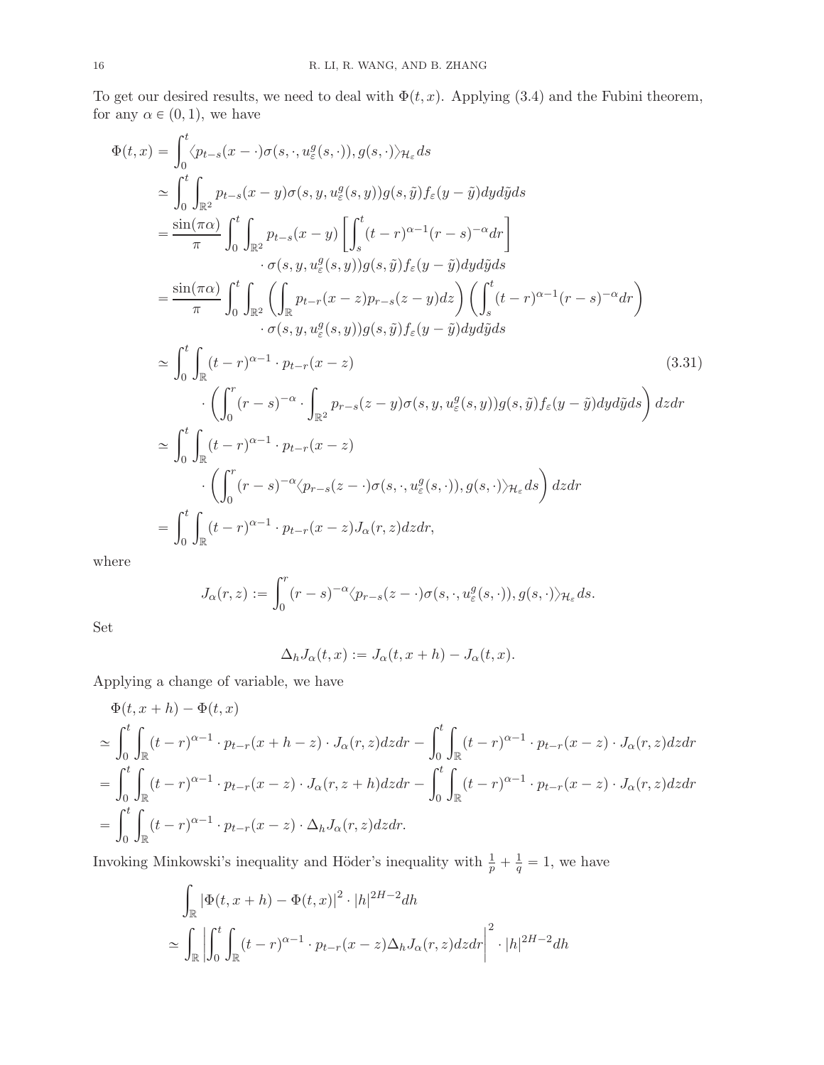To get our desired results, we need to deal with $\Phi(t,x)$. Applying (3.4) and the Fubini theorem, for any $\alpha \in (0,1)$, we have

$$
\begin{aligned}
\Phi(t,x) &= \int_0^t \langle p_{t-s}(x-\cdot)\sigma(s,\cdot,u_\varepsilon^g(s,\cdot)), g(s,\cdot)\rangle_{\mathcal{H}_\varepsilon} ds \\
&\simeq \int_0^t \int_{\mathbb{R}^2} p_{t-s}(x-y)\sigma(s,y,u_\varepsilon^g(s,y))g(s,\tilde{y})f_\varepsilon(y-\tilde{y})dyd\tilde{y}ds \\
&= \frac{\sin(\pi\alpha)}{\pi}\int_0^t \int_{\mathbb{R}^2} p_{t-s}(x-y)\left[\int_s^t (t-r)^{\alpha-1}(r-s)^{-\alpha}dr\right] \\
&\qquad \cdot \sigma(s,y,u_\varepsilon^g(s,y))g(s,\tilde{y})f_\varepsilon(y-\tilde{y})dyd\tilde{y}ds \\
&= \frac{\sin(\pi\alpha)}{\pi}\int_0^t \int_{\mathbb{R}^2} \left(\int_{\mathbb{R}} p_{t-r}(x-z)p_{r-s}(z-y)dz\right)\left(\int_s^t (t-r)^{\alpha-1}(r-s)^{-\alpha}dr\right) \\
&\qquad \cdot \sigma(s,y,u_\varepsilon^g(s,y))g(s,\tilde{y})f_\varepsilon(y-\tilde{y})dyd\tilde{y}ds \\
&\simeq \int_0^t \int_{\mathbb{R}} (t-r)^{\alpha-1}\cdot p_{t-r}(x-z) \qquad\qquad\qquad\qquad\qquad\qquad (3.31) \\
&\qquad \cdot \left(\int_0^r (r-s)^{-\alpha}\cdot \int_{\mathbb{R}^2} p_{r-s}(z-y)\sigma(s,y,u_\varepsilon^g(s,y))g(s,\tilde{y})f_\varepsilon(y-\tilde{y})dyd\tilde{y}ds\right)dzdr \\
&\simeq \int_0^t \int_{\mathbb{R}} (t-r)^{\alpha-1}\cdot p_{t-r}(x-z) \\
&\qquad \cdot \left(\int_0^r (r-s)^{-\alpha}\langle p_{r-s}(z-\cdot)\sigma(s,\cdot,u_\varepsilon^g(s,\cdot)), g(s,\cdot)\rangle_{\mathcal{H}_\varepsilon} ds\right)dzdr \\
&= \int_0^t \int_{\mathbb{R}} (t-r)^{\alpha-1}\cdot p_{t-r}(x-z)J_\alpha(r,z)dzdr,
\end{aligned}
$$

where

$$
J_\alpha(r,z) := \int_0^r (r-s)^{-\alpha}\langle p_{r-s}(z-\cdot)\sigma(s,\cdot,u_\varepsilon^g(s,\cdot)), g(s,\cdot)\rangle_{\mathcal{H}_\varepsilon} ds.
$$

Set

$$
\Delta_h J_\alpha(t,x) := J_\alpha(t,x+h) - J_\alpha(t,x).
$$

Applying a change of variable, we have

$$
\begin{aligned}
&\Phi(t,x+h) - \Phi(t,x) \\
&\simeq \int_0^t \int_{\mathbb{R}} (t-r)^{\alpha-1}\cdot p_{t-r}(x+h-z)\cdot J_\alpha(r,z)dzdr - \int_0^t \int_{\mathbb{R}} (t-r)^{\alpha-1}\cdot p_{t-r}(x-z)\cdot J_\alpha(r,z)dzdr \\
&= \int_0^t \int_{\mathbb{R}} (t-r)^{\alpha-1}\cdot p_{t-r}(x-z)\cdot J_\alpha(r,z+h)dzdr - \int_0^t \int_{\mathbb{R}} (t-r)^{\alpha-1}\cdot p_{t-r}(x-z)\cdot J_\alpha(r,z)dzdr \\
&= \int_0^t \int_{\mathbb{R}} (t-r)^{\alpha-1}\cdot p_{t-r}(x-z)\cdot \Delta_h J_\alpha(r,z)dzdr.
\end{aligned}
$$

Invoking Minkowski's inequality and Höder's inequality with $\frac{1}{p}+\frac{1}{q}=1$, we have

$$
\begin{aligned}
&\int_{\mathbb{R}} |\Phi(t,x+h)-\Phi(t,x)|^2 \cdot |h|^{2H-2}dh \\
&\simeq \int_{\mathbb{R}} \left|\int_0^t \int_{\mathbb{R}} (t-r)^{\alpha-1}\cdot p_{t-r}(x-z)\Delta_h J_\alpha(r,z)dzdr\right|^2 \cdot |h|^{2H-2}dh
\end{aligned}
$$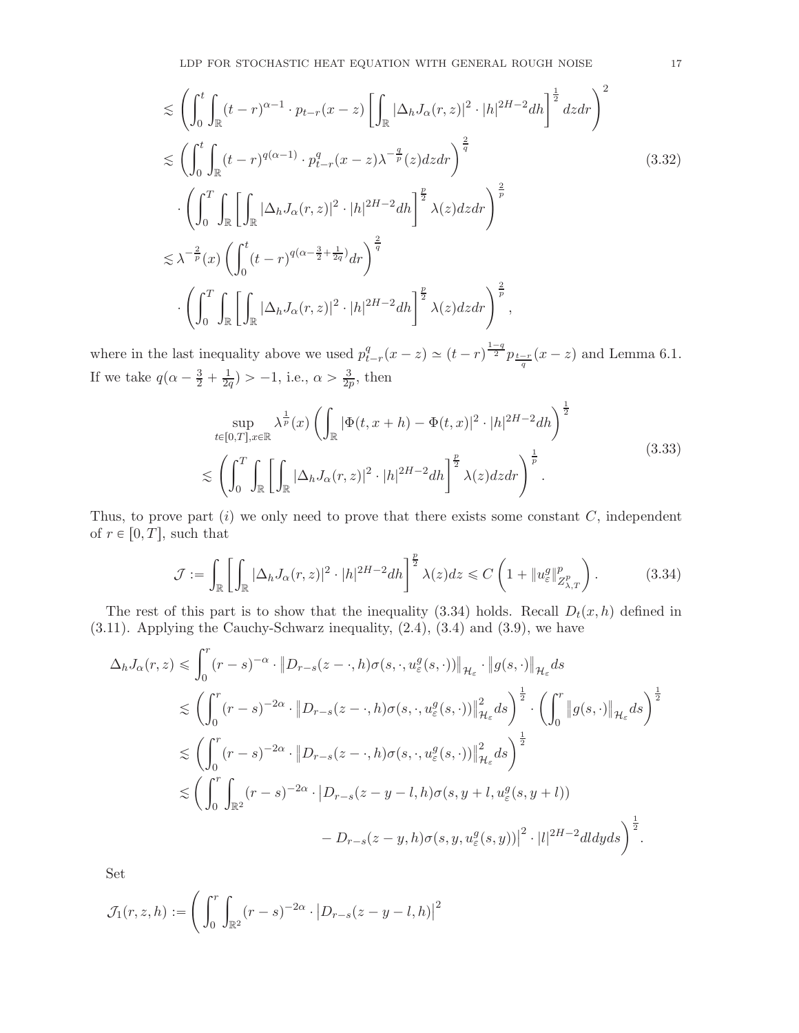$$
\begin{aligned}
&\lesssim \left(\int_0^t \int_{\mathbb{R}} (t-r)^{\alpha-1} \cdot p_{t-r}(x-z) \left[\int_{\mathbb{R}} |\Delta_h J_\alpha(r,z)|^2 \cdot |h|^{2H-2} dh\right]^{\frac{1}{2}} dz dr\right)^2 \\
&\lesssim \left(\int_0^t \int_{\mathbb{R}} (t-r)^{q(\alpha-1)} \cdot p_{t-r}^q(x-z) \lambda^{-\frac{q}{p}}(z) dz dr\right)^{\frac{2}{q}} \\
&\quad \cdot \left(\int_0^T \int_{\mathbb{R}} \left[\int_{\mathbb{R}} |\Delta_h J_\alpha(r,z)|^2 \cdot |h|^{2H-2} dh\right]^{\frac{p}{2}} \lambda(z) dz dr\right)^{\frac{2}{p}} \\
&\lesssim \lambda^{-\frac{2}{p}}(x) \left(\int_0^t (t-r)^{q(\alpha-\frac{3}{2}+\frac{1}{2q})} dr\right)^{\frac{2}{q}} \\
&\quad \cdot \left(\int_0^T \int_{\mathbb{R}} \left[\int_{\mathbb{R}} |\Delta_h J_\alpha(r,z)|^2 \cdot |h|^{2H-2} dh\right]^{\frac{p}{2}} \lambda(z) dz dr\right)^{\frac{2}{p}},
\end{aligned}
\tag{3.32}
$$

where in the last inequality above we used $p_{t-r}^q(x-z) \simeq (t-r)^{\frac{1-q}{2}} p_{\frac{t-r}{q}}(x-z)$ and Lemma 6.1. If we take $q(\alpha - \frac{3}{2} + \frac{1}{2q}) > -1$, i.e., $\alpha > \frac{3}{2p}$, then

$$
\begin{aligned}
&\sup_{t\in[0,T], x\in\mathbb{R}} \lambda^{\frac{1}{p}}(x) \left(\int_{\mathbb{R}} |\Phi(t,x+h) - \Phi(t,x)|^2 \cdot |h|^{2H-2} dh\right)^{\frac{1}{2}} \\
&\lesssim \left(\int_0^T \int_{\mathbb{R}} \left[\int_{\mathbb{R}} |\Delta_h J_\alpha(r,z)|^2 \cdot |h|^{2H-2} dh\right]^{\frac{p}{2}} \lambda(z) dz dr\right)^{\frac{1}{p}}.
\end{aligned}
\tag{3.33}
$$

Thus, to prove part $(i)$ we only need to prove that there exists some constant $C$, independent of $r \in [0,T]$, such that

$$
\mathcal{J} := \int_{\mathbb{R}} \left[\int_{\mathbb{R}} |\Delta_h J_\alpha(r,z)|^2 \cdot |h|^{2H-2} dh\right]^{\frac{p}{2}} \lambda(z) dz \leqslant C\left(1 + \|u_\varepsilon^g\|_{Z_{\lambda,T}^p}^p\right). \tag{3.34}
$$

The rest of this part is to show that the inequality (3.34) holds. Recall $D_t(x,h)$ defined in (3.11). Applying the Cauchy-Schwarz inequality, (2.4), (3.4) and (3.9), we have

$$
\begin{aligned}
\Delta_h J_\alpha(r,z) &\leqslant \int_0^r (r-s)^{-\alpha} \cdot \left\|D_{r-s}(z-\cdot,h)\sigma(s,\cdot,u_\varepsilon^g(s,\cdot))\right\|_{\mathcal{H}_\varepsilon} \cdot \left\|g(s,\cdot)\right\|_{\mathcal{H}_\varepsilon} ds \\
&\lesssim \left(\int_0^r (r-s)^{-2\alpha} \cdot \left\|D_{r-s}(z-\cdot,h)\sigma(s,\cdot,u_\varepsilon^g(s,\cdot))\right\|_{\mathcal{H}_\varepsilon}^2 ds\right)^{\frac{1}{2}} \cdot \left(\int_0^r \left\|g(s,\cdot)\right\|_{\mathcal{H}_\varepsilon} ds\right)^{\frac{1}{2}} \\
&\lesssim \left(\int_0^r (r-s)^{-2\alpha} \cdot \left\|D_{r-s}(z-\cdot,h)\sigma(s,\cdot,u_\varepsilon^g(s,\cdot))\right\|_{\mathcal{H}_\varepsilon}^2 ds\right)^{\frac{1}{2}} \\
&\lesssim \Bigg(\int_0^r \int_{\mathbb{R}^2} (r-s)^{-2\alpha} \cdot \big|D_{r-s}(z-y-l,h)\sigma(s,y+l,u_\varepsilon^g(s,y+l)) \\
&\qquad\qquad - D_{r-s}(z-y,h)\sigma(s,y,u_\varepsilon^g(s,y))\big|^2 \cdot |l|^{2H-2} dl dy ds\Bigg)^{\frac{1}{2}}.
\end{aligned}
$$

Set

$$
\mathcal{J}_1(r,z,h) := \Bigg(\int_0^r \int_{\mathbb{R}^2} (r-s)^{-2\alpha} \cdot \left|D_{r-s}(z-y-l,h)\right|^2
$$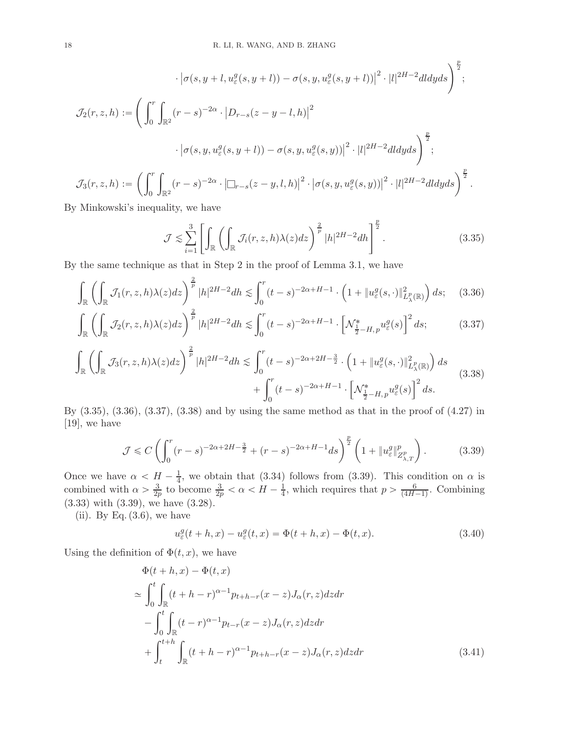$$
\cdot \left|\sigma(s, y+l, u_\varepsilon^g(s, y+l)) - \sigma(s, y, u_\varepsilon^g(s, y+l))\right|^2 \cdot |l|^{2H-2} dl dy ds \Bigg)^{\frac{p}{2}};
$$

$$
\mathcal{J}_2(r, z, h) := \Bigg( \int_0^r \int_{\mathbb{R}^2} (r-s)^{-2\alpha} \cdot \left|D_{r-s}(z-y-l, h)\right|^2 \cdot \left|\sigma(s, y, u_\varepsilon^g(s, y+l)) - \sigma(s, y, u_\varepsilon^g(s, y))\right|^2 \cdot |l|^{2H-2} dl dy ds \Bigg)^{\frac{p}{2}};
$$

$$
\mathcal{J}_3(r, z, h) := \left( \int_0^r \int_{\mathbb{R}^2} (r-s)^{-2\alpha} \cdot \left|\Box_{r-s}(z-y, l, h)\right|^2 \cdot \left|\sigma(s, y, u_\varepsilon^g(s, y))\right|^2 \cdot |l|^{2H-2} dl dy ds \right)^{\frac{p}{2}}.
$$

By Minkowski's inequality, we have

$$
\mathcal{J} \lesssim \sum_{i=1}^{3} \left[ \int_{\mathbb{R}} \left( \int_{\mathbb{R}} \mathcal{J}_i(r, z, h) \lambda(z) dz \right)^{\frac{2}{p}} |h|^{2H-2} dh \right]^{\frac{p}{2}}. \tag{3.35}
$$

By the same technique as that in Step 2 in the proof of Lemma 3.1, we have

$$
\int_{\mathbb{R}} \left( \int_{\mathbb{R}} \mathcal{J}_1(r, z, h) \lambda(z) dz \right)^{\frac{2}{p}} |h|^{2H-2} dh \lesssim \int_0^r (t-s)^{-2\alpha+H-1} \cdot \left(1 + \|u_\varepsilon^g(s, \cdot)\|_{L_\lambda^p(\mathbb{R})}^2\right) ds; \tag{3.36}
$$

$$
\int_{\mathbb{R}} \left( \int_{\mathbb{R}} \mathcal{J}_2(r, z, h) \lambda(z) dz \right)^{\frac{2}{p}} |h|^{2H-2} dh \lesssim \int_0^r (t-s)^{-2\alpha+H-1} \cdot \left[\mathcal{N}_{\frac{1}{2}-H, p}^* u_\varepsilon^g(s)\right]^2 ds; \tag{3.37}
$$

$$
\begin{aligned}
\int_{\mathbb{R}} \left( \int_{\mathbb{R}} \mathcal{J}_3(r, z, h) \lambda(z) dz \right)^{\frac{2}{p}} |h|^{2H-2} dh \lesssim & \int_0^r (t-s)^{-2\alpha+2H-\frac{3}{2}} \cdot \left(1 + \|u_\varepsilon^g(s, \cdot)\|_{L_\lambda^p(\mathbb{R})}^2\right) ds \\
& + \int_0^r (t-s)^{-2\alpha+H-1} \cdot \left[\mathcal{N}_{\frac{1}{2}-H, p}^* u_\varepsilon^g(s)\right]^2 ds.
\end{aligned} \tag{3.38}
$$

By (3.35), (3.36), (3.37), (3.38) and by using the same method as that in the proof of (4.27) in [19], we have

$$
\mathcal{J} \leqslant C \left( \int_0^r (r-s)^{-2\alpha+2H-\frac{3}{2}} + (r-s)^{-2\alpha+H-1} ds \right)^{\frac{p}{2}} \left(1 + \|u_\varepsilon^g\|_{Z_{\lambda,T}^p}^p\right). \tag{3.39}
$$

Once we have $\alpha < H - \frac{1}{4}$, we obtain that (3.34) follows from (3.39). This condition on $\alpha$ is combined with $\alpha > \frac{3}{2p}$ to become $\frac{3}{2p} < \alpha < H - \frac{1}{4}$, which requires that $p > \frac{6}{(4H-1)}$. Combining (3.33) with (3.39), we have (3.28).

(ii). By Eq. (3.6), we have

$$
u_\varepsilon^g(t+h, x) - u_\varepsilon^g(t, x) = \Phi(t+h, x) - \Phi(t, x). \tag{3.40}
$$

Using the definition of $\Phi(t, x)$, we have

$$
\begin{aligned}
& \Phi(t+h, x) - \Phi(t, x) \\
\simeq & \int_0^t \int_{\mathbb{R}} (t+h-r)^{\alpha-1} p_{t+h-r}(x-z) J_\alpha(r, z) dz dr \\
& - \int_0^t \int_{\mathbb{R}} (t-r)^{\alpha-1} p_{t-r}(x-z) J_\alpha(r, z) dz dr \\
& + \int_t^{t+h} \int_{\mathbb{R}} (t+h-r)^{\alpha-1} p_{t+h-r}(x-z) J_\alpha(r, z) dz dr
\end{aligned} \tag{3.41}
$$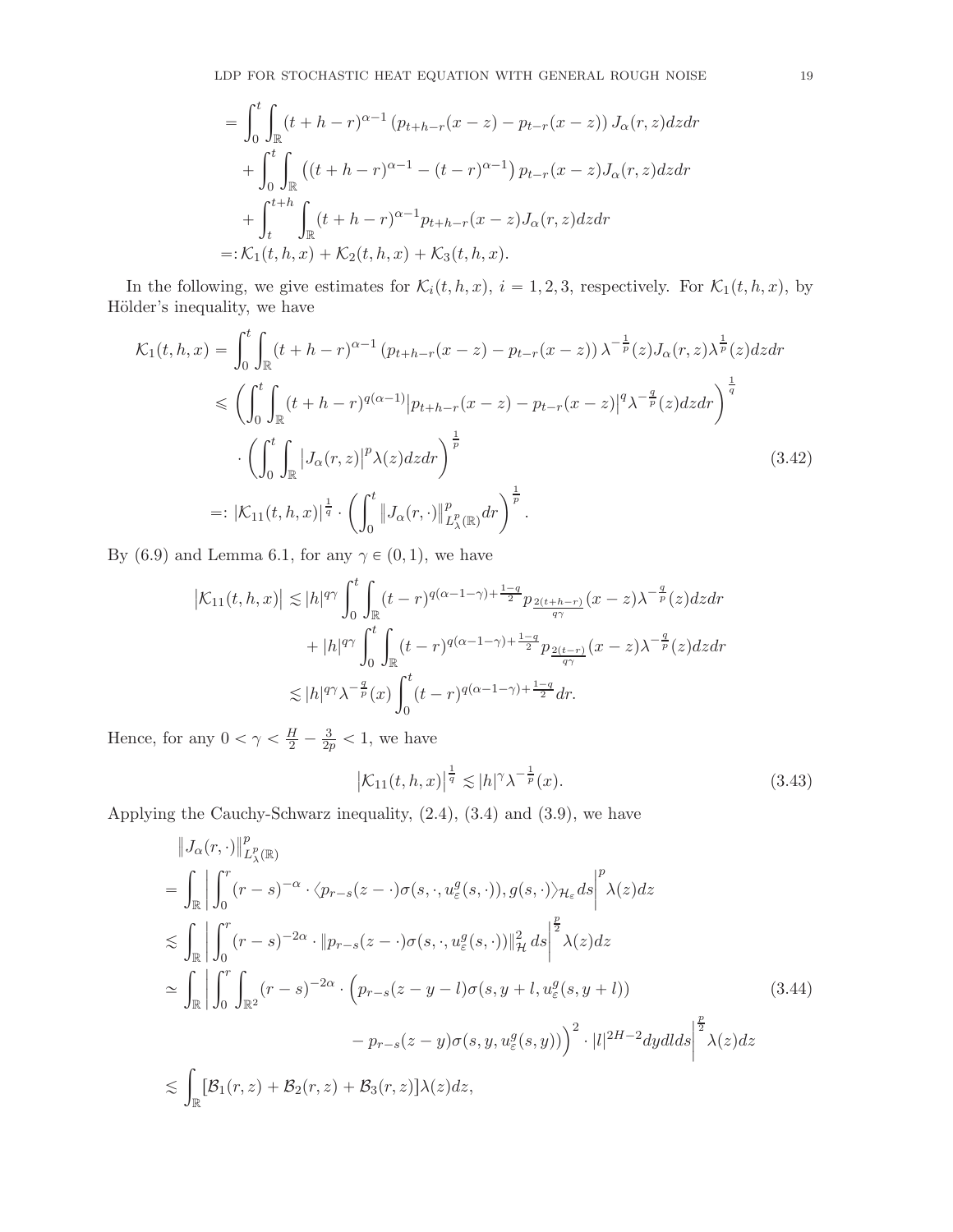$$
\begin{aligned}
&= \int_0^t \int_{\mathbb{R}} (t+h-r)^{\alpha-1} \left(p_{t+h-r}(x-z) - p_{t-r}(x-z)\right) J_\alpha(r,z) dz dr \\
&\quad + \int_0^t \int_{\mathbb{R}} \left((t+h-r)^{\alpha-1} - (t-r)^{\alpha-1}\right) p_{t-r}(x-z) J_\alpha(r,z) dz dr \\
&\quad + \int_t^{t+h} \int_{\mathbb{R}} (t+h-r)^{\alpha-1} p_{t+h-r}(x-z) J_\alpha(r,z) dz dr \\
&=: \mathcal{K}_1(t,h,x) + \mathcal{K}_2(t,h,x) + \mathcal{K}_3(t,h,x).
\end{aligned}
$$

In the following, we give estimates for $\mathcal{K}_i(t,h,x)$, $i=1,2,3$, respectively. For $\mathcal{K}_1(t,h,x)$, by Hölder's inequality, we have

$$
\begin{aligned}
\mathcal{K}_1(t,h,x) &= \int_0^t \int_{\mathbb{R}} (t+h-r)^{\alpha-1} \left(p_{t+h-r}(x-z) - p_{t-r}(x-z)\right) \lambda^{-\frac{1}{p}}(z) J_\alpha(r,z) \lambda^{\frac{1}{p}}(z) dz dr \\
&\leqslant \left( \int_0^t \int_{\mathbb{R}} (t+h-r)^{q(\alpha-1)} \left| p_{t+h-r}(x-z) - p_{t-r}(x-z) \right|^q \lambda^{-\frac{q}{p}}(z) dz dr \right)^{\frac{1}{q}} \\
&\quad \cdot \left( \int_0^t \int_{\mathbb{R}} \left| J_\alpha(r,z) \right|^p \lambda(z) dz dr \right)^{\frac{1}{p}} \\
&=: \left| \mathcal{K}_{11}(t,h,x) \right|^{\frac{1}{q}} \cdot \left( \int_0^t \left\| J_\alpha(r,\cdot) \right\|_{L^p_\lambda(\mathbb{R})}^p dr \right)^{\frac{1}{p}}.
\end{aligned}
\tag{3.42}
$$

By (6.9) and Lemma 6.1, for any $\gamma \in (0,1)$, we have

$$
\begin{aligned}
\left| \mathcal{K}_{11}(t,h,x) \right| &\lesssim |h|^{q\gamma} \int_0^t \int_{\mathbb{R}} (t-r)^{q(\alpha-1-\gamma)+\frac{1-q}{2}} p_{\frac{2(t+h-r)}{q\gamma}}(x-z) \lambda^{-\frac{q}{p}}(z) dz dr \\
&\quad + |h|^{q\gamma} \int_0^t \int_{\mathbb{R}} (t-r)^{q(\alpha-1-\gamma)+\frac{1-q}{2}} p_{\frac{2(t-r)}{q\gamma}}(x-z) \lambda^{-\frac{q}{p}}(z) dz dr \\
&\lesssim |h|^{q\gamma} \lambda^{-\frac{q}{p}}(x) \int_0^t (t-r)^{q(\alpha-1-\gamma)+\frac{1-q}{2}} dr.
\end{aligned}
$$

Hence, for any $0 < \gamma < \frac{H}{2} - \frac{3}{2p} < 1$, we have

$$
\left| \mathcal{K}_{11}(t,h,x) \right|^{\frac{1}{q}} \lesssim |h|^\gamma \lambda^{-\frac{1}{p}}(x).
\tag{3.43}
$$

Applying the Cauchy-Schwarz inequality, (2.4), (3.4) and (3.9), we have

$$
\begin{aligned}
&\left\| J_\alpha(r,\cdot) \right\|_{L^p_\lambda(\mathbb{R})}^p \\
&= \int_{\mathbb{R}} \left| \int_0^r (r-s)^{-\alpha} \cdot \langle p_{r-s}(z-\cdot) \sigma(s,\cdot,u_\varepsilon^g(s,\cdot)), g(s,\cdot) \rangle_{\mathcal{H}_\varepsilon} ds \right|^p \lambda(z) dz \\
&\lesssim \int_{\mathbb{R}} \left| \int_0^r (r-s)^{-2\alpha} \cdot \| p_{r-s}(z-\cdot) \sigma(s,\cdot,u_\varepsilon^g(s,\cdot)) \|_{\mathcal{H}}^2 ds \right|^{\frac{p}{2}} \lambda(z) dz \\
&\simeq \int_{\mathbb{R}} \Bigg| \int_0^r \int_{\mathbb{R}^2} (r-s)^{-2\alpha} \cdot \Big( p_{r-s}(z-y-l) \sigma(s,y+l,u_\varepsilon^g(s,y+l)) \\
&\qquad\qquad - p_{r-s}(z-y) \sigma(s,y,u_\varepsilon^g(s,y)) \Big)^2 \cdot |l|^{2H-2} dy dl ds \Bigg|^{\frac{p}{2}} \lambda(z) dz \\
&\lesssim \int_{\mathbb{R}} [\mathcal{B}_1(r,z) + \mathcal{B}_2(r,z) + \mathcal{B}_3(r,z)] \lambda(z) dz,
\end{aligned}
\tag{3.44}
$$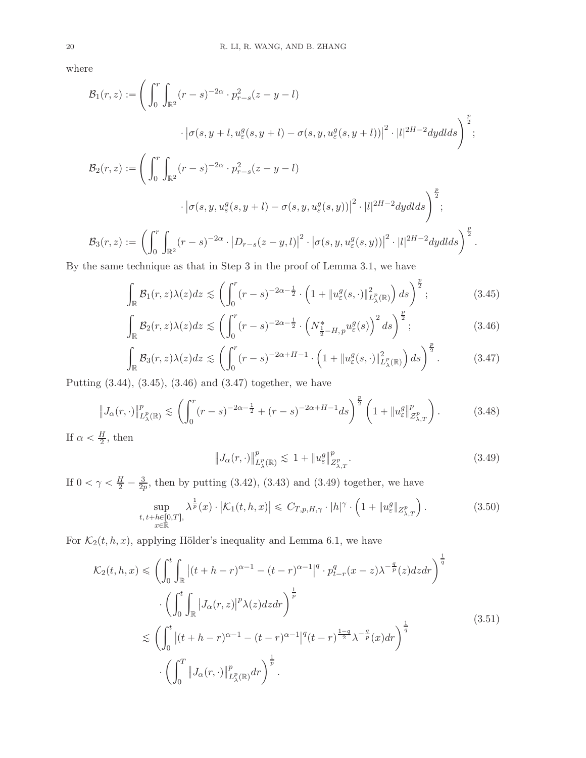where

$$
\mathcal{B}_1(r,z) := \Bigg( \int_0^r \int_{\mathbb{R}^2} (r-s)^{-2\alpha} \cdot p_{r-s}^2(z-y-l) \cdot \left|\sigma(s,y+l,u_\varepsilon^g(s,y+l)-\sigma(s,y,u_\varepsilon^g(s,y+l))\right|^2 \cdot |l|^{2H-2} dydlds \Bigg)^{\frac{p}{2}};
$$

$$
\mathcal{B}_2(r,z) := \Bigg( \int_0^r \int_{\mathbb{R}^2} (r-s)^{-2\alpha} \cdot p_{r-s}^2(z-y-l) \cdot \left|\sigma(s,y,u_\varepsilon^g(s,y+l)-\sigma(s,y,u_\varepsilon^g(s,y))\right|^2 \cdot |l|^{2H-2} dydlds \Bigg)^{\frac{p}{2}};
$$

$$
\mathcal{B}_3(r,z) := \left( \int_0^r \int_{\mathbb{R}^2} (r-s)^{-2\alpha} \cdot \left|D_{r-s}(z-y,l)\right|^2 \cdot \left|\sigma(s,y,u_\varepsilon^g(s,y))\right|^2 \cdot |l|^{2H-2} dydlds \right)^{\frac{p}{2}}.
$$

By the same technique as that in Step 3 in the proof of Lemma 3.1, we have

$$
\int_{\mathbb{R}} \mathcal{B}_1(r,z)\lambda(z)dz \lesssim \left( \int_0^r (r-s)^{-2\alpha-\frac{1}{2}} \cdot \left(1+\|u_\varepsilon^g(s,\cdot)\|_{L_\lambda^p(\mathbb{R})}^2\right) ds \right)^{\frac{p}{2}}; \tag{3.45}
$$

$$
\int_{\mathbb{R}} \mathcal{B}_2(r,z)\lambda(z)dz \lesssim \left( \int_0^r (r-s)^{-2\alpha-\frac{1}{2}} \cdot \left(N_{\frac{1}{2}-H,p}^* u_\varepsilon^g(s)\right)^2 ds \right)^{\frac{p}{2}}; \tag{3.46}
$$

$$
\int_{\mathbb{R}} \mathcal{B}_3(r,z)\lambda(z)dz \lesssim \left( \int_0^r (r-s)^{-2\alpha+H-1} \cdot \left(1+\|u_\varepsilon^g(s,\cdot)\|_{L_\lambda^p(\mathbb{R})}^2\right) ds \right)^{\frac{p}{2}}. \tag{3.47}
$$

Putting (3.44), (3.45), (3.46) and (3.47) together, we have

$$
\left\|J_\alpha(r,\cdot)\right\|_{L_\lambda^p(\mathbb{R})}^p \lesssim \left( \int_0^r (r-s)^{-2\alpha-\frac{1}{2}} + (r-s)^{-2\alpha+H-1} ds \right)^{\frac{p}{2}} \left(1+\|u_\varepsilon^g\|_{\mathcal{Z}_{\lambda,T}^p}^p\right). \tag{3.48}
$$

If $\alpha < \frac{H}{2}$, then

$$
\left\|J_\alpha(r,\cdot)\right\|_{L_\lambda^p(\mathbb{R})}^p \lesssim 1+\|u_\varepsilon^g\|_{Z_{\lambda,T}^p}^p. \tag{3.49}
$$

If $0<\gamma<\frac{H}{2}-\frac{3}{2p}$, then by putting (3.42), (3.43) and (3.49) together, we have

$$
\sup_{\substack{t,\,t+h\in[0,T],\\ x\in\mathbb{R}}} \lambda^{\frac{1}{p}}(x)\cdot\left|\mathcal{K}_1(t,h,x)\right| \leqslant C_{T,p,H,\gamma}\cdot|h|^\gamma\cdot\left(1+\|u_\varepsilon^g\|_{Z_{\lambda,T}^p}\right). \tag{3.50}
$$

For $\mathcal{K}_2(t,h,x)$, applying Hölder's inequality and Lemma 6.1, we have

$$
\begin{aligned}
\mathcal{K}_2(t,h,x) &\leqslant \left( \int_0^t \int_{\mathbb{R}} \left|(t+h-r)^{\alpha-1}-(t-r)^{\alpha-1}\right|^q \cdot p_{t-r}^q(x-z)\lambda^{-\frac{q}{p}}(z)dzdr \right)^{\frac{1}{q}} \\
&\quad \cdot \left( \int_0^t \int_{\mathbb{R}} \left|J_\alpha(r,z)\right|^p \lambda(z)dzdr \right)^{\frac{1}{p}} \\
&\lesssim \left( \int_0^t \left|(t+h-r)^{\alpha-1}-(t-r)^{\alpha-1}\right|^q (t-r)^{\frac{1-q}{2}} \lambda^{-\frac{q}{p}}(x)dr \right)^{\frac{1}{q}} \\
&\quad \cdot \left( \int_0^T \left\|J_\alpha(r,\cdot)\right\|_{L_\lambda^p(\mathbb{R})}^p dr \right)^{\frac{1}{p}}.
\end{aligned} \tag{3.51}
$$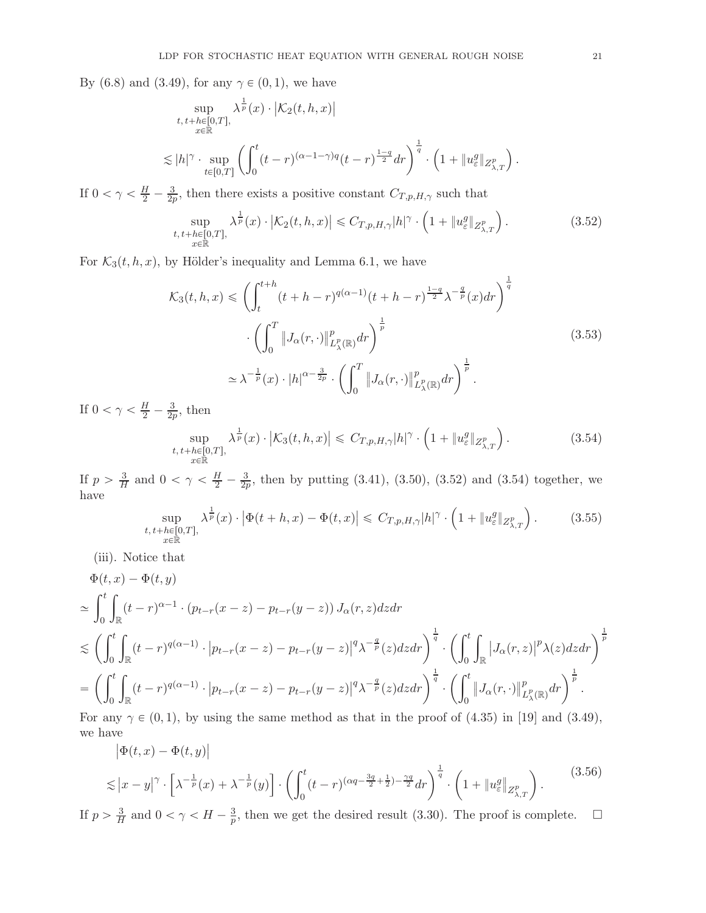By (6.8) and (3.49), for any $\gamma \in (0,1)$, we have

$$
\begin{aligned}
&\sup_{\substack{t,\, t+h\in[0,T],\\ x\in\mathbb{R}}} \lambda^{\frac{1}{p}}(x)\cdot \left|\mathcal{K}_2(t,h,x)\right| \\
&\lesssim |h|^{\gamma}\cdot \sup_{t\in[0,T]}\left(\int_0^t (t-r)^{(\alpha-1-\gamma)q}(t-r)^{\frac{1-q}{2}}dr\right)^{\frac{1}{q}}\cdot\left(1+\|u_\varepsilon^g\|_{Z^p_{\lambda,T}}\right).
\end{aligned}
$$

If $0<\gamma<\frac{H}{2}-\frac{3}{2p}$, then there exists a positive constant $C_{T,p,H,\gamma}$ such that

$$
\sup_{\substack{t,\, t+h\in[0,T],\\ x\in\mathbb{R}}} \lambda^{\frac{1}{p}}(x)\cdot \left|\mathcal{K}_2(t,h,x)\right| \leqslant C_{T,p,H,\gamma}|h|^{\gamma}\cdot\left(1+\|u_\varepsilon^g\|_{Z^p_{\lambda,T}}\right). \tag{3.52}
$$

For $\mathcal{K}_3(t,h,x)$, by Hölder's inequality and Lemma 6.1, we have

$$
\begin{aligned}
\mathcal{K}_3(t,h,x) &\leqslant \left(\int_t^{t+h}(t+h-r)^{q(\alpha-1)}(t+h-r)^{\frac{1-q}{2}}\lambda^{-\frac{q}{p}}(x)dr\right)^{\frac{1}{q}} \\
&\quad\cdot\left(\int_0^T \left\|J_\alpha(r,\cdot)\right\|^p_{L^p_\lambda(\mathbb{R})}dr\right)^{\frac{1}{p}} \\
&\simeq \lambda^{-\frac{1}{p}}(x)\cdot|h|^{\alpha-\frac{3}{2p}}\cdot\left(\int_0^T \left\|J_\alpha(r,\cdot)\right\|^p_{L^p_\lambda(\mathbb{R})}dr\right)^{\frac{1}{p}}.
\end{aligned}
\tag{3.53}
$$

If $0<\gamma<\frac{H}{2}-\frac{3}{2p}$, then

$$
\sup_{\substack{t,\, t+h\in[0,T],\\ x\in\mathbb{R}}} \lambda^{\frac{1}{p}}(x)\cdot \left|\mathcal{K}_3(t,h,x)\right| \leqslant C_{T,p,H,\gamma}|h|^{\gamma}\cdot\left(1+\|u_\varepsilon^g\|_{Z^p_{\lambda,T}}\right). \tag{3.54}
$$

If $p>\frac{3}{H}$ and $0<\gamma<\frac{H}{2}-\frac{3}{2p}$, then by putting (3.41), (3.50), (3.52) and (3.54) together, we have

$$
\sup_{\substack{t,\, t+h\in[0,T],\\ x\in\mathbb{R}}} \lambda^{\frac{1}{p}}(x)\cdot \left|\Phi(t+h,x)-\Phi(t,x)\right| \leqslant C_{T,p,H,\gamma}|h|^{\gamma}\cdot\left(1+\|u_\varepsilon^g\|_{Z^p_{\lambda,T}}\right). \tag{3.55}
$$

(iii). Notice that

$$
\begin{aligned}
&\Phi(t,x)-\Phi(t,y)\\
\simeq& \int_0^t\int_{\mathbb{R}}(t-r)^{\alpha-1}\cdot\left(p_{t-r}(x-z)-p_{t-r}(y-z)\right)J_\alpha(r,z)dzdr\\
\lesssim& \left(\int_0^t\int_{\mathbb{R}}(t-r)^{q(\alpha-1)}\cdot\left|p_{t-r}(x-z)-p_{t-r}(y-z)\right|^q\lambda^{-\frac{q}{p}}(z)dzdr\right)^{\frac{1}{q}}\cdot\left(\int_0^t\int_{\mathbb{R}}\left|J_\alpha(r,z)\right|^p\lambda(z)dzdr\right)^{\frac{1}{p}}\\
=& \left(\int_0^t\int_{\mathbb{R}}(t-r)^{q(\alpha-1)}\cdot\left|p_{t-r}(x-z)-p_{t-r}(y-z)\right|^q\lambda^{-\frac{q}{p}}(z)dzdr\right)^{\frac{1}{q}}\cdot\left(\int_0^t\left\|J_\alpha(r,\cdot)\right\|^p_{L^p_\lambda(\mathbb{R})}dr\right)^{\frac{1}{p}}.
\end{aligned}
$$

For any $\gamma\in(0,1)$, by using the same method as that in the proof of (4.35) in [19] and (3.49), we have

$$
\begin{aligned}
&\left|\Phi(t,x)-\Phi(t,y)\right|\\
\lesssim& \left|x-y\right|^{\gamma}\cdot\left[\lambda^{-\frac{1}{p}}(x)+\lambda^{-\frac{1}{p}}(y)\right]\cdot\left(\int_0^t(t-r)^{(\alpha q-\frac{3q}{2}+\frac{1}{2})-\frac{\gamma q}{2}}dr\right)^{\frac{1}{q}}\cdot\left(1+\left\|u_\varepsilon^g\right\|_{Z^p_{\lambda,T}}\right).
\end{aligned}
\tag{3.56}
$$

If $p>\frac{3}{H}$ and $0<\gamma<H-\frac{3}{p}$, then we get the desired result (3.30). The proof is complete. $\square$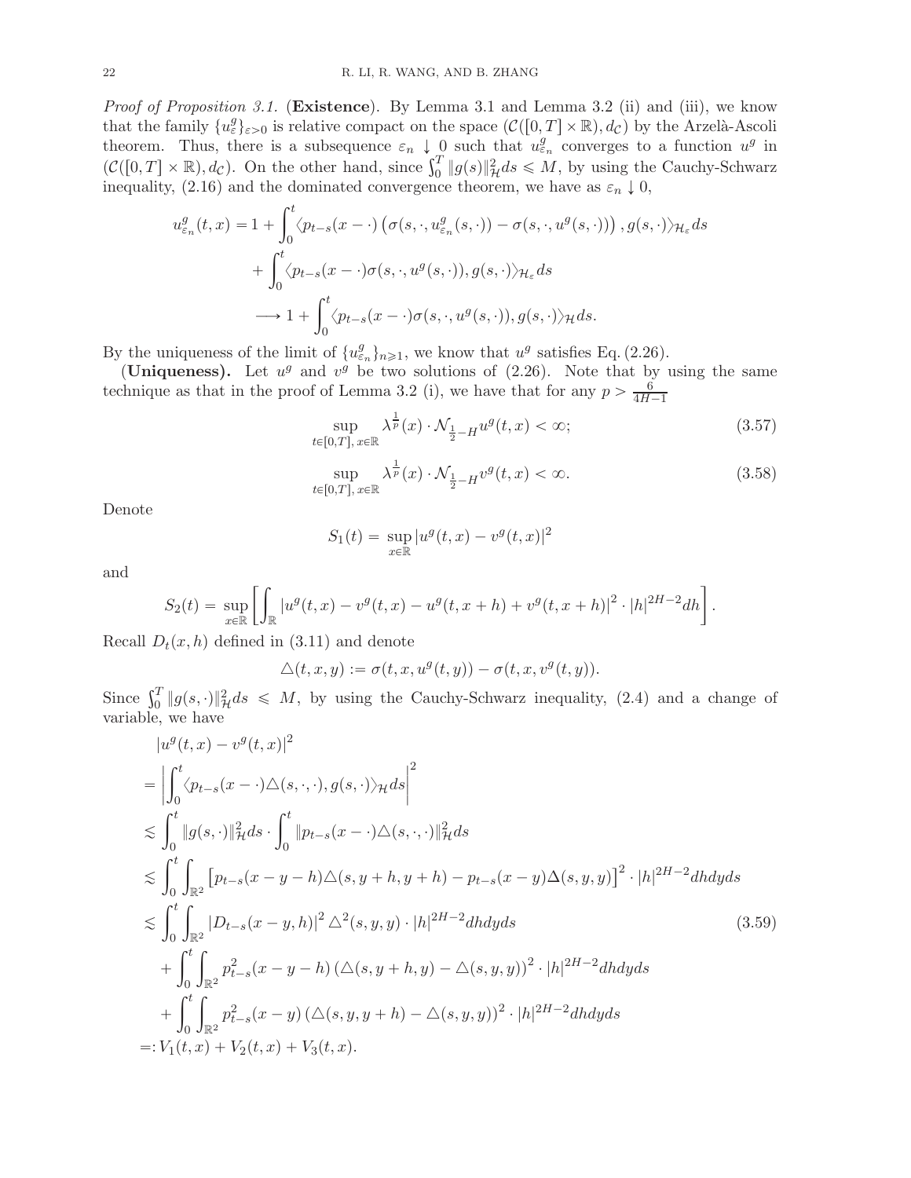*Proof of Proposition 3.1.* (**Existence**). By Lemma 3.1 and Lemma 3.2 (ii) and (iii), we know that the family $\{u_\varepsilon^g\}_{\varepsilon>0}$ is relative compact on the space $(\mathcal{C}([0,T]\times\mathbb{R}), d_{\mathcal{C}})$ by the Arzelà-Ascoli theorem. Thus, there is a subsequence $\varepsilon_n \downarrow 0$ such that $u_{\varepsilon_n}^g$ converges to a function $u^g$ in $(\mathcal{C}([0,T]\times\mathbb{R}), d_{\mathcal{C}})$. On the other hand, since $\int_0^T \|g(s)\|_{\mathcal{H}}^2 ds \leqslant M$, by using the Cauchy-Schwarz inequality, (2.16) and the dominated convergence theorem, we have as $\varepsilon_n \downarrow 0$,

$$
\begin{aligned}
u_{\varepsilon_n}^g(t,x) =& 1 + \int_0^t \langle p_{t-s}(x-\cdot)\left(\sigma(s,\cdot,u_{\varepsilon_n}^g(s,\cdot)) - \sigma(s,\cdot,u^g(s,\cdot))\right), g(s,\cdot)\rangle_{\mathcal{H}_\varepsilon} ds \\
&+ \int_0^t \langle p_{t-s}(x-\cdot)\sigma(s,\cdot,u^g(s,\cdot)), g(s,\cdot)\rangle_{\mathcal{H}_\varepsilon} ds \\
&\longrightarrow 1 + \int_0^t \langle p_{t-s}(x-\cdot)\sigma(s,\cdot,u^g(s,\cdot)), g(s,\cdot)\rangle_{\mathcal{H}} ds.
\end{aligned}
$$

By the uniqueness of the limit of $\{u_{\varepsilon_n}^g\}_{n\geqslant 1}$, we know that $u^g$ satisfies Eq. (2.26).

(**Uniqueness).** Let $u^g$ and $v^g$ be two solutions of (2.26). Note that by using the same technique as that in the proof of Lemma 3.2 (i), we have that for any $p > \frac{6}{4H-1}$

$$
\sup_{t\in[0,T],\, x\in\mathbb{R}} \lambda^{\frac{1}{p}}(x)\cdot \mathcal{N}_{\frac{1}{2}-H} u^g(t,x) < \infty; \tag{3.57}
$$

$$
\sup_{t\in[0,T],\, x\in\mathbb{R}} \lambda^{\frac{1}{p}}(x)\cdot \mathcal{N}_{\frac{1}{2}-H} v^g(t,x) < \infty. \tag{3.58}
$$

Denote

$$
S_1(t) = \sup_{x\in\mathbb{R}} |u^g(t,x) - v^g(t,x)|^2
$$

and

$$
S_2(t) = \sup_{x\in\mathbb{R}} \left[ \int_{\mathbb{R}} |u^g(t,x) - v^g(t,x) - u^g(t,x+h) + v^g(t,x+h)|^2 \cdot |h|^{2H-2} dh \right].
$$

Recall $D_t(x,h)$ defined in (3.11) and denote

$$
\triangle(t,x,y) := \sigma(t,x,u^g(t,y)) - \sigma(t,x,v^g(t,y)).
$$

Since $\int_0^T \|g(s,\cdot)\|_{\mathcal{H}}^2 ds \leqslant M$, by using the Cauchy-Schwarz inequality, (2.4) and a change of variable, we have

$$
\begin{aligned}
&|u^g(t,x) - v^g(t,x)|^2 \\
=& \left| \int_0^t \langle p_{t-s}(x-\cdot)\triangle(s,\cdot,\cdot), g(s,\cdot)\rangle_{\mathcal{H}} ds \right|^2 \\
\lesssim& \int_0^t \|g(s,\cdot)\|_{\mathcal{H}}^2 ds \cdot \int_0^t \|p_{t-s}(x-\cdot)\triangle(s,\cdot,\cdot)\|_{\mathcal{H}}^2 ds \\
\lesssim& \int_0^t \int_{\mathbb{R}^2} \left[ p_{t-s}(x-y-h)\triangle(s,y+h,y+h) - p_{t-s}(x-y)\Delta(s,y,y)\right]^2 \cdot |h|^{2H-2} dh dy ds \\
\lesssim& \int_0^t \int_{\mathbb{R}^2} |D_{t-s}(x-y,h)|^2 \triangle^2(s,y,y) \cdot |h|^{2H-2} dh dy ds \\
&+ \int_0^t \int_{\mathbb{R}^2} p_{t-s}^2(x-y-h) \left(\triangle(s,y+h,y) - \triangle(s,y,y)\right)^2 \cdot |h|^{2H-2} dh dy ds \\
&+ \int_0^t \int_{\mathbb{R}^2} p_{t-s}^2(x-y) \left(\triangle(s,y,y+h) - \triangle(s,y,y)\right)^2 \cdot |h|^{2H-2} dh dy ds \\
=:& V_1(t,x) + V_2(t,x) + V_3(t,x).
\end{aligned} \tag{3.59}
$$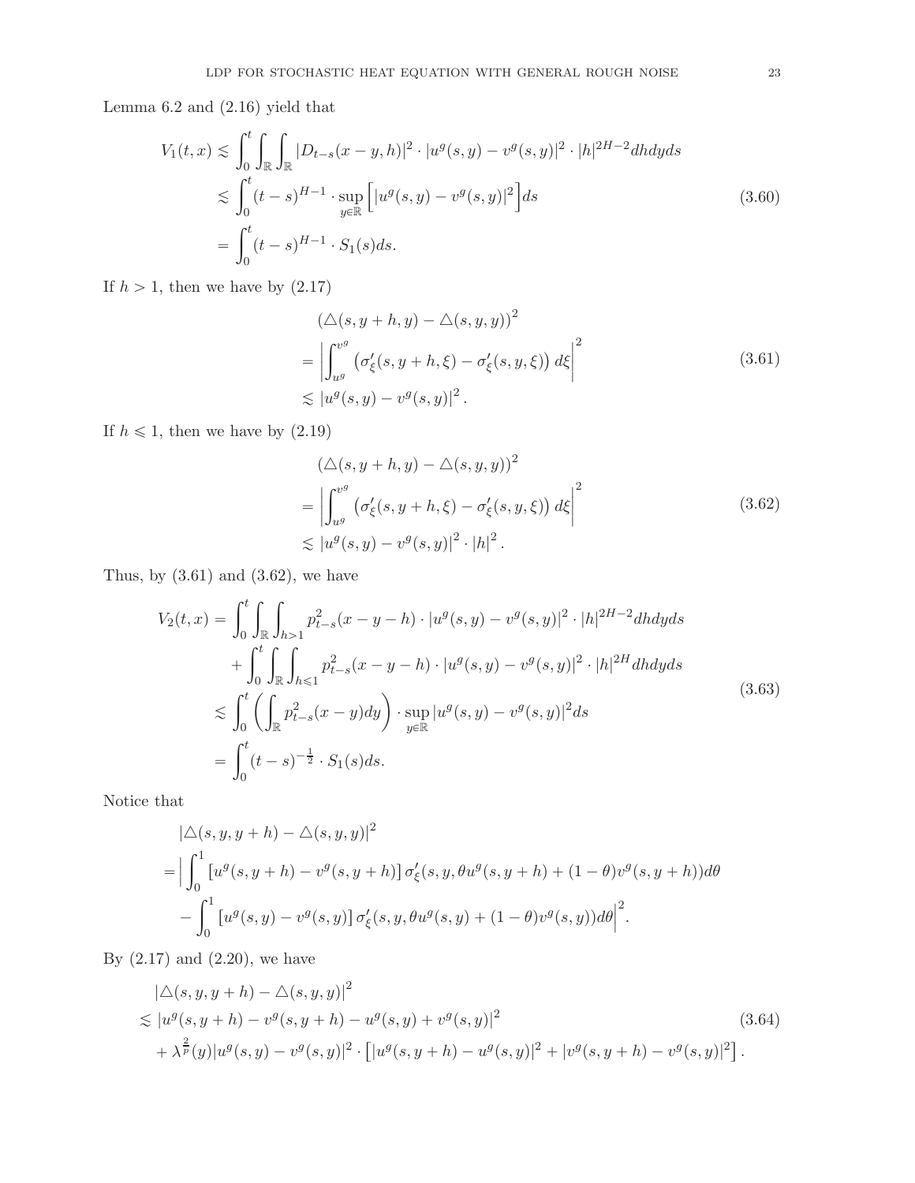Lemma 6.2 and (2.16) yield that

$$
\begin{aligned}
V_1(t,x) &\lesssim \int_0^t \int_{\mathbb{R}} \int_{\mathbb{R}} |D_{t-s}(x-y,h)|^2 \cdot |u^g(s,y) - v^g(s,y)|^2 \cdot |h|^{2H-2} dh dy ds \\
&\lesssim \int_0^t (t-s)^{H-1} \cdot \sup_{y\in\mathbb{R}} \Big[ |u^g(s,y) - v^g(s,y)|^2 \Big] ds \\
&= \int_0^t (t-s)^{H-1} \cdot S_1(s) ds.
\end{aligned}
\tag{3.60}
$$

If $h > 1$, then we have by (2.17)

$$
\begin{aligned}
&\left(\triangle(s, y+h, y) - \triangle(s,y,y)\right)^2 \\
={}& \left| \int_{u^g}^{v^g} \left( \sigma'_\xi(s, y+h, \xi) - \sigma'_\xi(s,y,\xi) \right) d\xi \right|^2 \\
\lesssim{}& |u^g(s,y) - v^g(s,y)|^2 .
\end{aligned}
\tag{3.61}
$$

If $h \leqslant 1$, then we have by (2.19)

$$
\begin{aligned}
&\left(\triangle(s, y+h, y) - \triangle(s,y,y)\right)^2 \\
={}& \left| \int_{u^g}^{v^g} \left( \sigma'_\xi(s, y+h, \xi) - \sigma'_\xi(s,y,\xi) \right) d\xi \right|^2 \\
\lesssim{}& |u^g(s,y) - v^g(s,y)|^2 \cdot |h|^2 .
\end{aligned}
\tag{3.62}
$$

Thus, by (3.61) and (3.62), we have

$$
\begin{aligned}
V_2(t,x) ={}& \int_0^t \int_{\mathbb{R}} \int_{h>1} p_{t-s}^2(x-y-h) \cdot |u^g(s,y) - v^g(s,y)|^2 \cdot |h|^{2H-2} dh dy ds \\
&+ \int_0^t \int_{\mathbb{R}} \int_{h\leqslant 1} p_{t-s}^2(x-y-h) \cdot |u^g(s,y) - v^g(s,y)|^2 \cdot |h|^{2H} dh dy ds \\
\lesssim{}& \int_0^t \left( \int_{\mathbb{R}} p_{t-s}^2(x-y) dy \right) \cdot \sup_{y\in\mathbb{R}} |u^g(s,y) - v^g(s,y)|^2 ds \\
={}& \int_0^t (t-s)^{-\frac{1}{2}} \cdot S_1(s) ds.
\end{aligned}
\tag{3.63}
$$

Notice that

$$
\begin{aligned}
&|\triangle(s,y,y+h) - \triangle(s,y,y)|^2 \\
={}& \Big| \int_0^1 \left[ u^g(s,y+h) - v^g(s,y+h) \right] \sigma'_\xi(s, y, \theta u^g(s,y+h) + (1-\theta) v^g(s,y+h)) d\theta \\
&- \int_0^1 \left[ u^g(s,y) - v^g(s,y) \right] \sigma'_\xi(s,y,\theta u^g(s,y) + (1-\theta) v^g(s,y)) d\theta \Big|^2 .
\end{aligned}
$$

By (2.17) and (2.20), we have

$$
\begin{aligned}
&|\triangle(s,y,y+h) - \triangle(s,y,y)|^2 \\
\lesssim{}& |u^g(s,y+h) - v^g(s,y+h) - u^g(s,y) + v^g(s,y)|^2 \\
&+ \lambda^{\frac{2}{p}}(y) |u^g(s,y) - v^g(s,y)|^2 \cdot \left[ |u^g(s,y+h) - u^g(s,y)|^2 + |v^g(s,y+h) - v^g(s,y)|^2 \right].
\end{aligned}
\tag{3.64}
$$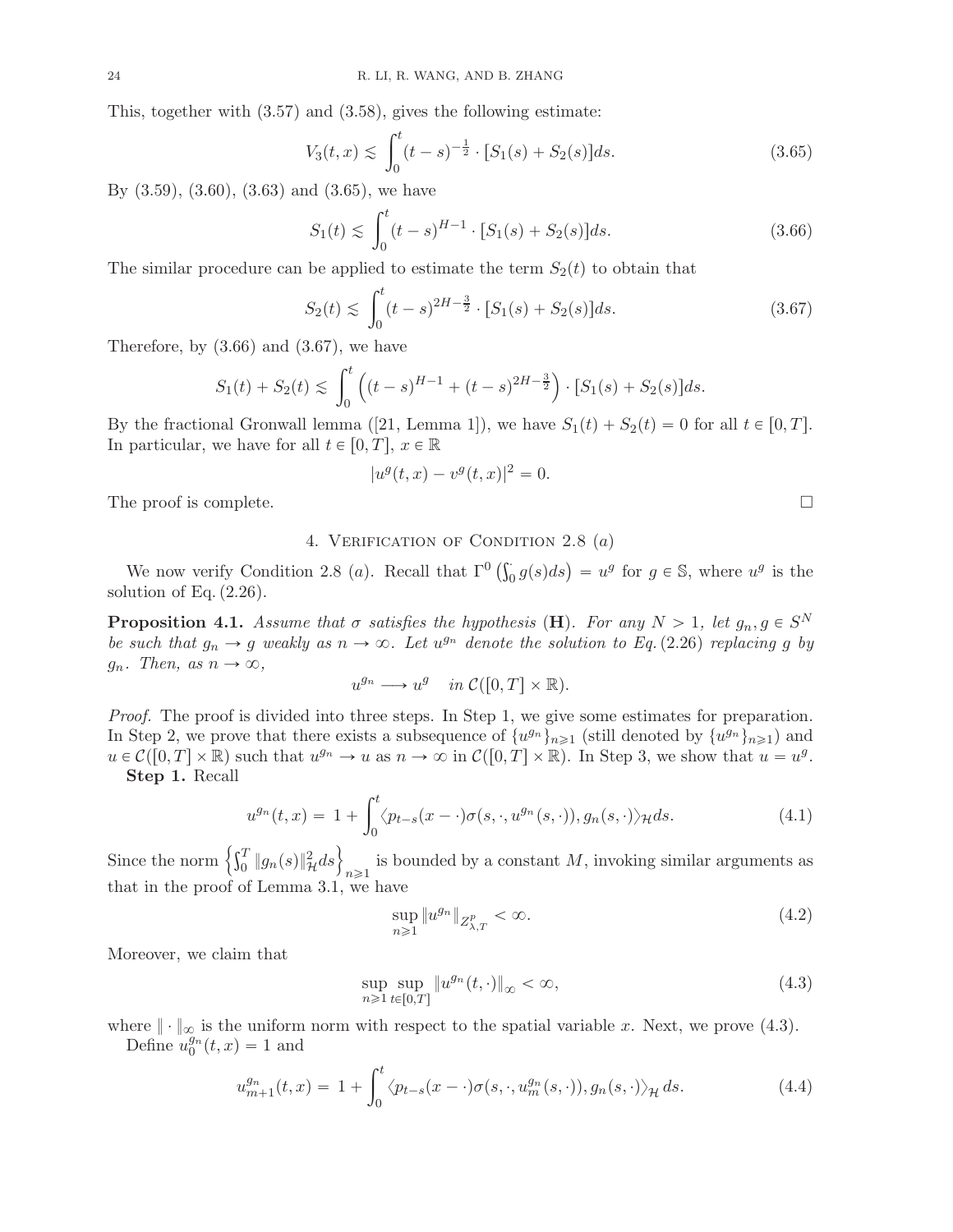This, together with (3.57) and (3.58), gives the following estimate:

$$
V_3(t,x) \lesssim \int_0^t (t-s)^{-\frac{1}{2}} \cdot [S_1(s) + S_2(s)] ds. \tag{3.65}
$$

By (3.59), (3.60), (3.63) and (3.65), we have

$$
S_1(t) \lesssim \int_0^t (t-s)^{H-1} \cdot [S_1(s) + S_2(s)] ds. \tag{3.66}
$$

The similar procedure can be applied to estimate the term $S_2(t)$ to obtain that

$$
S_2(t) \lesssim \int_0^t (t-s)^{2H-\frac{3}{2}} \cdot [S_1(s) + S_2(s)] ds. \tag{3.67}
$$

Therefore, by (3.66) and (3.67), we have

$$
S_1(t) + S_2(t) \lesssim \int_0^t \left( (t-s)^{H-1} + (t-s)^{2H-\frac{3}{2}} \right) \cdot [S_1(s) + S_2(s)] ds.
$$

By the fractional Gronwall lemma ([21, Lemma 1]), we have $S_1(t) + S_2(t) = 0$ for all $t \in [0,T]$. In particular, we have for all $t \in [0,T]$, $x \in \mathbb{R}$

$$
|u^g(t,x) - v^g(t,x)|^2 = 0.
$$

The proof is complete. $\square$

## 4. Verification of Condition 2.8 $(a)$

We now verify Condition 2.8 $(a)$. Recall that $\Gamma^0\left(\int_0^\cdot g(s)ds\right) = u^g$ for $g \in \mathbb{S}$, where $u^g$ is the solution of Eq. (2.26).

**Proposition 4.1.** *Assume that $\sigma$ satisfies the hypothesis* $(\mathbf{H})$. *For any $N > 1$, let $g_n, g \in S^N$ be such that $g_n \to g$ weakly as $n \to \infty$. Let $u^{g_n}$ denote the solution to Eq. (2.26) replacing $g$ by $g_n$. Then, as $n \to \infty$,*

$$
u^{g_n} \longrightarrow u^g \quad \text{in } \mathcal{C}([0,T] \times \mathbb{R}).
$$

*Proof.* The proof is divided into three steps. In Step 1, we give some estimates for preparation. In Step 2, we prove that there exists a subsequence of $\{u^{g_n}\}_{n \geqslant 1}$ (still denoted by $\{u^{g_n}\}_{n \geqslant 1}$) and $u \in \mathcal{C}([0,T] \times \mathbb{R})$ such that $u^{g_n} \to u$ as $n \to \infty$ in $\mathcal{C}([0,T] \times \mathbb{R})$. In Step 3, we show that $u = u^g$.

**Step 1.** Recall

$$
u^{g_n}(t,x) = 1 + \int_0^t \langle p_{t-s}(x - \cdot) \sigma(s, \cdot, u^{g_n}(s, \cdot)), g_n(s, \cdot) \rangle_{\mathcal{H}} ds. \tag{4.1}
$$

Since the norm $\left\{\int_0^T \|g_n(s)\|_{\mathcal{H}}^2 ds\right\}_{n \geqslant 1}$ is bounded by a constant $M$, invoking similar arguments as that in the proof of Lemma 3.1, we have

$$
\sup_{n \geqslant 1} \|u^{g_n}\|_{Z^p_{\lambda,T}} < \infty. \tag{4.2}
$$

Moreover, we claim that

$$
\sup_{n \geqslant 1} \sup_{t \in [0,T]} \|u^{g_n}(t, \cdot)\|_\infty < \infty, \tag{4.3}
$$

where $\|\cdot\|_\infty$ is the uniform norm with respect to the spatial variable $x$. Next, we prove (4.3).

Define $u_0^{g_n}(t,x) = 1$ and

$$
u_{m+1}^{g_n}(t,x) = 1 + \int_0^t \langle p_{t-s}(x - \cdot) \sigma(s, \cdot, u_m^{g_n}(s, \cdot)), g_n(s, \cdot) \rangle_{\mathcal{H}} ds. \tag{4.4}
$$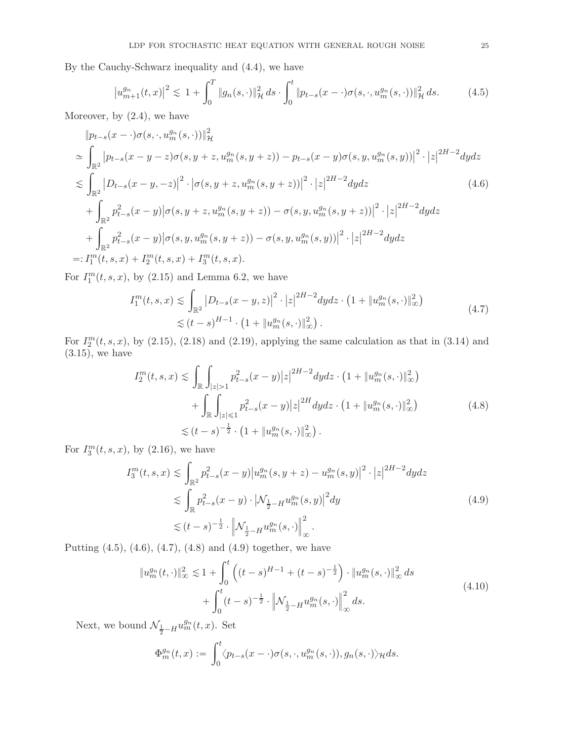By the Cauchy-Schwarz inequality and (4.4), we have

$$
\left|u_{m+1}^{g_n}(t,x)\right|^2 \lesssim 1 + \int_0^T \|g_n(s,\cdot)\|_{\mathcal{H}}^2 \, ds \cdot \int_0^t \|p_{t-s}(x-\cdot)\sigma(s,\cdot,u_m^{g_n}(s,\cdot))\|_{\mathcal{H}}^2 \, ds. \tag{4.5}
$$

Moreover, by (2.4), we have

$$
\begin{aligned}
&\|p_{t-s}(x-\cdot)\sigma(s,\cdot,u_m^{g_n}(s,\cdot))\|_{\mathcal{H}}^2 \\
\simeq& \int_{\mathbb{R}^2} \left|p_{t-s}(x-y-z)\sigma(s,y+z,u_m^{g_n}(s,y+z)) - p_{t-s}(x-y)\sigma(s,y,u_m^{g_n}(s,y))\right|^2 \cdot |z|^{2H-2} dydz \\
\lesssim& \int_{\mathbb{R}^2} \left|D_{t-s}(x-y,-z)\right|^2 \cdot \left|\sigma(s,y+z,u_m^{g_n}(s,y+z))\right|^2 \cdot |z|^{2H-2} dydz \qquad (4.6)\\
&+ \int_{\mathbb{R}^2} p_{t-s}^2(x-y)\left|\sigma(s,y+z,u_m^{g_n}(s,y+z)) - \sigma(s,y,u_m^{g_n}(s,y+z))\right|^2 \cdot |z|^{2H-2} dydz \\
&+ \int_{\mathbb{R}^2} p_{t-s}^2(x-y)\left|\sigma(s,y,u_m^{g_n}(s,y+z)) - \sigma(s,y,u_m^{g_n}(s,y))\right|^2 \cdot |z|^{2H-2} dydz \\
=:& \, I_1^m(t,s,x) + I_2^m(t,s,x) + I_3^m(t,s,x).
\end{aligned}
$$

For $I_1^m(t,s,x)$, by (2.15) and Lemma 6.2, we have

$$
\begin{aligned}
I_1^m(t,s,x) &\lesssim \int_{\mathbb{R}^2} \left|D_{t-s}(x-y,z)\right|^2 \cdot |z|^{2H-2} dydz \cdot \left(1 + \|u_m^{g_n}(s,\cdot)\|_\infty^2\right) \\
&\lesssim (t-s)^{H-1} \cdot \left(1 + \|u_m^{g_n}(s,\cdot)\|_\infty^2\right).
\end{aligned} \tag{4.7}
$$

For $I_2^m(t,s,x)$, by (2.15), (2.18) and (2.19), applying the same calculation as that in (3.14) and (3.15), we have

$$
\begin{aligned}
I_2^m(t,s,x) \lesssim& \int_{\mathbb{R}} \int_{|z|>1} p_{t-s}^2(x-y)|z|^{2H-2} dydz \cdot \left(1 + \|u_m^{g_n}(s,\cdot)\|_\infty^2\right) \\
&+ \int_{\mathbb{R}} \int_{|z|\leqslant 1} p_{t-s}^2(x-y)|z|^{2H} dydz \cdot \left(1 + \|u_m^{g_n}(s,\cdot)\|_\infty^2\right) \\
\lesssim& \, (t-s)^{-\frac{1}{2}} \cdot \left(1 + \|u_m^{g_n}(s,\cdot)\|_\infty^2\right).
\end{aligned} \tag{4.8}
$$

For $I_3^m(t,s,x)$, by (2.16), we have

$$
\begin{aligned}
I_3^m(t,s,x) &\lesssim \int_{\mathbb{R}^2} p_{t-s}^2(x-y)\left|u_m^{g_n}(s,y+z) - u_m^{g_n}(s,y)\right|^2 \cdot |z|^{2H-2} dydz \\
&\lesssim \int_{\mathbb{R}} p_{t-s}^2(x-y) \cdot \left|\mathcal{N}_{\frac{1}{2}-H} u_m^{g_n}(s,y)\right|^2 dy \\
&\lesssim (t-s)^{-\frac{1}{2}} \cdot \left\|\mathcal{N}_{\frac{1}{2}-H} u_m^{g_n}(s,\cdot)\right\|_\infty^2.
\end{aligned} \tag{4.9}
$$

Putting (4.5), (4.6), (4.7), (4.8) and (4.9) together, we have

$$
\begin{aligned}
\|u_m^{g_n}(t,\cdot)\|_\infty^2 \lesssim& \, 1 + \int_0^t \left((t-s)^{H-1} + (t-s)^{-\frac{1}{2}}\right) \cdot \|u_m^{g_n}(s,\cdot)\|_\infty^2 \, ds \\
&+ \int_0^t (t-s)^{-\frac{1}{2}} \cdot \left\|\mathcal{N}_{\frac{1}{2}-H} u_m^{g_n}(s,\cdot)\right\|_\infty^2 ds.
\end{aligned} \tag{4.10}
$$

Next, we bound $\mathcal{N}_{\frac{1}{2}-H} u_m^{g_n}(t,x)$. Set

$$
\Phi_m^{g_n}(t,x) := \int_0^t \langle p_{t-s}(x-\cdot)\sigma(s,\cdot,u_m^{g_n}(s,\cdot)), g_n(s,\cdot)\rangle_{\mathcal{H}} ds.
$$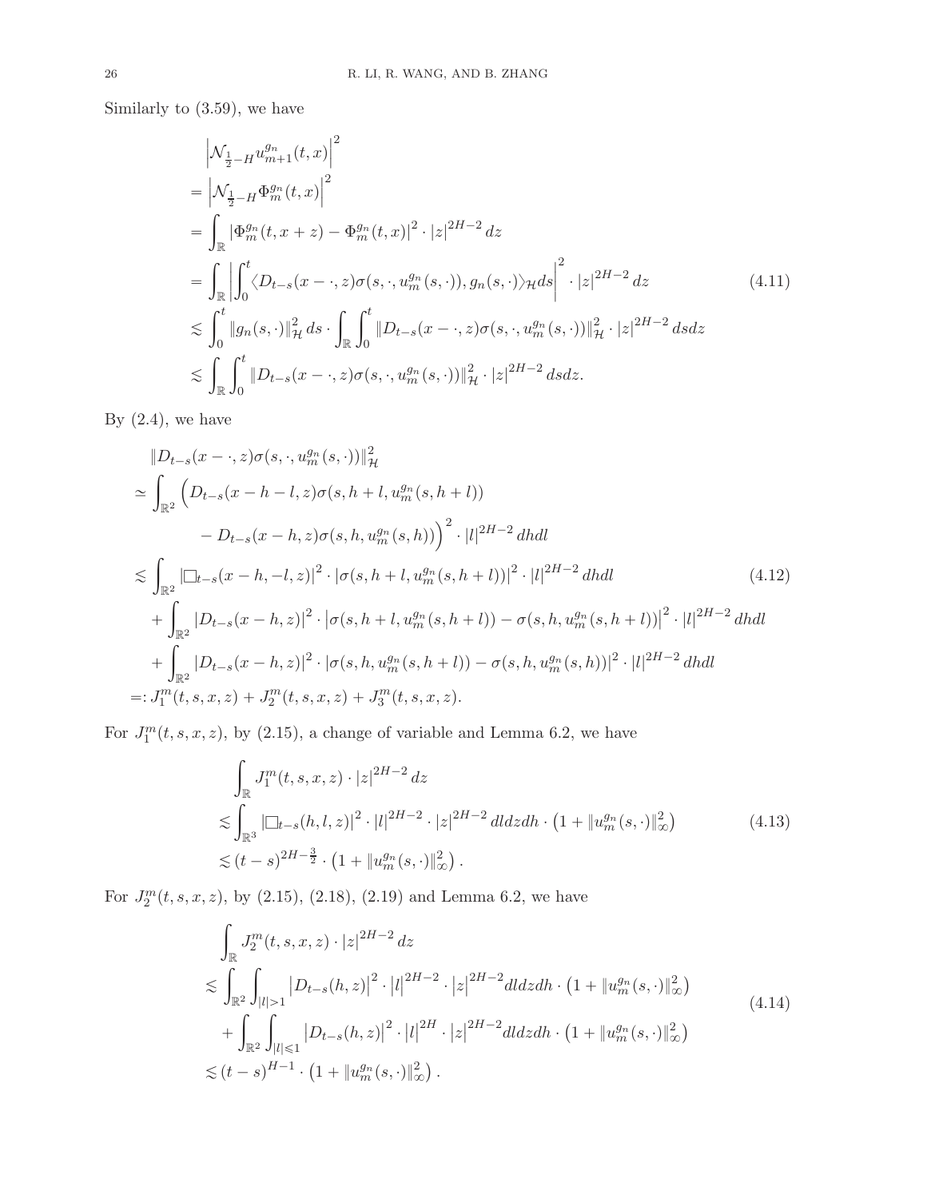Similarly to (3.59), we have

$$
\begin{aligned}
&\left|\mathcal{N}_{\frac{1}{2}-H} u_{m+1}^{g_n}(t,x)\right|^2 \\
=& \left|\mathcal{N}_{\frac{1}{2}-H} \Phi_m^{g_n}(t,x)\right|^2 \\
=& \int_{\mathbb{R}} \left|\Phi_m^{g_n}(t,x+z) - \Phi_m^{g_n}(t,x)\right|^2 \cdot |z|^{2H-2}\, dz \\
=& \int_{\mathbb{R}} \left|\int_0^t \langle D_{t-s}(x-\cdot,z)\sigma(s,\cdot,u_m^{g_n}(s,\cdot)), g_n(s,\cdot)\rangle_{\mathcal{H}} ds\right|^2 \cdot |z|^{2H-2}\, dz \qquad (4.11)\\
\lesssim& \int_0^t \|g_n(s,\cdot)\|_{\mathcal{H}}^2\, ds \cdot \int_{\mathbb{R}}\int_0^t \|D_{t-s}(x-\cdot,z)\sigma(s,\cdot,u_m^{g_n}(s,\cdot))\|_{\mathcal{H}}^2 \cdot |z|^{2H-2}\, dsdz \\
\lesssim& \int_{\mathbb{R}}\int_0^t \|D_{t-s}(x-\cdot,z)\sigma(s,\cdot,u_m^{g_n}(s,\cdot))\|_{\mathcal{H}}^2 \cdot |z|^{2H-2}\, dsdz.
\end{aligned}
$$

By (2.4), we have

$$
\begin{aligned}
&\|D_{t-s}(x-\cdot,z)\sigma(s,\cdot,u_m^{g_n}(s,\cdot))\|_{\mathcal{H}}^2 \\
\simeq& \int_{\mathbb{R}^2} \Big(D_{t-s}(x-h-l,z)\sigma(s,h+l,u_m^{g_n}(s,h+l)) \\
&\qquad - D_{t-s}(x-h,z)\sigma(s,h,u_m^{g_n}(s,h))\Big)^2 \cdot |l|^{2H-2}\, dhdl \\
\lesssim& \int_{\mathbb{R}^2} |\Box_{t-s}(x-h,-l,z)|^2 \cdot |\sigma(s,h+l,u_m^{g_n}(s,h+l))|^2 \cdot |l|^{2H-2}\, dhdl \qquad (4.12)\\
&+ \int_{\mathbb{R}^2} |D_{t-s}(x-h,z)|^2 \cdot \left|\sigma(s,h+l,u_m^{g_n}(s,h+l)) - \sigma(s,h,u_m^{g_n}(s,h+l))\right|^2 \cdot |l|^{2H-2}\, dhdl \\
&+ \int_{\mathbb{R}^2} |D_{t-s}(x-h,z)|^2 \cdot |\sigma(s,h,u_m^{g_n}(s,h+l)) - \sigma(s,h,u_m^{g_n}(s,h))|^2 \cdot |l|^{2H-2}\, dhdl \\
=:& J_1^m(t,s,x,z) + J_2^m(t,s,x,z) + J_3^m(t,s,x,z).
\end{aligned}
$$

For $J_1^m(t,s,x,z)$, by (2.15), a change of variable and Lemma 6.2, we have

$$
\begin{aligned}
&\int_{\mathbb{R}} J_1^m(t,s,x,z) \cdot |z|^{2H-2}\, dz \\
\lesssim& \int_{\mathbb{R}^3} |\Box_{t-s}(h,l,z)|^2 \cdot |l|^{2H-2} \cdot |z|^{2H-2}\, dldzdh \cdot \left(1 + \|u_m^{g_n}(s,\cdot)\|_\infty^2\right) \qquad (4.13)\\
\lesssim& (t-s)^{2H-\frac{3}{2}} \cdot \left(1 + \|u_m^{g_n}(s,\cdot)\|_\infty^2\right).
\end{aligned}
$$

For $J_2^m(t,s,x,z)$, by (2.15), (2.18), (2.19) and Lemma 6.2, we have

$$
\begin{aligned}
&\int_{\mathbb{R}} J_2^m(t,s,x,z) \cdot |z|^{2H-2}\, dz \\
\lesssim& \int_{\mathbb{R}^2}\int_{|l|>1} \left|D_{t-s}(h,z)\right|^2 \cdot \left|l\right|^{2H-2} \cdot \left|z\right|^{2H-2} dldzdh \cdot \left(1 + \|u_m^{g_n}(s,\cdot)\|_\infty^2\right) \\
&+ \int_{\mathbb{R}^2}\int_{|l|\leqslant 1} \left|D_{t-s}(h,z)\right|^2 \cdot \left|l\right|^{2H} \cdot \left|z\right|^{2H-2} dldzdh \cdot \left(1 + \|u_m^{g_n}(s,\cdot)\|_\infty^2\right) \qquad (4.14)\\
\lesssim& (t-s)^{H-1} \cdot \left(1 + \|u_m^{g_n}(s,\cdot)\|_\infty^2\right).
\end{aligned}
$$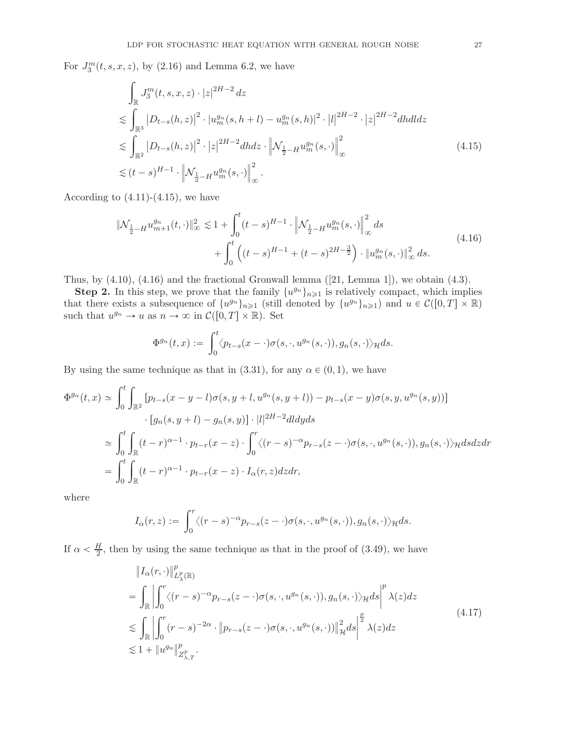For $J_3^m(t,s,x,z)$, by (2.16) and Lemma 6.2, we have

$$
\begin{aligned}
&\int_{\mathbb{R}} J_3^m(t,s,x,z)\cdot |z|^{2H-2}\,dz \\
&\lesssim \int_{\mathbb{R}^3} \left|D_{t-s}(h,z)\right|^2 \cdot |u_m^{g_n}(s,h+l)-u_m^{g_n}(s,h)|^2 \cdot |l|^{2H-2}\cdot |z|^{2H-2} dh dl dz \\
&\lesssim \int_{\mathbb{R}^2} \left|D_{t-s}(h,z)\right|^2 \cdot |z|^{2H-2} dh dz \cdot \left\|\mathcal{N}_{\frac{1}{2}-H} u_m^{g_n}(s,\cdot)\right\|_\infty^2 \\
&\lesssim (t-s)^{H-1}\cdot \left\|\mathcal{N}_{\frac{1}{2}-H} u_m^{g_n}(s,\cdot)\right\|_\infty^2 .
\end{aligned}
\tag{4.15}
$$

According to (4.11)-(4.15), we have

$$
\begin{aligned}
\|\mathcal{N}_{\frac{1}{2}-H} u_{m+1}^{g_n}(t,\cdot)\|_\infty^2 \lesssim 1 &+ \int_0^t (t-s)^{H-1}\cdot \left\|\mathcal{N}_{\frac{1}{2}-H} u_m^{g_n}(s,\cdot)\right\|_\infty^2 ds \\
&+ \int_0^t \left((t-s)^{H-1} + (t-s)^{2H-\frac{3}{2}}\right)\cdot \|u_m^{g_n}(s,\cdot)\|_\infty^2\, ds.
\end{aligned}
\tag{4.16}
$$

Thus, by (4.10), (4.16) and the fractional Gronwall lemma ([21, Lemma 1]), we obtain (4.3).

**Step 2.** In this step, we prove that the family $\{u^{g_n}\}_{n\geqslant 1}$ is relatively compact, which implies that there exists a subsequence of $\{u^{g_n}\}_{n\geqslant 1}$ (still denoted by $\{u^{g_n}\}_{n\geqslant 1}$) and $u\in\mathcal{C}([0,T]\times\mathbb{R})$ such that $u^{g_n}\to u$ as $n\to\infty$ in $\mathcal{C}([0,T]\times\mathbb{R})$. Set

$$
\Phi^{g_n}(t,x) := \int_0^t \langle p_{t-s}(x-\cdot)\sigma(s,\cdot,u^{g_n}(s,\cdot)), g_n(s,\cdot)\rangle_{\mathcal{H}} ds.
$$

By using the same technique as that in (3.31), for any $\alpha\in(0,1)$, we have

$$
\begin{aligned}
\Phi^{g_n}(t,x) &\simeq \int_0^t\int_{\mathbb{R}^2} \left[p_{t-s}(x-y-l)\sigma(s,y+l,u^{g_n}(s,y+l)) - p_{t-s}(x-y)\sigma(s,y,u^{g_n}(s,y))\right] \\
&\qquad\cdot \left[g_n(s,y+l)-g_n(s,y)\right]\cdot |l|^{2H-2} dl dy ds \\
&\simeq \int_0^t\int_{\mathbb{R}} (t-r)^{\alpha-1}\cdot p_{t-r}(x-z)\cdot \int_0^r \langle (r-s)^{-\alpha} p_{r-s}(z-\cdot)\sigma(s,\cdot,u^{g_n}(s,\cdot)), g_n(s,\cdot)\rangle_{\mathcal{H}} ds dz dr \\
&= \int_0^t\int_{\mathbb{R}} (t-r)^{\alpha-1}\cdot p_{t-r}(x-z)\cdot I_\alpha(r,z) dz dr,
\end{aligned}
$$

where

$$
I_\alpha(r,z) := \int_0^r \langle (r-s)^{-\alpha} p_{r-s}(z-\cdot)\sigma(s,\cdot,u^{g_n}(s,\cdot)), g_n(s,\cdot)\rangle_{\mathcal{H}} ds.
$$

If $\alpha<\frac{H}{2}$, then by using the same technique as that in the proof of (3.49), we have

$$
\begin{aligned}
&\|I_\alpha(r,\cdot)\|_{L_\lambda^p(\mathbb{R})}^p \\
&= \int_{\mathbb{R}} \left|\int_0^r \langle (r-s)^{-\alpha} p_{r-s}(z-\cdot)\sigma(s,\cdot,u^{g_n}(s,\cdot)), g_n(s,\cdot)\rangle_{\mathcal{H}} ds\right|^p \lambda(z) dz \\
&\lesssim \int_{\mathbb{R}} \left|\int_0^r (r-s)^{-2\alpha}\cdot \|p_{r-s}(z-\cdot)\sigma(s,\cdot,u^{g_n}(s,\cdot))\|_{\mathcal{H}}^2 ds\right|^{\frac{p}{2}} \lambda(z) dz \\
&\lesssim 1 + \|u^{g_n}\|_{Z_{\lambda,T}^p}^p .
\end{aligned}
\tag{4.17}
$$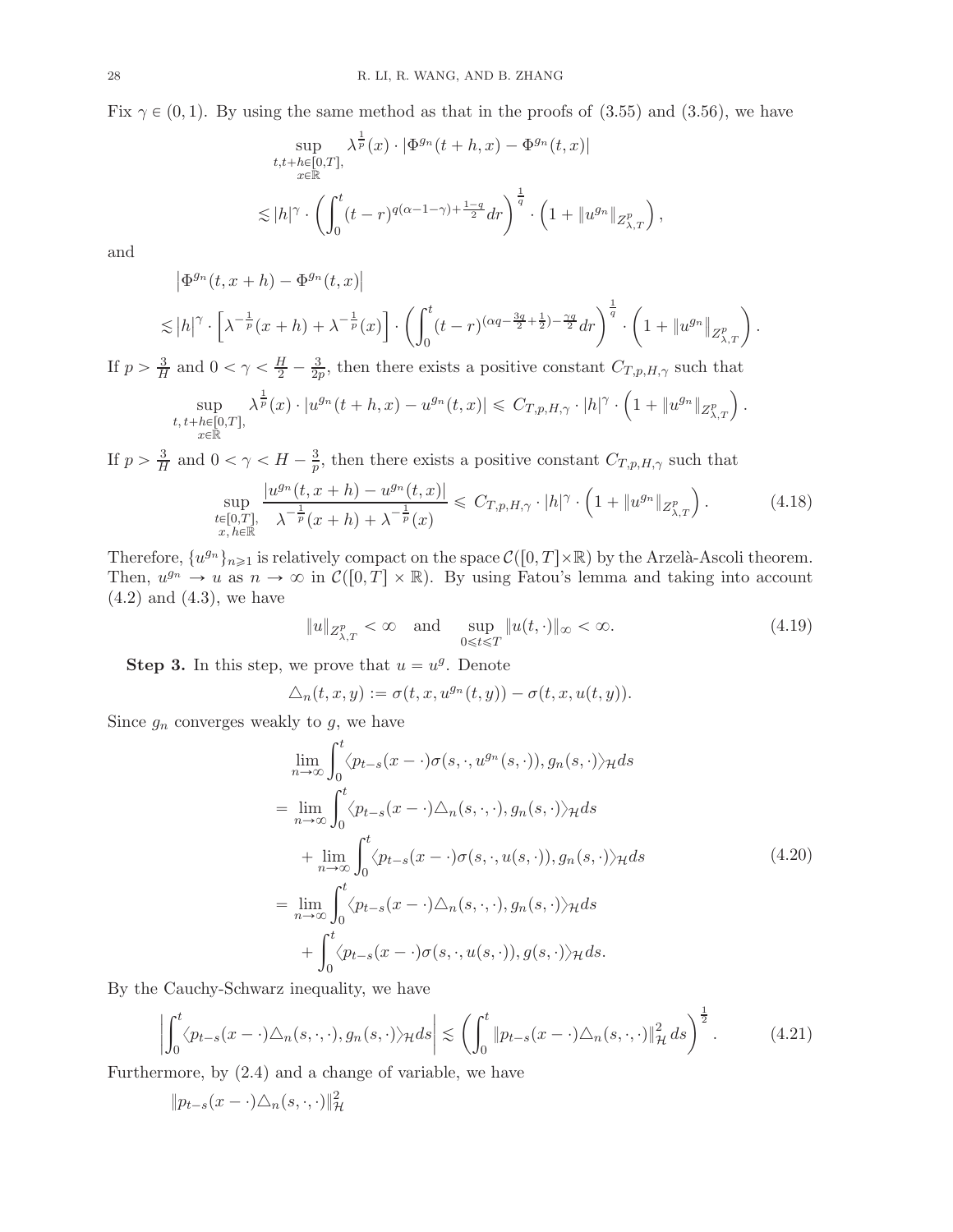Fix $\gamma \in (0,1)$. By using the same method as that in the proofs of (3.55) and (3.56), we have

$$
\begin{aligned}
&\sup_{\substack{t,t+h\in[0,T],\\ x\in\mathbb{R}}} \lambda^{\frac{1}{p}}(x)\cdot\left|\Phi^{g_n}(t+h,x)-\Phi^{g_n}(t,x)\right| \\
&\lesssim |h|^{\gamma}\cdot\left(\int_0^t (t-r)^{q(\alpha-1-\gamma)+\frac{1-q}{2}}dr\right)^{\frac{1}{q}}\cdot\left(1+\|u^{g_n}\|_{Z^p_{\lambda,T}}\right),
\end{aligned}
$$

and

$$
\begin{aligned}
&\left|\Phi^{g_n}(t,x+h)-\Phi^{g_n}(t,x)\right| \\
&\lesssim |h|^{\gamma}\cdot\left[\lambda^{-\frac{1}{p}}(x+h)+\lambda^{-\frac{1}{p}}(x)\right]\cdot\left(\int_0^t (t-r)^{(\alpha q-\frac{3q}{2}+\frac{1}{2})-\frac{\gamma q}{2}}dr\right)^{\frac{1}{q}}\cdot\left(1+\|u^{g_n}\|_{Z^p_{\lambda,T}}\right).
\end{aligned}
$$

If $p>\frac{3}{H}$ and $0<\gamma<\frac{H}{2}-\frac{3}{2p}$, then there exists a positive constant $C_{T,p,H,\gamma}$ such that

$$
\sup_{\substack{t,\,t+h\in[0,T],\\ x\in\mathbb{R}}} \lambda^{\frac{1}{p}}(x)\cdot\left|u^{g_n}(t+h,x)-u^{g_n}(t,x)\right| \leqslant C_{T,p,H,\gamma}\cdot|h|^{\gamma}\cdot\left(1+\|u^{g_n}\|_{Z^p_{\lambda,T}}\right).
$$

If $p>\frac{3}{H}$ and $0<\gamma<H-\frac{3}{p}$, then there exists a positive constant $C_{T,p,H,\gamma}$ such that

$$
\sup_{\substack{t\in[0,T],\\ x,\,h\in\mathbb{R}}} \frac{\left|u^{g_n}(t,x+h)-u^{g_n}(t,x)\right|}{\lambda^{-\frac{1}{p}}(x+h)+\lambda^{-\frac{1}{p}}(x)} \leqslant C_{T,p,H,\gamma}\cdot|h|^{\gamma}\cdot\left(1+\|u^{g_n}\|_{Z^p_{\lambda,T}}\right). \tag{4.18}
$$

Therefore, $\{u^{g_n}\}_{n\geqslant1}$ is relatively compact on the space $\mathcal{C}([0,T]\times\mathbb{R})$ by the Arzelà-Ascoli theorem. Then, $u^{g_n}\to u$ as $n\to\infty$ in $\mathcal{C}([0,T]\times\mathbb{R})$. By using Fatou's lemma and taking into account (4.2) and (4.3), we have

$$
\|u\|_{Z^p_{\lambda,T}}<\infty \quad\text{and}\quad \sup_{0\leqslant t\leqslant T}\|u(t,\cdot)\|_{\infty}<\infty. \tag{4.19}
$$

**Step 3.** In this step, we prove that $u=u^g$. Denote

$$
\triangle_n(t,x,y):=\sigma(t,x,u^{g_n}(t,y))-\sigma(t,x,u(t,y)).
$$

Since $g_n$ converges weakly to $g$, we have

$$
\begin{aligned}
&\lim_{n\to\infty}\int_0^t\langle p_{t-s}(x-\cdot)\sigma(s,\cdot,u^{g_n}(s,\cdot)),g_n(s,\cdot)\rangle_{\mathcal{H}}ds \\
=&\lim_{n\to\infty}\int_0^t\langle p_{t-s}(x-\cdot)\triangle_n(s,\cdot,\cdot),g_n(s,\cdot)\rangle_{\mathcal{H}}ds \\
&+\lim_{n\to\infty}\int_0^t\langle p_{t-s}(x-\cdot)\sigma(s,\cdot,u(s,\cdot)),g_n(s,\cdot)\rangle_{\mathcal{H}}ds \\
=&\lim_{n\to\infty}\int_0^t\langle p_{t-s}(x-\cdot)\triangle_n(s,\cdot,\cdot),g_n(s,\cdot)\rangle_{\mathcal{H}}ds \\
&+\int_0^t\langle p_{t-s}(x-\cdot)\sigma(s,\cdot,u(s,\cdot)),g(s,\cdot)\rangle_{\mathcal{H}}ds.
\end{aligned}
\tag{4.20}
$$

By the Cauchy-Schwarz inequality, we have

$$
\left|\int_0^t\langle p_{t-s}(x-\cdot)\triangle_n(s,\cdot,\cdot),g_n(s,\cdot)\rangle_{\mathcal{H}}ds\right|\lesssim\left(\int_0^t\|p_{t-s}(x-\cdot)\triangle_n(s,\cdot,\cdot)\|^2_{\mathcal{H}}\,ds\right)^{\frac{1}{2}}. \tag{4.21}
$$

Furthermore, by (2.4) and a change of variable, we have

$$
\|p_{t-s}(x-\cdot)\triangle_n(s,\cdot,\cdot)\|^2_{\mathcal{H}}
$$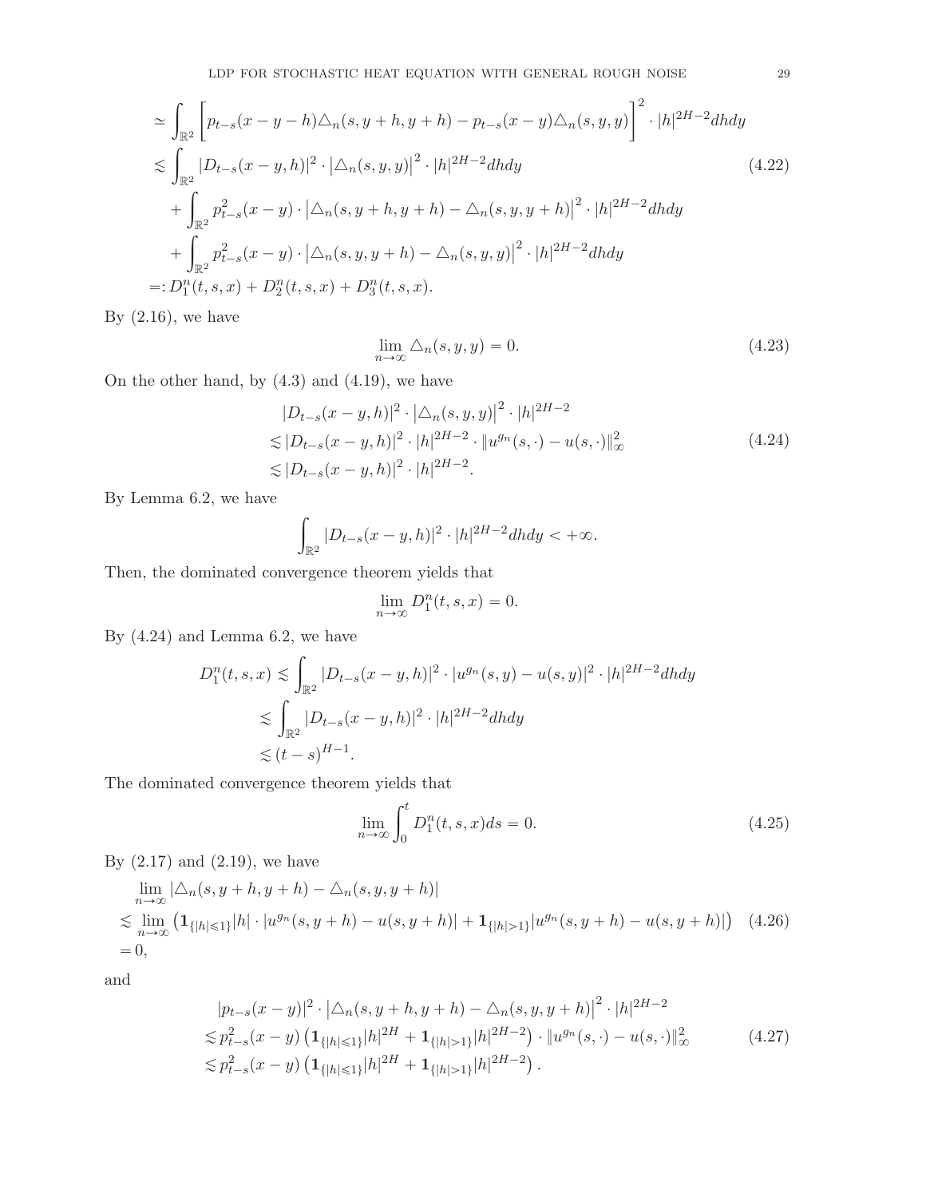$$
\begin{aligned}
&\simeq \int_{\mathbb{R}^2} \left[ p_{t-s}(x-y-h)\triangle_n(s,y+h,y+h) - p_{t-s}(x-y)\triangle_n(s,y,y) \right]^2 \cdot |h|^{2H-2} dhdy \\
&\lesssim \int_{\mathbb{R}^2} |D_{t-s}(x-y,h)|^2 \cdot \left|\triangle_n(s,y,y)\right|^2 \cdot |h|^{2H-2} dhdy \\
&\quad + \int_{\mathbb{R}^2} p_{t-s}^2(x-y) \cdot \left|\triangle_n(s,y+h,y+h) - \triangle_n(s,y,y+h)\right|^2 \cdot |h|^{2H-2} dhdy \\
&\quad + \int_{\mathbb{R}^2} p_{t-s}^2(x-y) \cdot \left|\triangle_n(s,y,y+h) - \triangle_n(s,y,y)\right|^2 \cdot |h|^{2H-2} dhdy \\
&=: D_1^n(t,s,x) + D_2^n(t,s,x) + D_3^n(t,s,x).
\end{aligned}
\tag{4.22}
$$

By (2.16), we have

$$
\lim_{n\to\infty} \triangle_n(s,y,y) = 0. \tag{4.23}
$$

On the other hand, by (4.3) and (4.19), we have

$$
\begin{aligned}
&|D_{t-s}(x-y,h)|^2 \cdot \left|\triangle_n(s,y,y)\right|^2 \cdot |h|^{2H-2} \\
\lesssim\,& |D_{t-s}(x-y,h)|^2 \cdot |h|^{2H-2} \cdot \|u^{g_n}(s,\cdot) - u(s,\cdot)\|_\infty^2 \\
\lesssim\,& |D_{t-s}(x-y,h)|^2 \cdot |h|^{2H-2}.
\end{aligned}
\tag{4.24}
$$

By Lemma 6.2, we have

$$
\int_{\mathbb{R}^2} |D_{t-s}(x-y,h)|^2 \cdot |h|^{2H-2} dhdy < +\infty.
$$

Then, the dominated convergence theorem yields that

$$
\lim_{n\to\infty} D_1^n(t,s,x) = 0.
$$

By (4.24) and Lemma 6.2, we have

$$
\begin{aligned}
D_1^n(t,s,x) &\lesssim \int_{\mathbb{R}^2} |D_{t-s}(x-y,h)|^2 \cdot |u^{g_n}(s,y) - u(s,y)|^2 \cdot |h|^{2H-2} dhdy \\
&\lesssim \int_{\mathbb{R}^2} |D_{t-s}(x-y,h)|^2 \cdot |h|^{2H-2} dhdy \\
&\lesssim (t-s)^{H-1}.
\end{aligned}
$$

The dominated convergence theorem yields that

$$
\lim_{n\to\infty} \int_0^t D_1^n(t,s,x) ds = 0. \tag{4.25}
$$

By (2.17) and (2.19), we have

$$
\begin{aligned}
&\lim_{n\to\infty} |\triangle_n(s,y+h,y+h) - \triangle_n(s,y,y+h)| \\
\lesssim\,& \lim_{n\to\infty} \left( \mathbf{1}_{\{|h|\leqslant 1\}} |h| \cdot |u^{g_n}(s,y+h) - u(s,y+h)| + \mathbf{1}_{\{|h|>1\}} |u^{g_n}(s,y+h) - u(s,y+h)| \right) \\
=\,& 0,
\end{aligned}
\tag{4.26}
$$

and

$$
\begin{aligned}
&|p_{t-s}(x-y)|^2 \cdot \left|\triangle_n(s,y+h,y+h) - \triangle_n(s,y,y+h)\right|^2 \cdot |h|^{2H-2} \\
\lesssim\,& p_{t-s}^2(x-y) \left( \mathbf{1}_{\{|h|\leqslant 1\}} |h|^{2H} + \mathbf{1}_{\{|h|>1\}} |h|^{2H-2} \right) \cdot \|u^{g_n}(s,\cdot) - u(s,\cdot)\|_\infty^2 \\
\lesssim\,& p_{t-s}^2(x-y) \left( \mathbf{1}_{\{|h|\leqslant 1\}} |h|^{2H} + \mathbf{1}_{\{|h|>1\}} |h|^{2H-2} \right).
\end{aligned}
\tag{4.27}
$$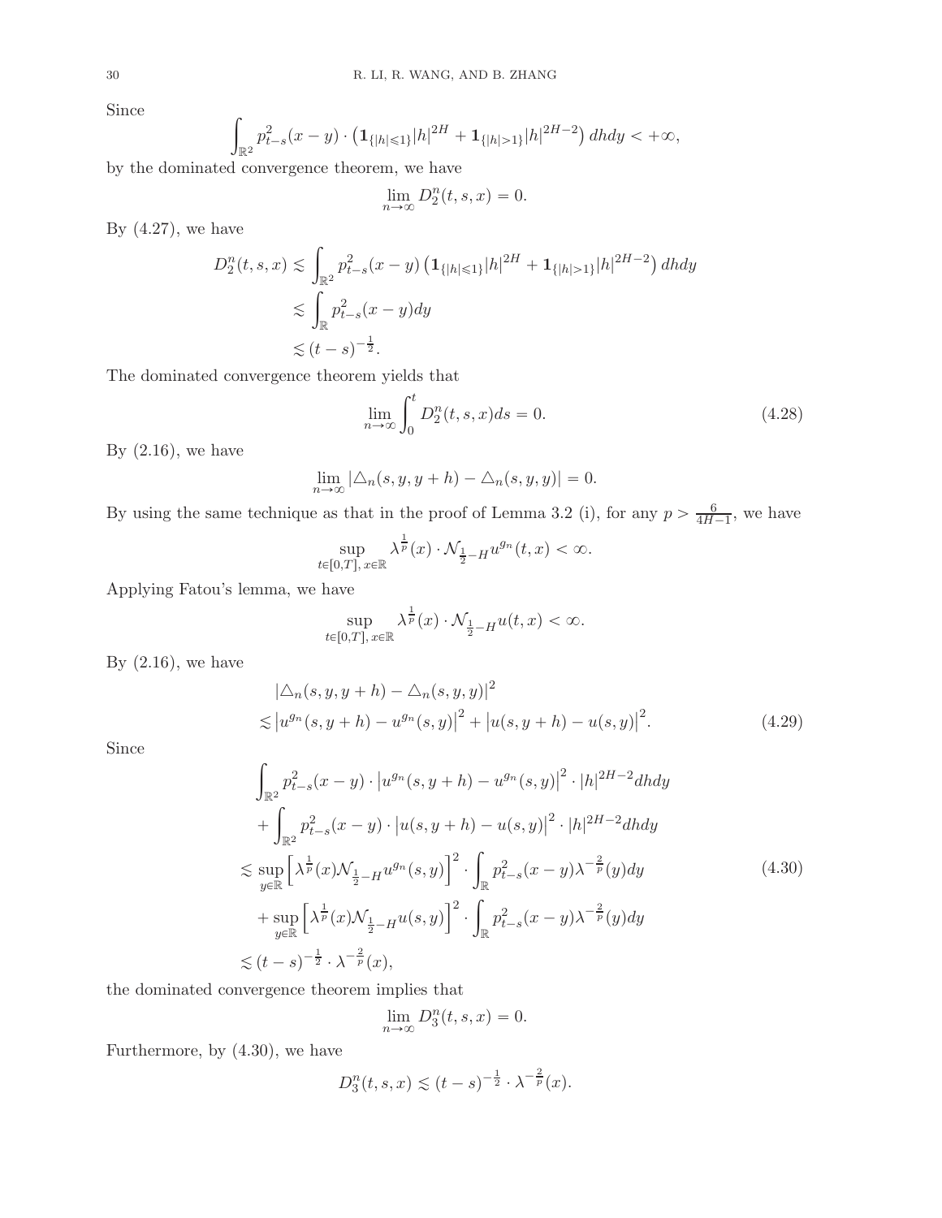Since

$$\int_{\mathbb{R}^2} p_{t-s}^2(x-y) \cdot \left(\mathbf{1}_{\{|h|\leqslant 1\}}|h|^{2H} + \mathbf{1}_{\{|h|>1\}}|h|^{2H-2}\right) dhdy < +\infty,$$

by the dominated convergence theorem, we have

$$\lim_{n\to\infty} D_2^n(t,s,x) = 0.$$

By (4.27), we have

$$\begin{aligned}
D_2^n(t,s,x) &\lesssim \int_{\mathbb{R}^2} p_{t-s}^2(x-y)\left(\mathbf{1}_{\{|h|\leqslant 1\}}|h|^{2H} + \mathbf{1}_{\{|h|>1\}}|h|^{2H-2}\right) dhdy \\
&\lesssim \int_{\mathbb{R}} p_{t-s}^2(x-y)dy \\
&\lesssim (t-s)^{-\frac{1}{2}}.
\end{aligned}$$

The dominated convergence theorem yields that

$$\lim_{n\to\infty}\int_0^t D_2^n(t,s,x)ds = 0. \tag{4.28}$$

By (2.16), we have

$$\lim_{n\to\infty} |\triangle_n(s,y,y+h) - \triangle_n(s,y,y)| = 0.$$

By using the same technique as that in the proof of Lemma 3.2 (i), for any $p > \frac{6}{4H-1}$, we have

$$\sup_{t\in[0,T],\, x\in\mathbb{R}} \lambda^{\frac{1}{p}}(x)\cdot \mathcal{N}_{\frac{1}{2}-H} u^{g_n}(t,x) < \infty.$$

Applying Fatou's lemma, we have

$$\sup_{t\in[0,T],\, x\in\mathbb{R}} \lambda^{\frac{1}{p}}(x)\cdot \mathcal{N}_{\frac{1}{2}-H} u(t,x) < \infty.$$

By (2.16), we have

$$\begin{aligned}
&|\triangle_n(s,y,y+h) - \triangle_n(s,y,y)|^2 \\
&\lesssim \left|u^{g_n}(s,y+h) - u^{g_n}(s,y)\right|^2 + \left|u(s,y+h) - u(s,y)\right|^2.
\end{aligned} \tag{4.29}$$

Since

$$\begin{aligned}
&\int_{\mathbb{R}^2} p_{t-s}^2(x-y)\cdot \left|u^{g_n}(s,y+h) - u^{g_n}(s,y)\right|^2 \cdot |h|^{2H-2} dhdy \\
&+ \int_{\mathbb{R}^2} p_{t-s}^2(x-y)\cdot \left|u(s,y+h) - u(s,y)\right|^2 \cdot |h|^{2H-2} dhdy \\
\lesssim& \sup_{y\in\mathbb{R}}\left[\lambda^{\frac{1}{p}}(x)\mathcal{N}_{\frac{1}{2}-H} u^{g_n}(s,y)\right]^2 \cdot \int_{\mathbb{R}} p_{t-s}^2(x-y)\lambda^{-\frac{2}{p}}(y)dy \\
&+ \sup_{y\in\mathbb{R}}\left[\lambda^{\frac{1}{p}}(x)\mathcal{N}_{\frac{1}{2}-H} u(s,y)\right]^2 \cdot \int_{\mathbb{R}} p_{t-s}^2(x-y)\lambda^{-\frac{2}{p}}(y)dy \\
\lesssim& (t-s)^{-\frac{1}{2}}\cdot \lambda^{-\frac{2}{p}}(x),
\end{aligned} \tag{4.30}$$

the dominated convergence theorem implies that

$$\lim_{n\to\infty} D_3^n(t,s,x) = 0.$$

Furthermore, by (4.30), we have

$$D_3^n(t,s,x) \lesssim (t-s)^{-\frac{1}{2}}\cdot \lambda^{-\frac{2}{p}}(x).$$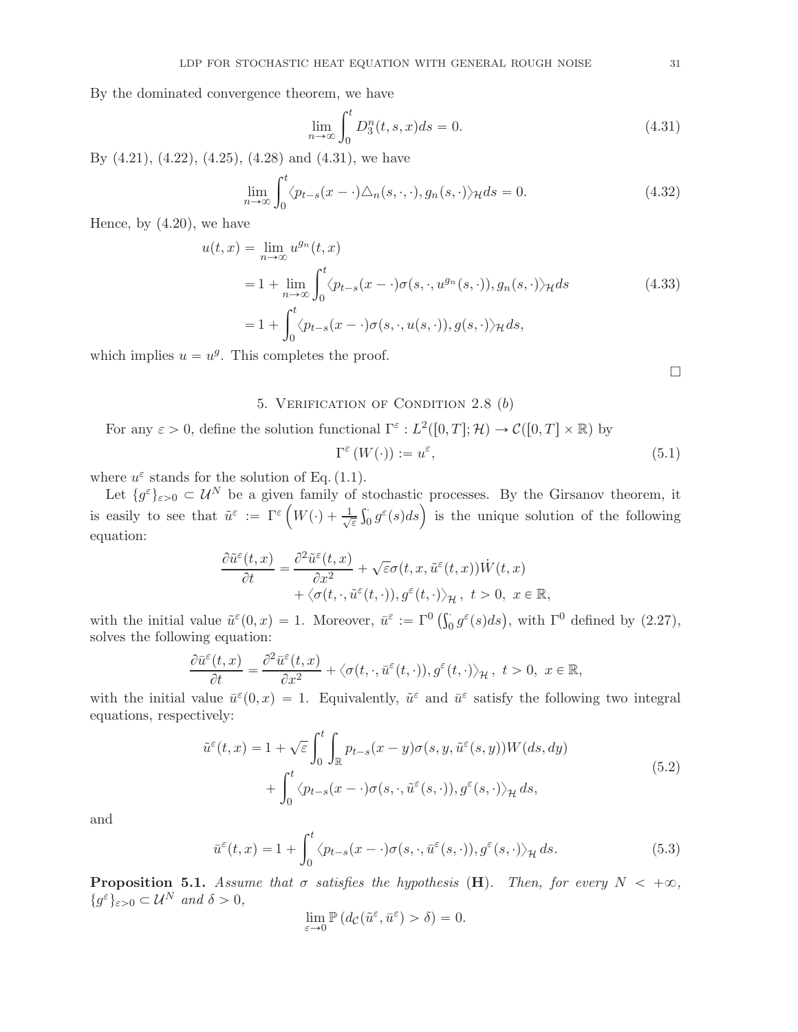By the dominated convergence theorem, we have

$$
\lim_{n\to\infty}\int_0^t D_3^n(t,s,x)ds = 0. \tag{4.31}
$$

By (4.21), (4.22), (4.25), (4.28) and (4.31), we have

$$
\lim_{n\to\infty}\int_0^t \langle p_{t-s}(x-\cdot)\triangle_n(s,\cdot,\cdot), g_n(s,\cdot)\rangle_{\mathcal{H}} ds = 0. \tag{4.32}
$$

Hence, by (4.20), we have

$$
\begin{aligned}
u(t,x) &= \lim_{n\to\infty} u^{g_n}(t,x) \\
&= 1 + \lim_{n\to\infty}\int_0^t \langle p_{t-s}(x-\cdot)\sigma(s,\cdot,u^{g_n}(s,\cdot)), g_n(s,\cdot)\rangle_{\mathcal{H}} ds \\
&= 1 + \int_0^t \langle p_{t-s}(x-\cdot)\sigma(s,\cdot,u(s,\cdot)), g(s,\cdot)\rangle_{\mathcal{H}} ds,
\end{aligned} \tag{4.33}
$$

which implies $u = u^g$. This completes the proof.

□

## 5. Verification of Condition 2.8 $(b)$

For any $\varepsilon > 0$, define the solution functional $\Gamma^\varepsilon : L^2([0,T];\mathcal{H}) \to \mathcal{C}([0,T]\times\mathbb{R})$ by

$$
\Gamma^\varepsilon(W(\cdot)) := u^\varepsilon, \tag{5.1}
$$

where $u^\varepsilon$ stands for the solution of Eq. (1.1).

Let $\{g^\varepsilon\}_{\varepsilon>0} \subset \mathcal{U}^N$ be a given family of stochastic processes. By the Girsanov theorem, it is easily to see that $\tilde{u}^\varepsilon := \Gamma^\varepsilon\left(W(\cdot) + \frac{1}{\sqrt{\varepsilon}}\int_0^\cdot g^\varepsilon(s)ds\right)$ is the unique solution of the following equation:

$$
\begin{aligned}
\frac{\partial \tilde{u}^\varepsilon(t,x)}{\partial t} &= \frac{\partial^2 \tilde{u}^\varepsilon(t,x)}{\partial x^2} + \sqrt{\varepsilon}\sigma(t,x,\tilde{u}^\varepsilon(t,x))\dot{W}(t,x) \\
&\quad + \langle \sigma(t,\cdot,\tilde{u}^\varepsilon(t,\cdot)), g^\varepsilon(t,\cdot)\rangle_{\mathcal{H}},\ t>0,\ x\in\mathbb{R},
\end{aligned}
$$

with the initial value $\tilde{u}^\varepsilon(0,x) = 1$. Moreover, $\bar{u}^\varepsilon := \Gamma^0\left(\int_0^\cdot g^\varepsilon(s)ds\right)$, with $\Gamma^0$ defined by (2.27), solves the following equation:

$$
\frac{\partial \bar{u}^\varepsilon(t,x)}{\partial t} = \frac{\partial^2 \bar{u}^\varepsilon(t,x)}{\partial x^2} + \langle \sigma(t,\cdot,\bar{u}^\varepsilon(t,\cdot)), g^\varepsilon(t,\cdot)\rangle_{\mathcal{H}},\ t>0,\ x\in\mathbb{R},
$$

with the initial value $\bar{u}^\varepsilon(0,x) = 1$. Equivalently, $\tilde{u}^\varepsilon$ and $\bar{u}^\varepsilon$ satisfy the following two integral equations, respectively:

$$
\begin{aligned}
\tilde{u}^\varepsilon(t,x) = 1 &+ \sqrt{\varepsilon}\int_0^t\int_{\mathbb{R}} p_{t-s}(x-y)\sigma(s,y,\tilde{u}^\varepsilon(s,y))W(ds,dy) \\
&+ \int_0^t \langle p_{t-s}(x-\cdot)\sigma(s,\cdot,\tilde{u}^\varepsilon(s,\cdot)), g^\varepsilon(s,\cdot)\rangle_{\mathcal{H}} ds,
\end{aligned} \tag{5.2}
$$

and

$$
\bar{u}^\varepsilon(t,x) = 1 + \int_0^t \langle p_{t-s}(x-\cdot)\sigma(s,\cdot,\bar{u}^\varepsilon(s,\cdot)), g^\varepsilon(s,\cdot)\rangle_{\mathcal{H}} ds. \tag{5.3}
$$

**Proposition 5.1.** *Assume that $\sigma$ satisfies the hypothesis* (**H**)*. Then, for every $N < +\infty$, $\{g^\varepsilon\}_{\varepsilon>0} \subset \mathcal{U}^N$ and $\delta > 0$,*

$$
\lim_{\varepsilon\to 0}\mathbb{P}\left(d_{\mathcal{C}}(\tilde{u}^\varepsilon, \bar{u}^\varepsilon) > \delta\right) = 0.
$$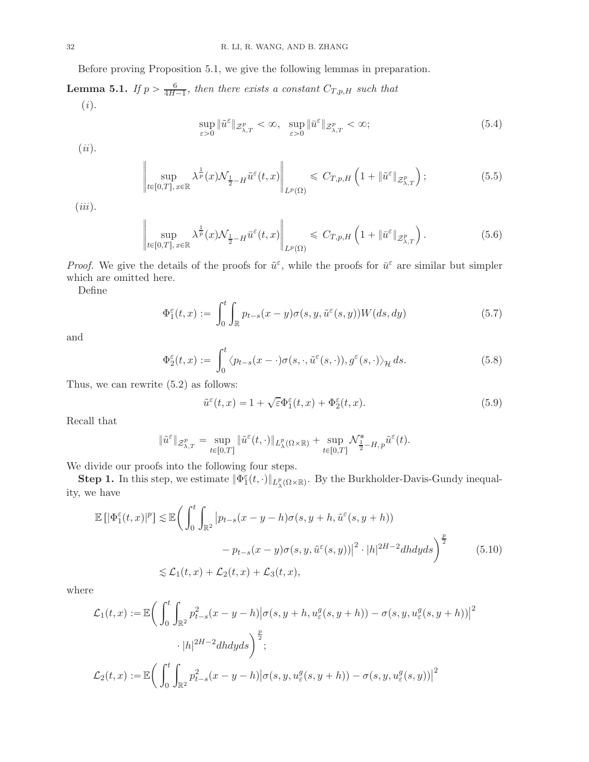Before proving Proposition 5.1, we give the following lemmas in preparation.

**Lemma 5.1.** *If $p > \frac{6}{4H-1}$, then there exists a constant $C_{T,p,H}$ such that*

$(i)$.

$$\sup_{\varepsilon>0} \|\tilde{u}^{\varepsilon}\|_{\mathcal{Z}^p_{\lambda,T}} < \infty, \quad \sup_{\varepsilon>0} \|\bar{u}^{\varepsilon}\|_{\mathcal{Z}^p_{\lambda,T}} < \infty; \tag{5.4}$$

$(ii)$.

$$\left\| \sup_{t\in[0,T],\, x\in\mathbb{R}} \lambda^{\frac{1}{p}}(x) \mathcal{N}_{\frac{1}{2}-H} \tilde{u}^{\varepsilon}(t,x) \right\|_{L^p(\Omega)} \leqslant C_{T,p,H}\left(1 + \|\tilde{u}^{\varepsilon}\|_{\mathcal{Z}^p_{\lambda,T}}\right); \tag{5.5}$$

$(iii)$.

$$\left\| \sup_{t\in[0,T],\, x\in\mathbb{R}} \lambda^{\frac{1}{p}}(x) \mathcal{N}_{\frac{1}{2}-H} \bar{u}^{\varepsilon}(t,x) \right\|_{L^p(\Omega)} \leqslant C_{T,p,H}\left(1 + \|\bar{u}^{\varepsilon}\|_{\mathcal{Z}^p_{\lambda,T}}\right). \tag{5.6}$$

*Proof.* We give the details of the proofs for $\tilde{u}^{\varepsilon}$, while the proofs for $\bar{u}^{\varepsilon}$ are similar but simpler which are omitted here.

Define

$$\Phi_1^{\varepsilon}(t,x) := \int_0^t \int_{\mathbb{R}} p_{t-s}(x-y)\sigma(s,y,\tilde{u}^{\varepsilon}(s,y)) W(ds,dy) \tag{5.7}$$

and

$$\Phi_2^{\varepsilon}(t,x) := \int_0^t \langle p_{t-s}(x-\cdot)\sigma(s,\cdot,\tilde{u}^{\varepsilon}(s,\cdot)), g^{\varepsilon}(s,\cdot)\rangle_{\mathcal{H}}\, ds. \tag{5.8}$$

Thus, we can rewrite (5.2) as follows:

$$\tilde{u}^{\varepsilon}(t,x) = 1 + \sqrt{\varepsilon}\Phi_1^{\varepsilon}(t,x) + \Phi_2^{\varepsilon}(t,x). \tag{5.9}$$

Recall that

$$\|\tilde{u}^{\varepsilon}\|_{\mathcal{Z}^p_{\lambda,T}} = \sup_{t\in[0,T]} \|\tilde{u}^{\varepsilon}(t,\cdot)\|_{L^p_{\lambda}(\Omega\times\mathbb{R})} + \sup_{t\in[0,T]} \mathcal{N}^*_{\frac{1}{2}-H,\,p} \tilde{u}^{\varepsilon}(t).$$

We divide our proofs into the following four steps.

**Step 1.** In this step, we estimate $\|\Phi_1^{\varepsilon}(t,\cdot)\|_{L^p_{\lambda}(\Omega\times\mathbb{R})}$. By the Burkholder-Davis-Gundy inequality, we have

$$\begin{aligned}
\mathbb{E}\left[|\Phi_1^{\varepsilon}(t,x)|^p\right] \lesssim & \,\mathbb{E}\bigg( \int_0^t \int_{\mathbb{R}^2} \big| p_{t-s}(x-y-h)\sigma(s,y+h,\tilde{u}^{\varepsilon}(s,y+h)) \\
& \qquad - p_{t-s}(x-y)\sigma(s,y,\tilde{u}^{\varepsilon}(s,y))\big|^2 \cdot |h|^{2H-2} dh dy ds \bigg)^{\frac{p}{2}} \\
\lesssim & \,\mathcal{L}_1(t,x) + \mathcal{L}_2(t,x) + \mathcal{L}_3(t,x),
\end{aligned} \tag{5.10}$$

where

$$\begin{aligned}
\mathcal{L}_1(t,x) :=& \,\mathbb{E}\bigg( \int_0^t \int_{\mathbb{R}^2} p^2_{t-s}(x-y-h)\big|\sigma(s,y+h,u^g_{\varepsilon}(s,y+h)) - \sigma(s,y,u^g_{\varepsilon}(s,y+h))\big|^2 \\
& \qquad \cdot |h|^{2H-2} dh dy ds \bigg)^{\frac{p}{2}}; \\
\mathcal{L}_2(t,x) :=& \,\mathbb{E}\bigg( \int_0^t \int_{\mathbb{R}^2} p^2_{t-s}(x-y-h)\big|\sigma(s,y,u^g_{\varepsilon}(s,y+h)) - \sigma(s,y,u^g_{\varepsilon}(s,y))\big|^2
\end{aligned}$$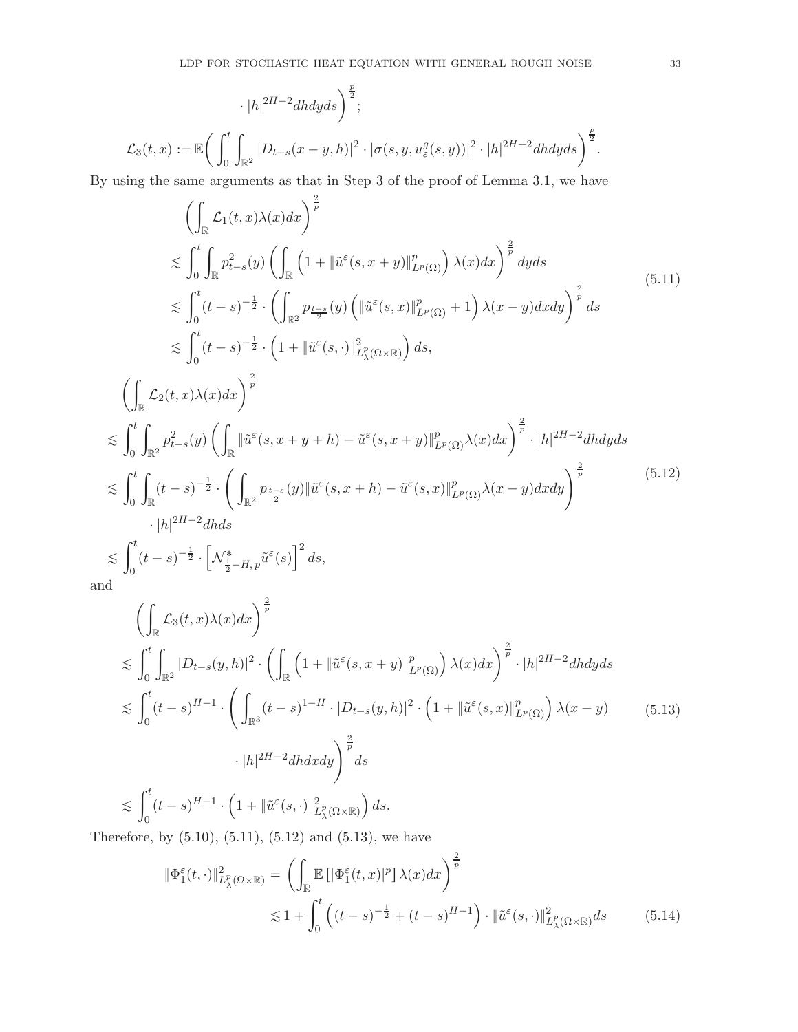$$\cdot |h|^{2H-2} dh dy ds\Bigg)^{\frac{p}{2}};$$

$$\mathcal{L}_3(t,x) := \mathbb{E}\bigg( \int_0^t \int_{\mathbb{R}^2} |D_{t-s}(x-y,h)|^2 \cdot |\sigma(s,y,u_\varepsilon^g(s,y))|^2 \cdot |h|^{2H-2} dh dy ds \bigg)^{\frac{p}{2}}.$$

By using the same arguments as that in Step 3 of the proof of Lemma 3.1, we have

$$\begin{aligned}
&\left( \int_{\mathbb{R}} \mathcal{L}_1(t,x)\lambda(x)dx \right)^{\frac{2}{p}} \\
&\lesssim \int_0^t \int_{\mathbb{R}} p_{t-s}^2(y) \left( \int_{\mathbb{R}} \left( 1 + \|\tilde{u}^\varepsilon(s,x+y)\|_{L^p(\Omega)}^p \right) \lambda(x)dx \right)^{\frac{2}{p}} dy ds \\
&\lesssim \int_0^t (t-s)^{-\frac{1}{2}} \cdot \left( \int_{\mathbb{R}^2} p_{\frac{t-s}{2}}(y) \left( \|\tilde{u}^\varepsilon(s,x)\|_{L^p(\Omega)}^p + 1 \right) \lambda(x-y) dx dy \right)^{\frac{2}{p}} ds \\
&\lesssim \int_0^t (t-s)^{-\frac{1}{2}} \cdot \left( 1 + \|\tilde{u}^\varepsilon(s,\cdot)\|_{L_\lambda^p(\Omega\times\mathbb{R})}^2 \right) ds,
\end{aligned} \tag{5.11}$$

$$\begin{aligned}
&\left( \int_{\mathbb{R}} \mathcal{L}_2(t,x)\lambda(x)dx \right)^{\frac{2}{p}} \\
&\lesssim \int_0^t \int_{\mathbb{R}^2} p_{t-s}^2(y) \left( \int_{\mathbb{R}} \|\tilde{u}^\varepsilon(s,x+y+h) - \tilde{u}^\varepsilon(s,x+y)\|_{L^p(\Omega)}^p \lambda(x)dx \right)^{\frac{2}{p}} \cdot |h|^{2H-2} dh dy ds \\
&\lesssim \int_0^t \int_{\mathbb{R}} (t-s)^{-\frac{1}{2}} \cdot \left( \int_{\mathbb{R}^2} p_{\frac{t-s}{2}}(y) \|\tilde{u}^\varepsilon(s,x+h) - \tilde{u}^\varepsilon(s,x)\|_{L^p(\Omega)}^p \lambda(x-y) dx dy \right)^{\frac{2}{p}} \\
&\qquad \cdot |h|^{2H-2} dh ds \\
&\lesssim \int_0^t (t-s)^{-\frac{1}{2}} \cdot \left[ \mathcal{N}_{\frac{1}{2}-H,\,p}^* \tilde{u}^\varepsilon(s) \right]^2 ds,
\end{aligned} \tag{5.12}$$

and

$$\begin{aligned}
&\left( \int_{\mathbb{R}} \mathcal{L}_3(t,x)\lambda(x)dx \right)^{\frac{2}{p}} \\
&\lesssim \int_0^t \int_{\mathbb{R}^2} |D_{t-s}(y,h)|^2 \cdot \left( \int_{\mathbb{R}} \left( 1 + \|\tilde{u}^\varepsilon(s,x+y)\|_{L^p(\Omega)}^p \right) \lambda(x)dx \right)^{\frac{2}{p}} \cdot |h|^{2H-2} dh dy ds \\
&\lesssim \int_0^t (t-s)^{H-1} \cdot \Bigg( \int_{\mathbb{R}^3} (t-s)^{1-H} \cdot |D_{t-s}(y,h)|^2 \cdot \left( 1 + \|\tilde{u}^\varepsilon(s,x)\|_{L^p(\Omega)}^p \right) \lambda(x-y) \\
&\qquad \cdot |h|^{2H-2} dh dx dy \Bigg)^{\frac{2}{p}} ds \\
&\lesssim \int_0^t (t-s)^{H-1} \cdot \left( 1 + \|\tilde{u}^\varepsilon(s,\cdot)\|_{L_\lambda^p(\Omega\times\mathbb{R})}^2 \right) ds.
\end{aligned} \tag{5.13}$$

Therefore, by (5.10), (5.11), (5.12) and (5.13), we have

$$\begin{aligned}
\|\Phi_1^\varepsilon(t,\cdot)\|_{L_\lambda^p(\Omega\times\mathbb{R})}^2 &= \left( \int_{\mathbb{R}} \mathbb{E}\left[ |\Phi_1^\varepsilon(t,x)|^p \right] \lambda(x)dx \right)^{\frac{2}{p}} \\
&\lesssim 1 + \int_0^t \left( (t-s)^{-\frac{1}{2}} + (t-s)^{H-1} \right) \cdot \|\tilde{u}^\varepsilon(s,\cdot)\|_{L_\lambda^p(\Omega\times\mathbb{R})}^2 ds
\end{aligned} \tag{5.14}$$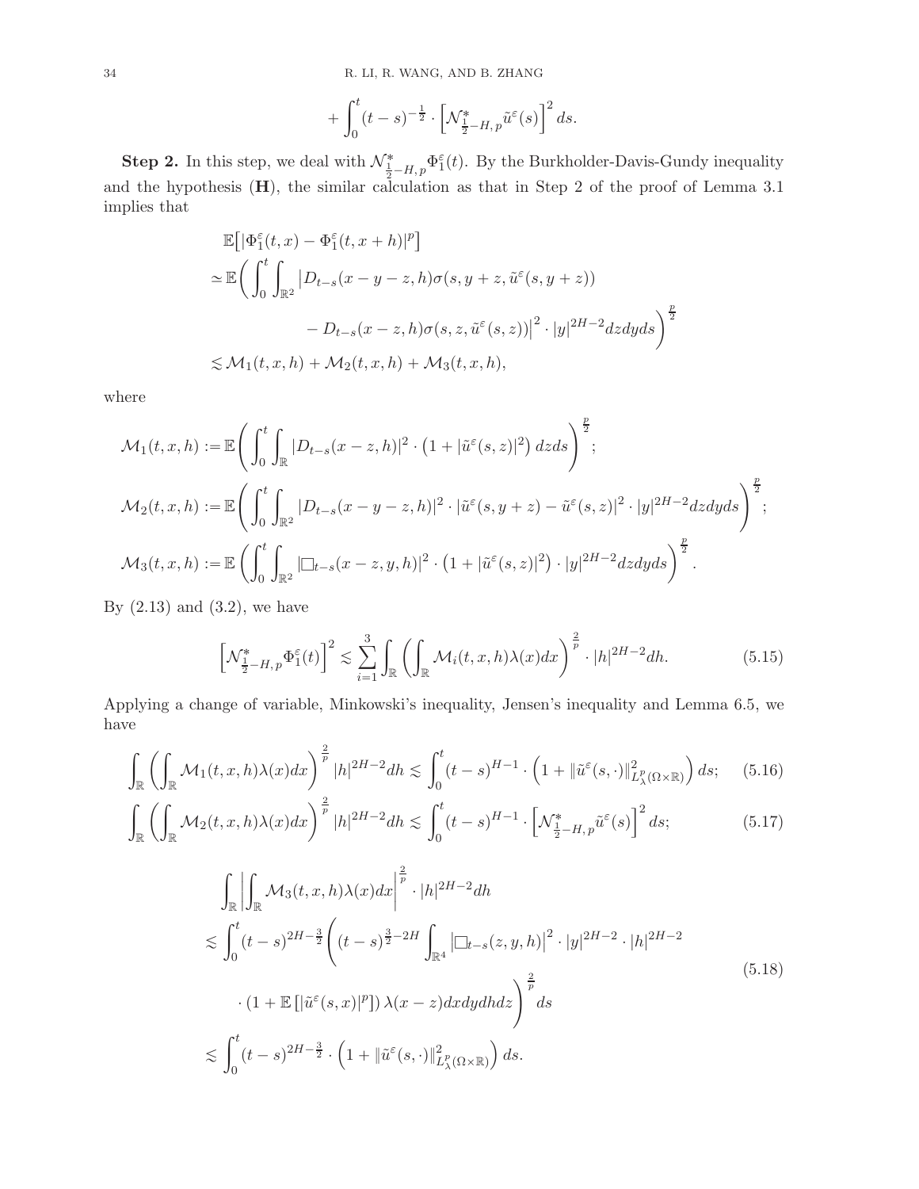$$+\int_0^t (t-s)^{-\frac{1}{2}} \cdot \left[\mathcal{N}^*_{\frac{1}{2}-H,\,p}\tilde{u}^\varepsilon(s)\right]^2 ds.$$

**Step 2.** In this step, we deal with $\mathcal{N}^*_{\frac{1}{2}-H,\,p}\Phi^\varepsilon_1(t)$. By the Burkholder-Davis-Gundy inequality and the hypothesis (**H**), the similar calculation as that in Step 2 of the proof of Lemma 3.1 implies that

$$\begin{aligned}
&\mathbb{E}\big[|\Phi^\varepsilon_1(t,x)-\Phi^\varepsilon_1(t,x+h)|^p\big]\\
\simeq{}&\mathbb{E}\bigg(\int_0^t\int_{\mathbb{R}^2}\big|D_{t-s}(x-y-z,h)\sigma(s,y+z,\tilde{u}^\varepsilon(s,y+z))\\
&\qquad\qquad -D_{t-s}(x-z,h)\sigma(s,z,\tilde{u}^\varepsilon(s,z))\big|^2\cdot|y|^{2H-2}dzdyds\bigg)^{\frac{p}{2}}\\
\lesssim{}&\mathcal{M}_1(t,x,h)+\mathcal{M}_2(t,x,h)+\mathcal{M}_3(t,x,h),
\end{aligned}$$

where

$$\begin{aligned}
\mathcal{M}_1(t,x,h)&:=\mathbb{E}\bigg(\int_0^t\int_{\mathbb{R}}|D_{t-s}(x-z,h)|^2\cdot\big(1+|\tilde{u}^\varepsilon(s,z)|^2\big)\,dzds\bigg)^{\frac{p}{2}};\\
\mathcal{M}_2(t,x,h)&:=\mathbb{E}\bigg(\int_0^t\int_{\mathbb{R}^2}|D_{t-s}(x-y-z,h)|^2\cdot|\tilde{u}^\varepsilon(s,y+z)-\tilde{u}^\varepsilon(s,z)|^2\cdot|y|^{2H-2}dzdyds\bigg)^{\frac{p}{2}};\\
\mathcal{M}_3(t,x,h)&:=\mathbb{E}\left(\int_0^t\int_{\mathbb{R}^2}|\Box_{t-s}(x-z,y,h)|^2\cdot\big(1+|\tilde{u}^\varepsilon(s,z)|^2\big)\cdot|y|^{2H-2}dzdyds\right)^{\frac{p}{2}}.
\end{aligned}$$

By (2.13) and (3.2), we have

$$\left[\mathcal{N}^*_{\frac{1}{2}-H,\,p}\Phi^\varepsilon_1(t)\right]^2\lesssim\sum_{i=1}^3\int_{\mathbb{R}}\left(\int_{\mathbb{R}}\mathcal{M}_i(t,x,h)\lambda(x)dx\right)^{\frac{2}{p}}\cdot|h|^{2H-2}dh. \tag{5.15}$$

Applying a change of variable, Minkowski's inequality, Jensen's inequality and Lemma 6.5, we have

$$\int_{\mathbb{R}}\left(\int_{\mathbb{R}}\mathcal{M}_1(t,x,h)\lambda(x)dx\right)^{\frac{2}{p}}|h|^{2H-2}dh\lesssim\int_0^t(t-s)^{H-1}\cdot\left(1+\|\tilde{u}^\varepsilon(s,\cdot)\|^2_{L^p_\lambda(\Omega\times\mathbb{R})}\right)ds; \tag{5.16}$$

$$\int_{\mathbb{R}}\left(\int_{\mathbb{R}}\mathcal{M}_2(t,x,h)\lambda(x)dx\right)^{\frac{2}{p}}|h|^{2H-2}dh\lesssim\int_0^t(t-s)^{H-1}\cdot\left[\mathcal{N}^*_{\frac{1}{2}-H,\,p}\tilde{u}^\varepsilon(s)\right]^2ds; \tag{5.17}$$

$$\begin{aligned}
&\int_{\mathbb{R}}\left|\int_{\mathbb{R}}\mathcal{M}_3(t,x,h)\lambda(x)dx\right|^{\frac{2}{p}}\cdot|h|^{2H-2}dh\\
\lesssim{}&\int_0^t(t-s)^{2H-\frac{3}{2}}\Bigg((t-s)^{\frac{3}{2}-2H}\int_{\mathbb{R}^4}\big|\Box_{t-s}(z,y,h)\big|^2\cdot|y|^{2H-2}\cdot|h|^{2H-2}\\
&\qquad\cdot\left(1+\mathbb{E}\left[|\tilde{u}^\varepsilon(s,x)|^p\right]\right)\lambda(x-z)dxdydhdz\Bigg)^{\frac{2}{p}}ds\\
\lesssim{}&\int_0^t(t-s)^{2H-\frac{3}{2}}\cdot\left(1+\|\tilde{u}^\varepsilon(s,\cdot)\|^2_{L^p_\lambda(\Omega\times\mathbb{R})}\right)ds.
\end{aligned} \tag{5.18}$$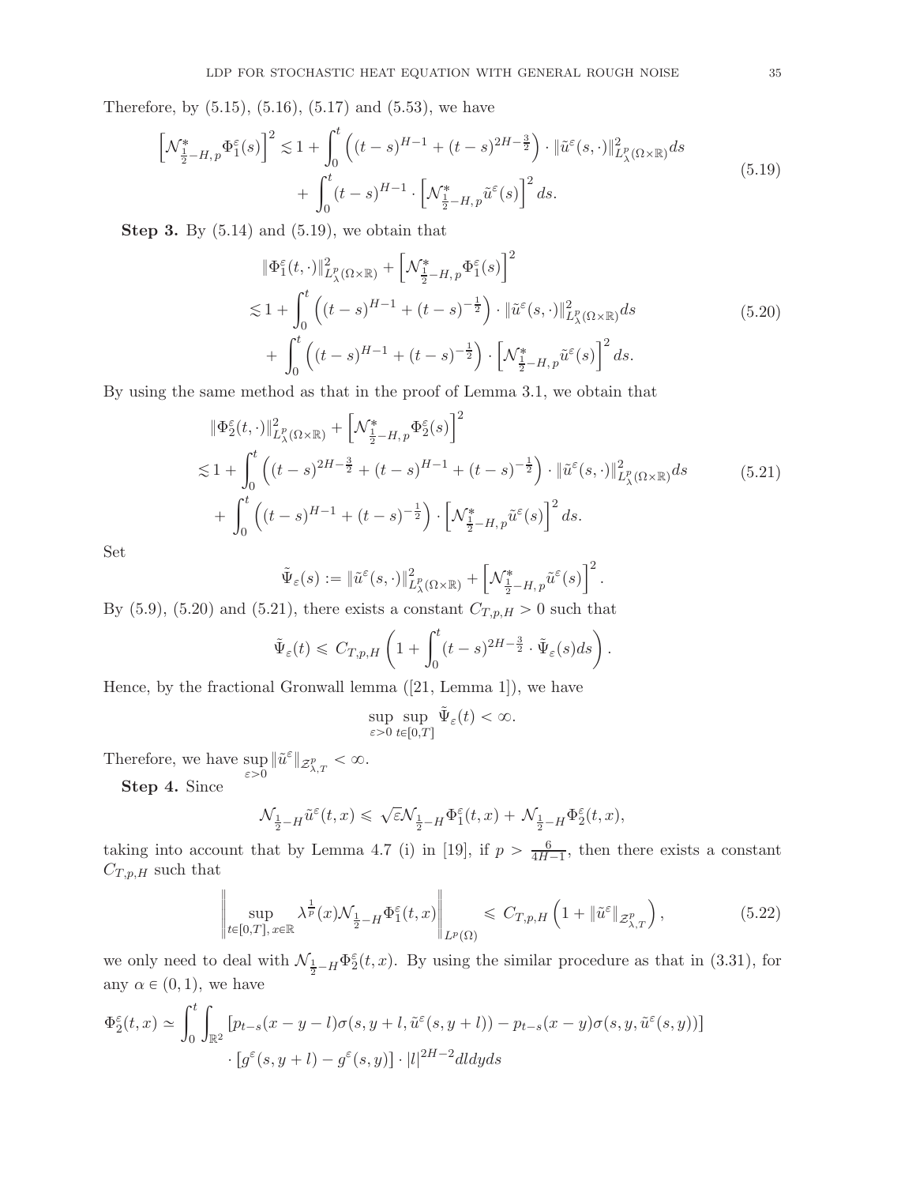Therefore, by (5.15), (5.16), (5.17) and (5.53), we have

$$
\begin{aligned}
\left[\mathcal{N}^*_{\frac{1}{2}-H,\,p}\Phi_1^\varepsilon(s)\right]^2 \lesssim 1 &+ \int_0^t \left((t-s)^{H-1} + (t-s)^{2H-\frac{3}{2}}\right)\cdot \|\tilde{u}^\varepsilon(s,\cdot)\|^2_{L^p_\lambda(\Omega\times\mathbb{R})}ds \\
&+ \int_0^t (t-s)^{H-1}\cdot \left[\mathcal{N}^*_{\frac{1}{2}-H,\,p}\tilde{u}^\varepsilon(s)\right]^2 ds.
\end{aligned}
\tag{5.19}
$$

**Step 3.** By (5.14) and (5.19), we obtain that

$$
\begin{aligned}
&\|\Phi_1^\varepsilon(t,\cdot)\|^2_{L^p_\lambda(\Omega\times\mathbb{R})} + \left[\mathcal{N}^*_{\frac{1}{2}-H,\,p}\Phi_1^\varepsilon(s)\right]^2 \\
&\lesssim 1 + \int_0^t \left((t-s)^{H-1} + (t-s)^{-\frac{1}{2}}\right)\cdot \|\tilde{u}^\varepsilon(s,\cdot)\|^2_{L^p_\lambda(\Omega\times\mathbb{R})}ds \\
&\quad + \int_0^t \left((t-s)^{H-1} + (t-s)^{-\frac{1}{2}}\right)\cdot \left[\mathcal{N}^*_{\frac{1}{2}-H,\,p}\tilde{u}^\varepsilon(s)\right]^2 ds.
\end{aligned}
\tag{5.20}
$$

By using the same method as that in the proof of Lemma 3.1, we obtain that

$$
\begin{aligned}
&\|\Phi_2^\varepsilon(t,\cdot)\|^2_{L^p_\lambda(\Omega\times\mathbb{R})} + \left[\mathcal{N}^*_{\frac{1}{2}-H,\,p}\Phi_2^\varepsilon(s)\right]^2 \\
&\lesssim 1 + \int_0^t \left((t-s)^{2H-\frac{3}{2}} + (t-s)^{H-1} + (t-s)^{-\frac{1}{2}}\right)\cdot \|\tilde{u}^\varepsilon(s,\cdot)\|^2_{L^p_\lambda(\Omega\times\mathbb{R})}ds \\
&\quad + \int_0^t \left((t-s)^{H-1} + (t-s)^{-\frac{1}{2}}\right)\cdot \left[\mathcal{N}^*_{\frac{1}{2}-H,\,p}\tilde{u}^\varepsilon(s)\right]^2 ds.
\end{aligned}
\tag{5.21}
$$

Set

$$
\tilde{\Psi}_\varepsilon(s) := \|\tilde{u}^\varepsilon(s,\cdot)\|^2_{L^p_\lambda(\Omega\times\mathbb{R})} + \left[\mathcal{N}^*_{\frac{1}{2}-H,\,p}\tilde{u}^\varepsilon(s)\right]^2.
$$

By (5.9), (5.20) and (5.21), there exists a constant $C_{T,p,H} > 0$ such that

$$
\tilde{\Psi}_\varepsilon(t) \leqslant C_{T,p,H}\left(1 + \int_0^t (t-s)^{2H-\frac{3}{2}}\cdot \tilde{\Psi}_\varepsilon(s)ds\right).
$$

Hence, by the fractional Gronwall lemma ([21, Lemma 1]), we have

$$
\sup_{\varepsilon>0}\sup_{t\in[0,T]}\tilde{\Psi}_\varepsilon(t) < \infty.
$$

Therefore, we have $\sup_{\varepsilon>0}\|\tilde{u}^\varepsilon\|_{\mathcal{Z}^p_{\lambda,T}} < \infty$.

**Step 4.** Since

$$
\mathcal{N}_{\frac{1}{2}-H}\tilde{u}^\varepsilon(t,x) \leqslant \sqrt{\varepsilon}\mathcal{N}_{\frac{1}{2}-H}\Phi_1^\varepsilon(t,x) + \mathcal{N}_{\frac{1}{2}-H}\Phi_2^\varepsilon(t,x),
$$

taking into account that by Lemma 4.7 (i) in [19], if $p > \frac{6}{4H-1}$, then there exists a constant $C_{T,p,H}$ such that

$$
\left\|\sup_{t\in[0,T],\,x\in\mathbb{R}} \lambda^{\frac{1}{p}}(x)\mathcal{N}_{\frac{1}{2}-H}\Phi_1^\varepsilon(t,x)\right\|_{L^p(\Omega)} \leqslant C_{T,p,H}\left(1 + \|\tilde{u}^\varepsilon\|_{\mathcal{Z}^p_{\lambda,T}}\right),
\tag{5.22}
$$

we only need to deal with $\mathcal{N}_{\frac{1}{2}-H}\Phi_2^\varepsilon(t,x)$. By using the similar procedure as that in (3.31), for any $\alpha \in (0,1)$, we have

$$
\begin{aligned}
\Phi_2^\varepsilon(t,x) \simeq \int_0^t\int_{\mathbb{R}^2} &\left[p_{t-s}(x-y-l)\sigma(s,y+l,\tilde{u}^\varepsilon(s,y+l)) - p_{t-s}(x-y)\sigma(s,y,\tilde{u}^\varepsilon(s,y))\right] \\
&\cdot \left[g^\varepsilon(s,y+l) - g^\varepsilon(s,y)\right]\cdot |l|^{2H-2}dldyds
\end{aligned}
$$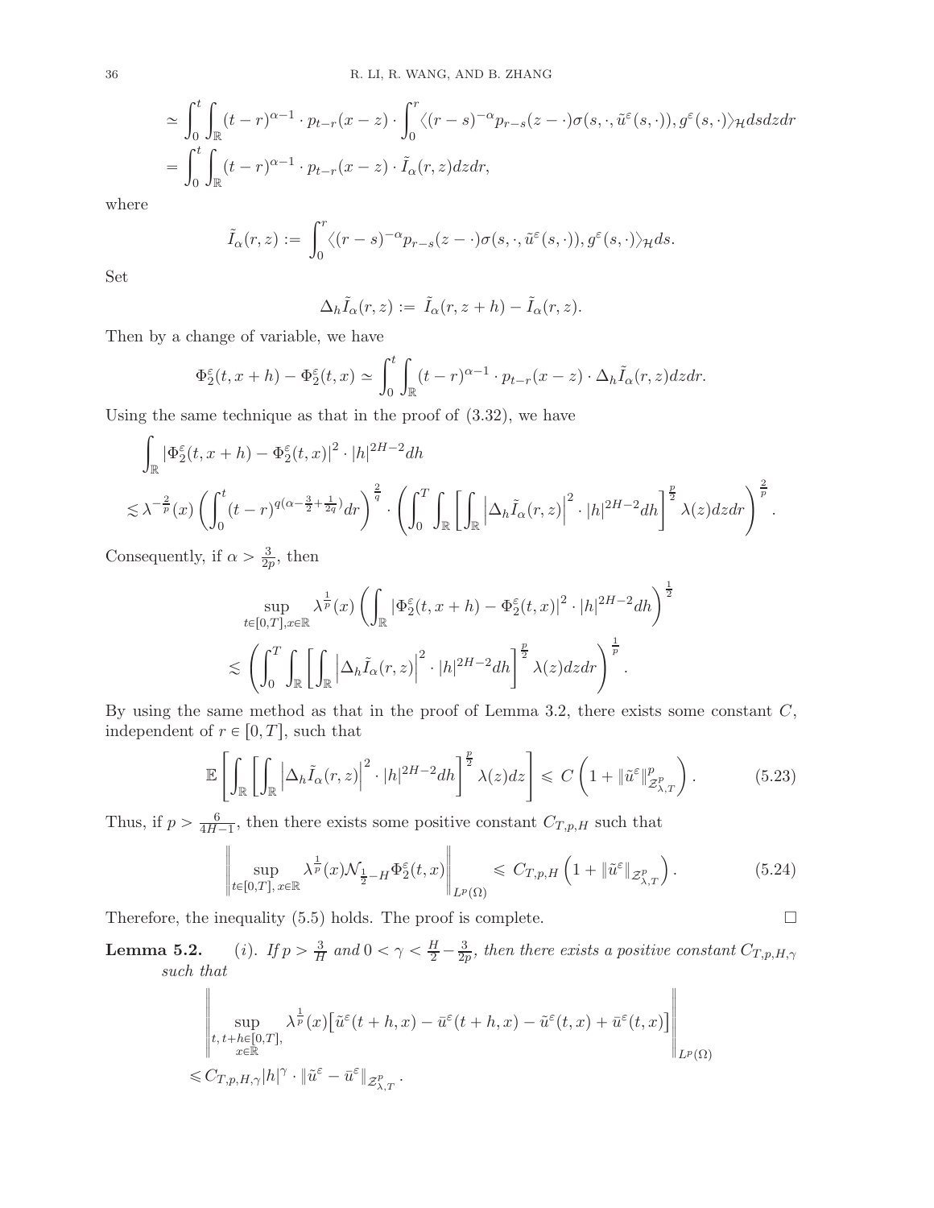$$\simeq \int_0^t \int_{\mathbb{R}} (t-r)^{\alpha-1} \cdot p_{t-r}(x-z) \cdot \int_0^r \langle (r-s)^{-\alpha} p_{r-s}(z-\cdot)\sigma(s,\cdot,\tilde{u}^\varepsilon(s,\cdot)), g^\varepsilon(s,\cdot)\rangle_{\mathcal{H}} ds dz dr$$
$$= \int_0^t \int_{\mathbb{R}} (t-r)^{\alpha-1} \cdot p_{t-r}(x-z) \cdot \tilde{I}_\alpha(r,z) dz dr,$$

where

$$\tilde{I}_\alpha(r,z) := \int_0^r \langle (r-s)^{-\alpha} p_{r-s}(z-\cdot)\sigma(s,\cdot,\tilde{u}^\varepsilon(s,\cdot)), g^\varepsilon(s,\cdot)\rangle_{\mathcal{H}} ds.$$

Set

$$\Delta_h \tilde{I}_\alpha(r,z) := \tilde{I}_\alpha(r,z+h) - \tilde{I}_\alpha(r,z).$$

Then by a change of variable, we have

$$\Phi_2^\varepsilon(t,x+h) - \Phi_2^\varepsilon(t,x) \simeq \int_0^t \int_{\mathbb{R}} (t-r)^{\alpha-1} \cdot p_{t-r}(x-z) \cdot \Delta_h \tilde{I}_\alpha(r,z) dz dr.$$

Using the same technique as that in the proof of (3.32), we have

$$\int_{\mathbb{R}} \left|\Phi_2^\varepsilon(t,x+h) - \Phi_2^\varepsilon(t,x)\right|^2 \cdot |h|^{2H-2} dh$$
$$\lesssim \lambda^{-\frac{2}{p}}(x) \left( \int_0^t (t-r)^{q(\alpha - \frac{3}{2} + \frac{1}{2q})} dr \right)^{\frac{2}{q}} \cdot \left( \int_0^T \int_{\mathbb{R}} \left[ \int_{\mathbb{R}} \left| \Delta_h \tilde{I}_\alpha(r,z) \right|^2 \cdot |h|^{2H-2} dh \right]^{\frac{p}{2}} \lambda(z) dz dr \right)^{\frac{2}{p}}.$$

Consequently, if $\alpha > \frac{3}{2p}$, then

$$\sup_{t\in[0,T], x\in\mathbb{R}} \lambda^{\frac{1}{p}}(x) \left( \int_{\mathbb{R}} \left|\Phi_2^\varepsilon(t,x+h) - \Phi_2^\varepsilon(t,x)\right|^2 \cdot |h|^{2H-2} dh \right)^{\frac{1}{2}}$$
$$\lesssim \left( \int_0^T \int_{\mathbb{R}} \left[ \int_{\mathbb{R}} \left| \Delta_h \tilde{I}_\alpha(r,z) \right|^2 \cdot |h|^{2H-2} dh \right]^{\frac{p}{2}} \lambda(z) dz dr \right)^{\frac{1}{p}}.$$

By using the same method as that in the proof of Lemma 3.2, there exists some constant $C$, independent of $r \in [0,T]$, such that

$$\mathbb{E}\left[ \int_{\mathbb{R}} \left[ \int_{\mathbb{R}} \left| \Delta_h \tilde{I}_\alpha(r,z) \right|^2 \cdot |h|^{2H-2} dh \right]^{\frac{p}{2}} \lambda(z) dz \right] \leqslant C \left( 1 + \|\tilde{u}^\varepsilon\|^p_{\mathcal{Z}^p_{\lambda,T}} \right). \tag{5.23}$$

Thus, if $p > \frac{6}{4H-1}$, then there exists some positive constant $C_{T,p,H}$ such that

$$\left\| \sup_{t\in[0,T],\, x\in\mathbb{R}} \lambda^{\frac{1}{p}}(x) \mathcal{N}_{\frac{1}{2}-H} \Phi_2^\varepsilon(t,x) \right\|_{L^p(\Omega)} \leqslant C_{T,p,H} \left( 1 + \|\tilde{u}^\varepsilon\|_{\mathcal{Z}^p_{\lambda,T}} \right). \tag{5.24}$$

Therefore, the inequality (5.5) holds. The proof is complete. $\square$

**Lemma 5.2.** *(i). If $p > \frac{3}{H}$ and $0 < \gamma < \frac{H}{2} - \frac{3}{2p}$, then there exists a positive constant $C_{T,p,H,\gamma}$ such that*

$$\left\| \sup_{\substack{t,\, t+h\in[0,T], \\ x\in\mathbb{R}}} \lambda^{\frac{1}{p}}(x) \left[ \tilde{u}^\varepsilon(t+h,x) - \bar{u}^\varepsilon(t+h,x) - \tilde{u}^\varepsilon(t,x) + \bar{u}^\varepsilon(t,x) \right] \right\|_{L^p(\Omega)}$$
$$\leqslant C_{T,p,H,\gamma} |h|^\gamma \cdot \|\tilde{u}^\varepsilon - \bar{u}^\varepsilon\|_{\mathcal{Z}^p_{\lambda,T}}.$$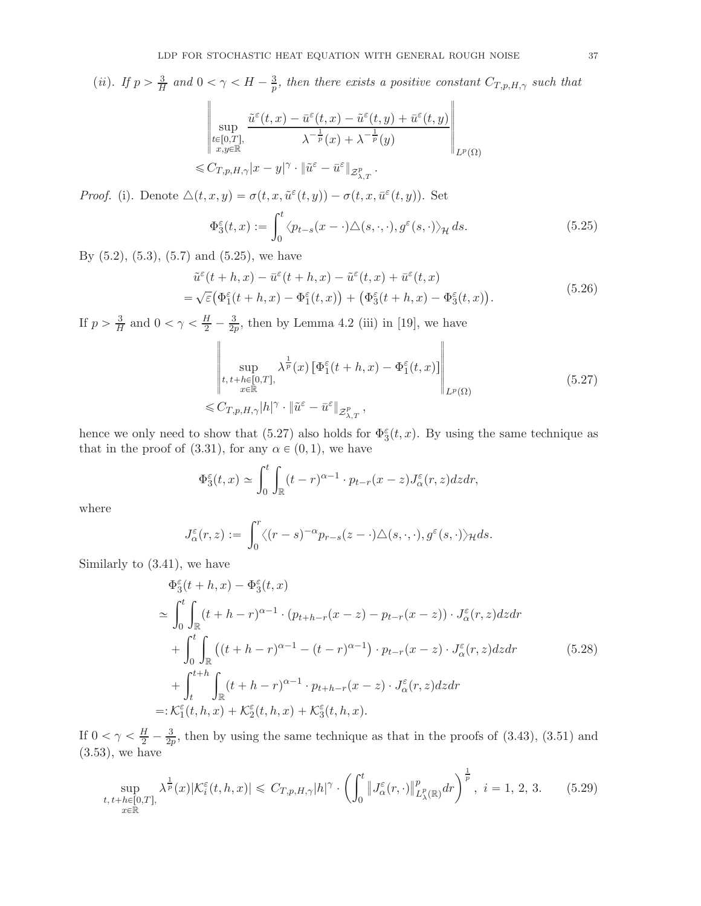(*ii*). If $p > \frac{3}{H}$ and $0 < \gamma < H - \frac{3}{p}$, then there exists a positive constant $C_{T,p,H,\gamma}$ such that

$$
\begin{aligned}
&\left\| \sup_{\substack{t\in[0,T],\\ x,y\in\mathbb{R}}} \frac{\tilde{u}^\varepsilon(t,x) - \bar{u}^\varepsilon(t,x) - \tilde{u}^\varepsilon(t,y) + \bar{u}^\varepsilon(t,y)}{\lambda^{-\frac{1}{p}}(x) + \lambda^{-\frac{1}{p}}(y)} \right\|_{L^p(\Omega)} \\
&\leqslant C_{T,p,H,\gamma} |x-y|^\gamma \cdot \|\tilde{u}^\varepsilon - \bar{u}^\varepsilon\|_{\mathcal{Z}^p_{\lambda,T}}.
\end{aligned}
$$

*Proof.* (i). Denote $\triangle(t,x,y) = \sigma(t,x,\tilde{u}^\varepsilon(t,y)) - \sigma(t,x,\bar{u}^\varepsilon(t,y))$. Set

$$
\Phi_3^\varepsilon(t,x) := \int_0^t \langle p_{t-s}(x-\cdot)\triangle(s,\cdot,\cdot), g^\varepsilon(s,\cdot)\rangle_{\mathcal{H}}\, ds. \tag{5.25}
$$

By (5.2), (5.3), (5.7) and (5.25), we have

$$
\begin{aligned}
&\tilde{u}^\varepsilon(t+h,x) - \bar{u}^\varepsilon(t+h,x) - \tilde{u}^\varepsilon(t,x) + \bar{u}^\varepsilon(t,x) \\
&= \sqrt{\varepsilon}\big(\Phi_1^\varepsilon(t+h,x) - \Phi_1^\varepsilon(t,x)\big) + \big(\Phi_3^\varepsilon(t+h,x) - \Phi_3^\varepsilon(t,x)\big).
\end{aligned} \tag{5.26}
$$

If $p > \frac{3}{H}$ and $0 < \gamma < \frac{H}{2} - \frac{3}{2p}$, then by Lemma 4.2 (iii) in [19], we have

$$
\begin{aligned}
&\left\| \sup_{\substack{t,\,t+h\in[0,T],\\ x\in\mathbb{R}}} \lambda^{\frac{1}{p}}(x) \left[\Phi_1^\varepsilon(t+h,x) - \Phi_1^\varepsilon(t,x)\right] \right\|_{L^p(\Omega)} \\
&\leqslant C_{T,p,H,\gamma} |h|^\gamma \cdot \|\tilde{u}^\varepsilon - \bar{u}^\varepsilon\|_{\mathcal{Z}^p_{\lambda,T}},
\end{aligned} \tag{5.27}
$$

hence we only need to show that (5.27) also holds for $\Phi_3^\varepsilon(t,x)$. By using the same technique as that in the proof of (3.31), for any $\alpha \in (0,1)$, we have

$$
\Phi_3^\varepsilon(t,x) \simeq \int_0^t \int_{\mathbb{R}} (t-r)^{\alpha-1} \cdot p_{t-r}(x-z) J_\alpha^\varepsilon(r,z)\, dz dr,
$$

where

$$
J_\alpha^\varepsilon(r,z) := \int_0^r \langle (r-s)^{-\alpha} p_{r-s}(z-\cdot)\triangle(s,\cdot,\cdot), g^\varepsilon(s,\cdot)\rangle_{\mathcal{H}} ds.
$$

Similarly to (3.41), we have

$$
\begin{aligned}
&\Phi_3^\varepsilon(t+h,x) - \Phi_3^\varepsilon(t,x) \\
\simeq& \int_0^t \int_{\mathbb{R}} (t+h-r)^{\alpha-1} \cdot \big(p_{t+h-r}(x-z) - p_{t-r}(x-z)\big) \cdot J_\alpha^\varepsilon(r,z)\, dz dr \\
&+ \int_0^t \int_{\mathbb{R}} \big((t+h-r)^{\alpha-1} - (t-r)^{\alpha-1}\big) \cdot p_{t-r}(x-z) \cdot J_\alpha^\varepsilon(r,z)\, dz dr \\
&+ \int_t^{t+h} \int_{\mathbb{R}} (t+h-r)^{\alpha-1} \cdot p_{t+h-r}(x-z) \cdot J_\alpha^\varepsilon(r,z)\, dz dr \\
=:& \mathcal{K}_1^\varepsilon(t,h,x) + \mathcal{K}_2^\varepsilon(t,h,x) + \mathcal{K}_3^\varepsilon(t,h,x).
\end{aligned} \tag{5.28}
$$

If $0 < \gamma < \frac{H}{2} - \frac{3}{2p}$, then by using the same technique as that in the proofs of (3.43), (3.51) and (3.53), we have

$$
\sup_{\substack{t,\,t+h\in[0,T],\\ x\in\mathbb{R}}} \lambda^{\frac{1}{p}}(x) |\mathcal{K}_i^\varepsilon(t,h,x)| \leqslant C_{T,p,H,\gamma} |h|^\gamma \cdot \left( \int_0^t \left\| J_\alpha^\varepsilon(r,\cdot) \right\|^p_{L^p_\lambda(\mathbb{R})} dr \right)^{\frac{1}{p}},\ i = 1,\,2,\,3. \tag{5.29}
$$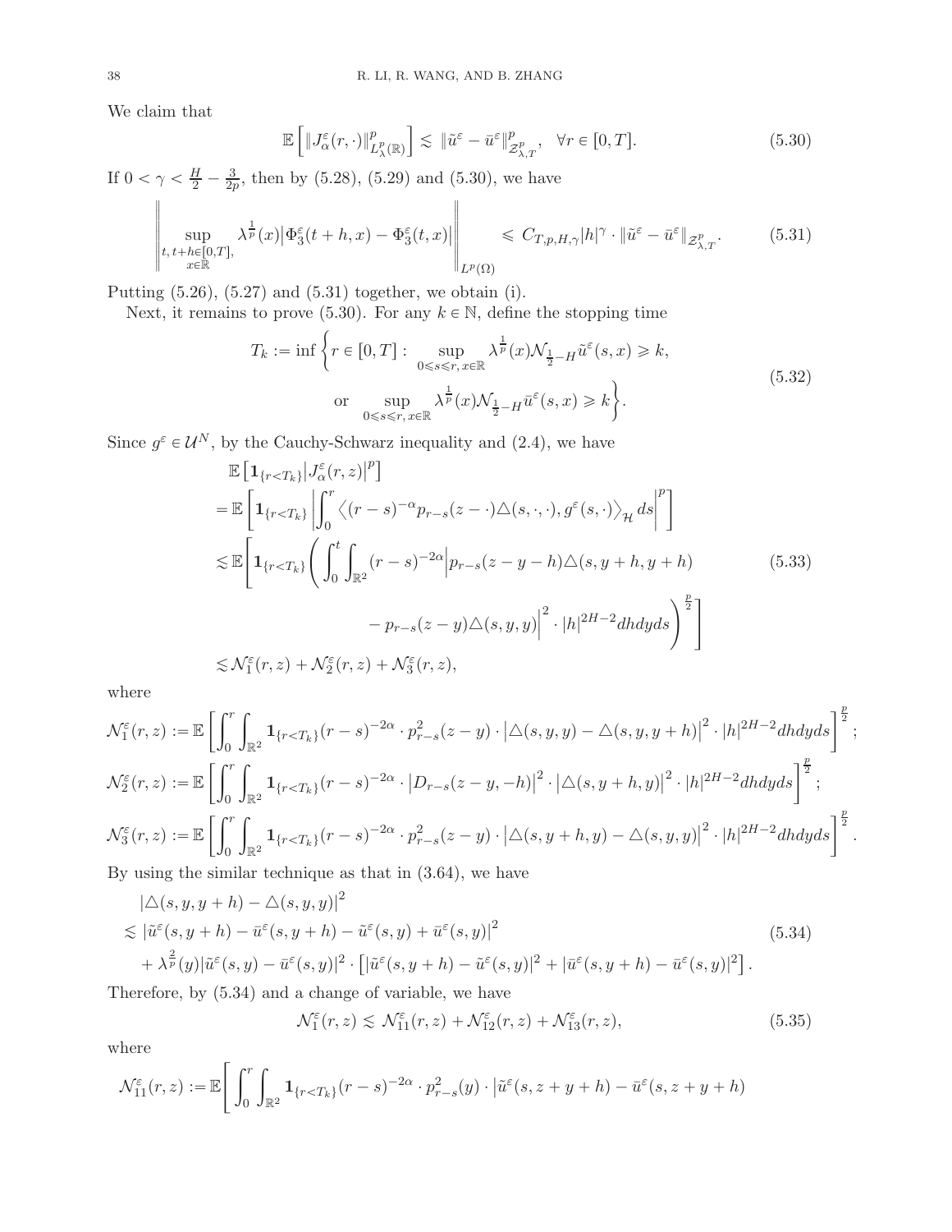We claim that

$$
\mathbb{E}\left[\|J_\alpha^\varepsilon(r,\cdot)\|^p_{L^p_\lambda(\mathbb{R})}\right] \lesssim \|\tilde{u}^\varepsilon - \bar{u}^\varepsilon\|^p_{\mathcal{Z}^p_{\lambda,T}}, \quad \forall r \in [0,T]. \tag{5.30}
$$

If $0 < \gamma < \frac{H}{2} - \frac{3}{2p}$, then by (5.28), (5.29) and (5.30), we have

$$
\left\| \sup_{\substack{t,\, t+h\in[0,T],\\ x\in\mathbb{R}}} \lambda^{\frac{1}{p}}(x)\left|\Phi_3^\varepsilon(t+h,x) - \Phi_3^\varepsilon(t,x)\right| \right\|_{L^p(\Omega)} \leqslant C_{T,p,H,\gamma}|h|^\gamma \cdot \|\tilde{u}^\varepsilon - \bar{u}^\varepsilon\|_{\mathcal{Z}^p_{\lambda,T}}. \tag{5.31}
$$

Putting (5.26), (5.27) and (5.31) together, we obtain (i).

Next, it remains to prove (5.30). For any $k \in \mathbb{N}$, define the stopping time

$$
\begin{aligned}
T_k := \inf\Bigg\{ r \in [0,T] : &\sup_{0\leqslant s\leqslant r,\, x\in\mathbb{R}} \lambda^{\frac{1}{p}}(x)\mathcal{N}_{\frac{1}{2}-H}\tilde{u}^\varepsilon(s,x) \geqslant k, \\
&\text{or} \sup_{0\leqslant s\leqslant r,\, x\in\mathbb{R}} \lambda^{\frac{1}{p}}(x)\mathcal{N}_{\frac{1}{2}-H}\bar{u}^\varepsilon(s,x) \geqslant k \Bigg\}.
\end{aligned} \tag{5.32}
$$

Since $g^\varepsilon \in \mathcal{U}^N$, by the Cauchy-Schwarz inequality and (2.4), we have

$$
\begin{aligned}
&\mathbb{E}\left[\mathbf{1}_{\{r<T_k\}}\left|J_\alpha^\varepsilon(r,z)\right|^p\right] \\
=&\,\mathbb{E}\left[\mathbf{1}_{\{r<T_k\}}\left|\int_0^r \left\langle (r-s)^{-\alpha} p_{r-s}(z-\cdot)\triangle(s,\cdot,\cdot), g^\varepsilon(s,\cdot)\right\rangle_{\mathcal{H}} ds\right|^p\right] \\
\lesssim&\,\mathbb{E}\Bigg[\mathbf{1}_{\{r<T_k\}}\Bigg(\int_0^t\int_{\mathbb{R}^2}(r-s)^{-2\alpha}\Big|p_{r-s}(z-y-h)\triangle(s,y+h,y+h) \\
&\qquad\qquad - p_{r-s}(z-y)\triangle(s,y,y)\Big|^2\cdot|h|^{2H-2}dhdyds\Bigg)^{\frac{p}{2}}\Bigg] \\
\lesssim&\,\mathcal{N}_1^\varepsilon(r,z) + \mathcal{N}_2^\varepsilon(r,z) + \mathcal{N}_3^\varepsilon(r,z),
\end{aligned} \tag{5.33}
$$

where

$$
\mathcal{N}_1^\varepsilon(r,z) := \mathbb{E}\left[\int_0^r\int_{\mathbb{R}^2}\mathbf{1}_{\{r<T_k\}}(r-s)^{-2\alpha}\cdot p^2_{r-s}(z-y)\cdot\left|\triangle(s,y,y) - \triangle(s,y,y+h)\right|^2\cdot|h|^{2H-2}dhdyds\right]^{\frac{p}{2}};
$$

$$
\mathcal{N}_2^\varepsilon(r,z) := \mathbb{E}\left[\int_0^r\int_{\mathbb{R}^2}\mathbf{1}_{\{r<T_k\}}(r-s)^{-2\alpha}\cdot\left|D_{r-s}(z-y,-h)\right|^2\cdot\left|\triangle(s,y+h,y)\right|^2\cdot|h|^{2H-2}dhdyds\right]^{\frac{p}{2}};
$$

$$
\mathcal{N}_3^\varepsilon(r,z) := \mathbb{E}\left[\int_0^r\int_{\mathbb{R}^2}\mathbf{1}_{\{r<T_k\}}(r-s)^{-2\alpha}\cdot p^2_{r-s}(z-y)\cdot\left|\triangle(s,y+h,y) - \triangle(s,y,y)\right|^2\cdot|h|^{2H-2}dhdyds\right]^{\frac{p}{2}}.
$$

By using the similar technique as that in (3.64), we have

$$
\begin{aligned}
&\left|\triangle(s,y,y+h) - \triangle(s,y,y)\right|^2 \\
\lesssim&\,\left|\tilde{u}^\varepsilon(s,y+h) - \bar{u}^\varepsilon(s,y+h) - \tilde{u}^\varepsilon(s,y) + \bar{u}^\varepsilon(s,y)\right|^2 \\
&+ \lambda^{\frac{2}{p}}(y)|\tilde{u}^\varepsilon(s,y) - \bar{u}^\varepsilon(s,y)|^2\cdot\left[|\tilde{u}^\varepsilon(s,y+h) - \tilde{u}^\varepsilon(s,y)|^2 + |\bar{u}^\varepsilon(s,y+h) - \bar{u}^\varepsilon(s,y)|^2\right].
\end{aligned} \tag{5.34}
$$

Therefore, by (5.34) and a change of variable, we have

$$
\mathcal{N}_1^\varepsilon(r,z) \lesssim \mathcal{N}_{11}^\varepsilon(r,z) + \mathcal{N}_{12}^\varepsilon(r,z) + \mathcal{N}_{13}^\varepsilon(r,z), \tag{5.35}
$$

where

$$
\mathcal{N}_{11}^\varepsilon(r,z) := \mathbb{E}\Bigg[\int_0^r\int_{\mathbb{R}^2}\mathbf{1}_{\{r<T_k\}}(r-s)^{-2\alpha}\cdot p^2_{r-s}(y)\cdot\big|\tilde{u}^\varepsilon(s,z+y+h) - \bar{u}^\varepsilon(s,z+y+h)
$$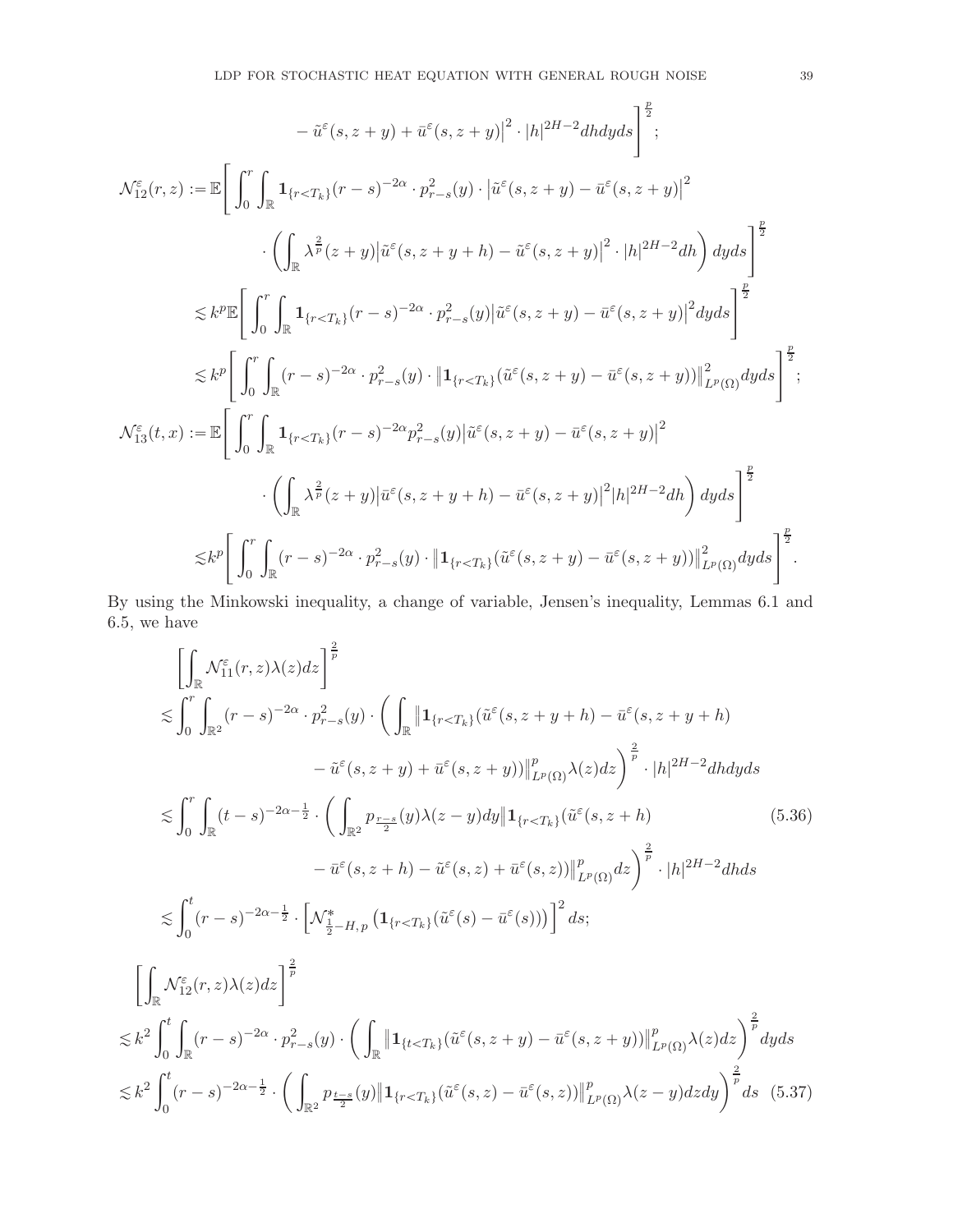$$
\left. - \tilde{u}^{\varepsilon}(s, z+y) + \bar{u}^{\varepsilon}(s, z+y)\right|^2 \cdot |h|^{2H-2} dh dy ds \Bigg]^{\frac{p}{2}};
$$

$$
\begin{aligned}
\mathcal{N}_{12}^{\varepsilon}(r,z) :=& \mathbb{E}\Bigg[ \int_0^r \int_{\mathbb{R}} \mathbf{1}_{\{r<T_k\}} (r-s)^{-2\alpha} \cdot p_{r-s}^2(y) \cdot \big|\tilde{u}^{\varepsilon}(s,z+y) - \bar{u}^{\varepsilon}(s,z+y)\big|^2 \\
& \cdot \left( \int_{\mathbb{R}} \lambda^{\frac{2}{p}}(z+y) \big|\tilde{u}^{\varepsilon}(s,z+y+h) - \tilde{u}^{\varepsilon}(s,z+y)\big|^2 \cdot |h|^{2H-2} dh \right) dy ds \Bigg]^{\frac{p}{2}} \\
\lesssim & k^p \mathbb{E}\Bigg[ \int_0^r \int_{\mathbb{R}} \mathbf{1}_{\{r<T_k\}} (r-s)^{-2\alpha} \cdot p_{r-s}^2(y) \big|\tilde{u}^{\varepsilon}(s,z+y) - \bar{u}^{\varepsilon}(s,z+y)\big|^2 dy ds \Bigg]^{\frac{p}{2}} \\
\lesssim & k^p \Bigg[ \int_0^r \int_{\mathbb{R}} (r-s)^{-2\alpha} \cdot p_{r-s}^2(y) \cdot \big\| \mathbf{1}_{\{r<T_k\}} (\tilde{u}^{\varepsilon}(s,z+y) - \bar{u}^{\varepsilon}(s,z+y)) \big\|_{L^p(\Omega)}^2 dy ds \Bigg]^{\frac{p}{2}};
\end{aligned}
$$

$$
\begin{aligned}
\mathcal{N}_{13}^{\varepsilon}(t,x) :=& \mathbb{E}\Bigg[ \int_0^r \int_{\mathbb{R}} \mathbf{1}_{\{r<T_k\}} (r-s)^{-2\alpha} p_{r-s}^2(y) \big|\tilde{u}^{\varepsilon}(s,z+y) - \bar{u}^{\varepsilon}(s,z+y)\big|^2 \\
& \cdot \left( \int_{\mathbb{R}} \lambda^{\frac{2}{p}}(z+y) \big|\bar{u}^{\varepsilon}(s,z+y+h) - \bar{u}^{\varepsilon}(s,z+y)\big|^2 |h|^{2H-2} dh \right) dy ds \Bigg]^{\frac{p}{2}} \\
\lesssim & k^p \Bigg[ \int_0^r \int_{\mathbb{R}} (r-s)^{-2\alpha} \cdot p_{r-s}^2(y) \cdot \big\| \mathbf{1}_{\{r<T_k\}} (\tilde{u}^{\varepsilon}(s,z+y) - \bar{u}^{\varepsilon}(s,z+y)) \big\|_{L^p(\Omega)}^2 dy ds \Bigg]^{\frac{p}{2}}.
\end{aligned}
$$

By using the Minkowski inequality, a change of variable, Jensen's inequality, Lemmas 6.1 and 6.5, we have

$$
\begin{aligned}
& \left[ \int_{\mathbb{R}} \mathcal{N}_{11}^{\varepsilon}(r,z) \lambda(z) dz \right]^{\frac{2}{p}} \\
\lesssim & \int_0^r \int_{\mathbb{R}^2} (r-s)^{-2\alpha} \cdot p_{r-s}^2(y) \cdot \Bigg( \int_{\mathbb{R}} \big\| \mathbf{1}_{\{r<T_k\}} (\tilde{u}^{\varepsilon}(s,z+y+h) - \bar{u}^{\varepsilon}(s,z+y+h) \\
& \qquad - \tilde{u}^{\varepsilon}(s,z+y) + \bar{u}^{\varepsilon}(s,z+y)) \big\|_{L^p(\Omega)}^p \lambda(z) dz \Bigg)^{\frac{2}{p}} \cdot |h|^{2H-2} dh dy ds \\
\lesssim & \int_0^r \int_{\mathbb{R}} (t-s)^{-2\alpha-\frac{1}{2}} \cdot \Bigg( \int_{\mathbb{R}^2} p_{\frac{r-s}{2}}(y) \lambda(z-y) dy \big\| \mathbf{1}_{\{r<T_k\}} (\tilde{u}^{\varepsilon}(s,z+h) \\
& \qquad - \bar{u}^{\varepsilon}(s,z+h) - \tilde{u}^{\varepsilon}(s,z) + \bar{u}^{\varepsilon}(s,z)) \big\|_{L^p(\Omega)}^p dz \Bigg)^{\frac{2}{p}} \cdot |h|^{2H-2} dh ds \\
\lesssim & \int_0^t (r-s)^{-2\alpha-\frac{1}{2}} \cdot \left[ \mathcal{N}_{\frac{1}{2}-H,\, p}^{*} \left( \mathbf{1}_{\{r<T_k\}} (\tilde{u}^{\varepsilon}(s) - \bar{u}^{\varepsilon}(s)) \right) \right]^2 ds;
\end{aligned} \tag{5.36}
$$

$$
\begin{aligned}
& \left[ \int_{\mathbb{R}} \mathcal{N}_{12}^{\varepsilon}(r,z) \lambda(z) dz \right]^{\frac{2}{p}} \\
\lesssim & k^2 \int_0^t \int_{\mathbb{R}} (r-s)^{-2\alpha} \cdot p_{r-s}^2(y) \cdot \left( \int_{\mathbb{R}} \big\| \mathbf{1}_{\{t<T_k\}} (\tilde{u}^{\varepsilon}(s,z+y) - \bar{u}^{\varepsilon}(s,z+y)) \big\|_{L^p(\Omega)}^p \lambda(z) dz \right)^{\frac{2}{p}} dy ds \\
\lesssim & k^2 \int_0^t (r-s)^{-2\alpha-\frac{1}{2}} \cdot \left( \int_{\mathbb{R}^2} p_{\frac{t-s}{2}}(y) \big\| \mathbf{1}_{\{r<T_k\}} (\tilde{u}^{\varepsilon}(s,z) - \bar{u}^{\varepsilon}(s,z)) \big\|_{L^p(\Omega)}^p \lambda(z-y) dz dy \right)^{\frac{2}{p}} ds
\end{aligned} \tag{5.37}
$$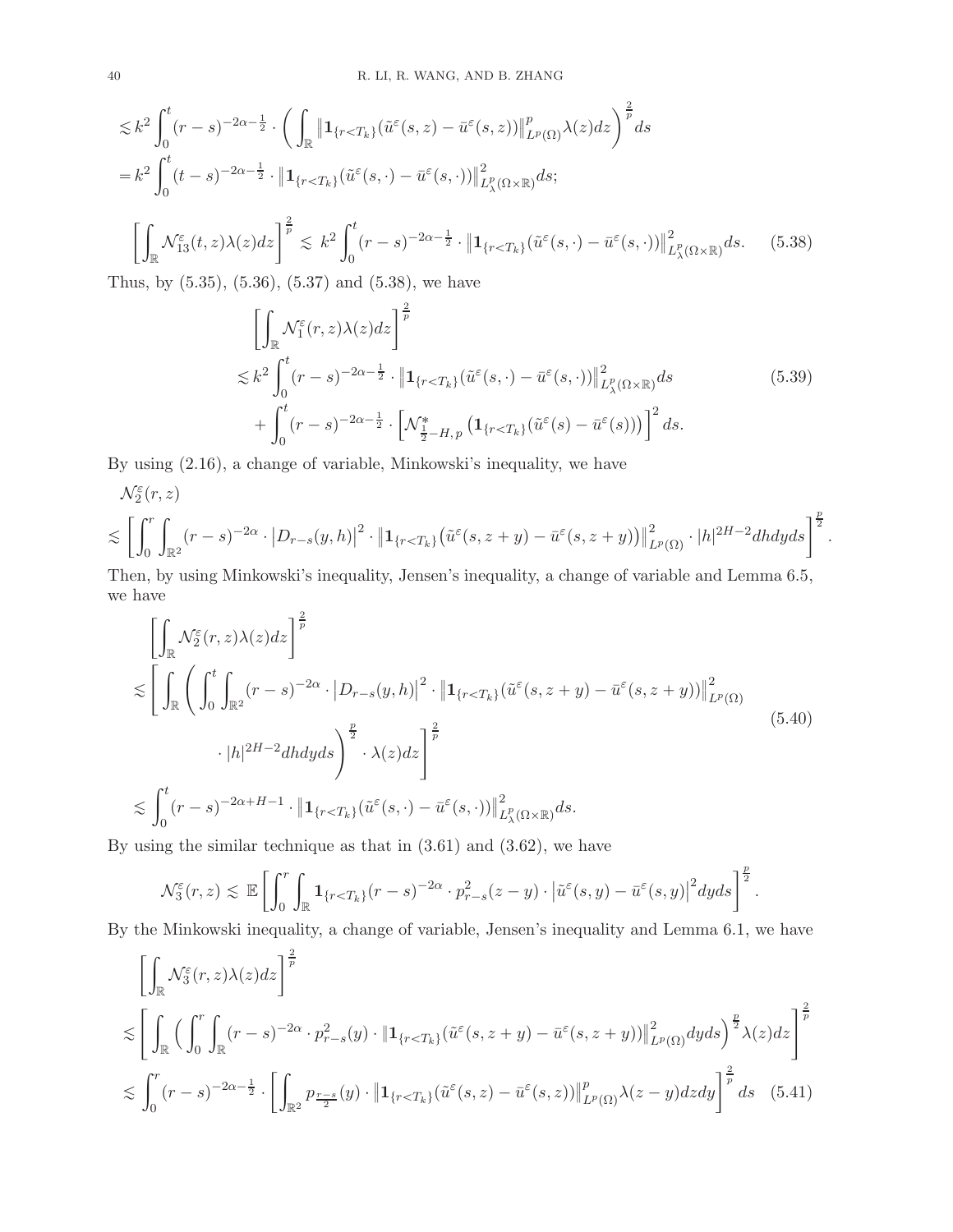$$
\begin{aligned}
&\lesssim k^2 \int_0^t (r-s)^{-2\alpha-\frac{1}{2}} \cdot \left( \int_{\mathbb{R}} \left\| \mathbf{1}_{\{r<T_k\}} (\tilde{u}^\varepsilon(s,z) - \bar{u}^\varepsilon(s,z)) \right\|_{L^p(\Omega)}^p \lambda(z) dz \right)^{\frac{2}{p}} ds \\
&= k^2 \int_0^t (t-s)^{-2\alpha-\frac{1}{2}} \cdot \left\| \mathbf{1}_{\{r<T_k\}} (\tilde{u}^\varepsilon(s,\cdot) - \bar{u}^\varepsilon(s,\cdot)) \right\|_{L^p_\lambda(\Omega\times\mathbb{R})}^2 ds;
\end{aligned}
$$

$$
\left[ \int_{\mathbb{R}} \mathcal{N}_{13}^\varepsilon(t,z) \lambda(z) dz \right]^{\frac{2}{p}} \lesssim k^2 \int_0^t (r-s)^{-2\alpha-\frac{1}{2}} \cdot \left\| \mathbf{1}_{\{r<T_k\}} (\tilde{u}^\varepsilon(s,\cdot) - \bar{u}^\varepsilon(s,\cdot)) \right\|_{L^p_\lambda(\Omega\times\mathbb{R})}^2 ds. \tag{5.38}
$$

Thus, by (5.35), (5.36), (5.37) and (5.38), we have

$$
\begin{aligned}
&\left[ \int_{\mathbb{R}} \mathcal{N}_1^\varepsilon(r,z) \lambda(z) dz \right]^{\frac{2}{p}} \\
&\lesssim k^2 \int_0^t (r-s)^{-2\alpha-\frac{1}{2}} \cdot \left\| \mathbf{1}_{\{r<T_k\}} (\tilde{u}^\varepsilon(s,\cdot) - \bar{u}^\varepsilon(s,\cdot)) \right\|_{L^p_\lambda(\Omega\times\mathbb{R})}^2 ds \\
&\quad + \int_0^t (r-s)^{-2\alpha-\frac{1}{2}} \cdot \left[ \mathcal{N}^*_{\frac{1}{2}-H,\,p} \left( \mathbf{1}_{\{r<T_k\}} (\tilde{u}^\varepsilon(s) - \bar{u}^\varepsilon(s)) \right) \right]^2 ds.
\end{aligned} \tag{5.39}
$$

By using (2.16), a change of variable, Minkowski's inequality, we have

$$
\begin{aligned}
&\mathcal{N}_2^\varepsilon(r,z) \\
&\lesssim \left[ \int_0^r \int_{\mathbb{R}^2} (r-s)^{-2\alpha} \cdot \left| D_{r-s}(y,h) \right|^2 \cdot \left\| \mathbf{1}_{\{r<T_k\}} \big( \tilde{u}^\varepsilon(s,z+y) - \bar{u}^\varepsilon(s,z+y) \big) \right\|_{L^p(\Omega)}^2 \cdot |h|^{2H-2} dh dy ds \right]^{\frac{p}{2}}.
\end{aligned}
$$

Then, by using Minkowski's inequality, Jensen's inequality, a change of variable and Lemma 6.5, we have

$$
\begin{aligned}
&\left[ \int_{\mathbb{R}} \mathcal{N}_2^\varepsilon(r,z) \lambda(z) dz \right]^{\frac{2}{p}} \\
&\lesssim \Bigg[ \int_{\mathbb{R}} \Bigg( \int_0^t \int_{\mathbb{R}^2} (r-s)^{-2\alpha} \cdot \left| D_{r-s}(y,h) \right|^2 \cdot \left\| \mathbf{1}_{\{r<T_k\}} (\tilde{u}^\varepsilon(s,z+y) - \bar{u}^\varepsilon(s,z+y)) \right\|_{L^p(\Omega)}^2 \\
&\qquad \cdot |h|^{2H-2} dh dy ds \Bigg)^{\frac{p}{2}} \cdot \lambda(z) dz \Bigg]^{\frac{2}{p}} \\
&\lesssim \int_0^t (r-s)^{-2\alpha+H-1} \cdot \left\| \mathbf{1}_{\{r<T_k\}} (\tilde{u}^\varepsilon(s,\cdot) - \bar{u}^\varepsilon(s,\cdot)) \right\|_{L^p_\lambda(\Omega\times\mathbb{R})}^2 ds.
\end{aligned} \tag{5.40}
$$

By using the similar technique as that in (3.61) and (3.62), we have

$$
\mathcal{N}_3^\varepsilon(r,z) \lesssim \mathbb{E} \left[ \int_0^r \int_{\mathbb{R}} \mathbf{1}_{\{r<T_k\}} (r-s)^{-2\alpha} \cdot p_{r-s}^2(z-y) \cdot \left| \tilde{u}^\varepsilon(s,y) - \bar{u}^\varepsilon(s,y) \right|^2 dy ds \right]^{\frac{p}{2}}.
$$

By the Minkowski inequality, a change of variable, Jensen's inequality and Lemma 6.1, we have

$$
\begin{aligned}
&\left[ \int_{\mathbb{R}} \mathcal{N}_3^\varepsilon(r,z) \lambda(z) dz \right]^{\frac{2}{p}} \\
&\lesssim \left[ \int_{\mathbb{R}} \Big( \int_0^r \int_{\mathbb{R}} (r-s)^{-2\alpha} \cdot p_{r-s}^2(y) \cdot \left\| \mathbf{1}_{\{r<T_k\}} (\tilde{u}^\varepsilon(s,z+y) - \bar{u}^\varepsilon(s,z+y)) \right\|_{L^p(\Omega)}^2 dy ds \Big)^{\frac{p}{2}} \lambda(z) dz \right]^{\frac{2}{p}} \\
&\lesssim \int_0^r (r-s)^{-2\alpha-\frac{1}{2}} \cdot \left[ \int_{\mathbb{R}^2} p_{\frac{r-s}{2}}(y) \cdot \left\| \mathbf{1}_{\{r<T_k\}} (\tilde{u}^\varepsilon(s,z) - \bar{u}^\varepsilon(s,z)) \right\|_{L^p(\Omega)}^p \lambda(z-y) dz dy \right]^{\frac{2}{p}} ds
\end{aligned} \tag{5.41}
$$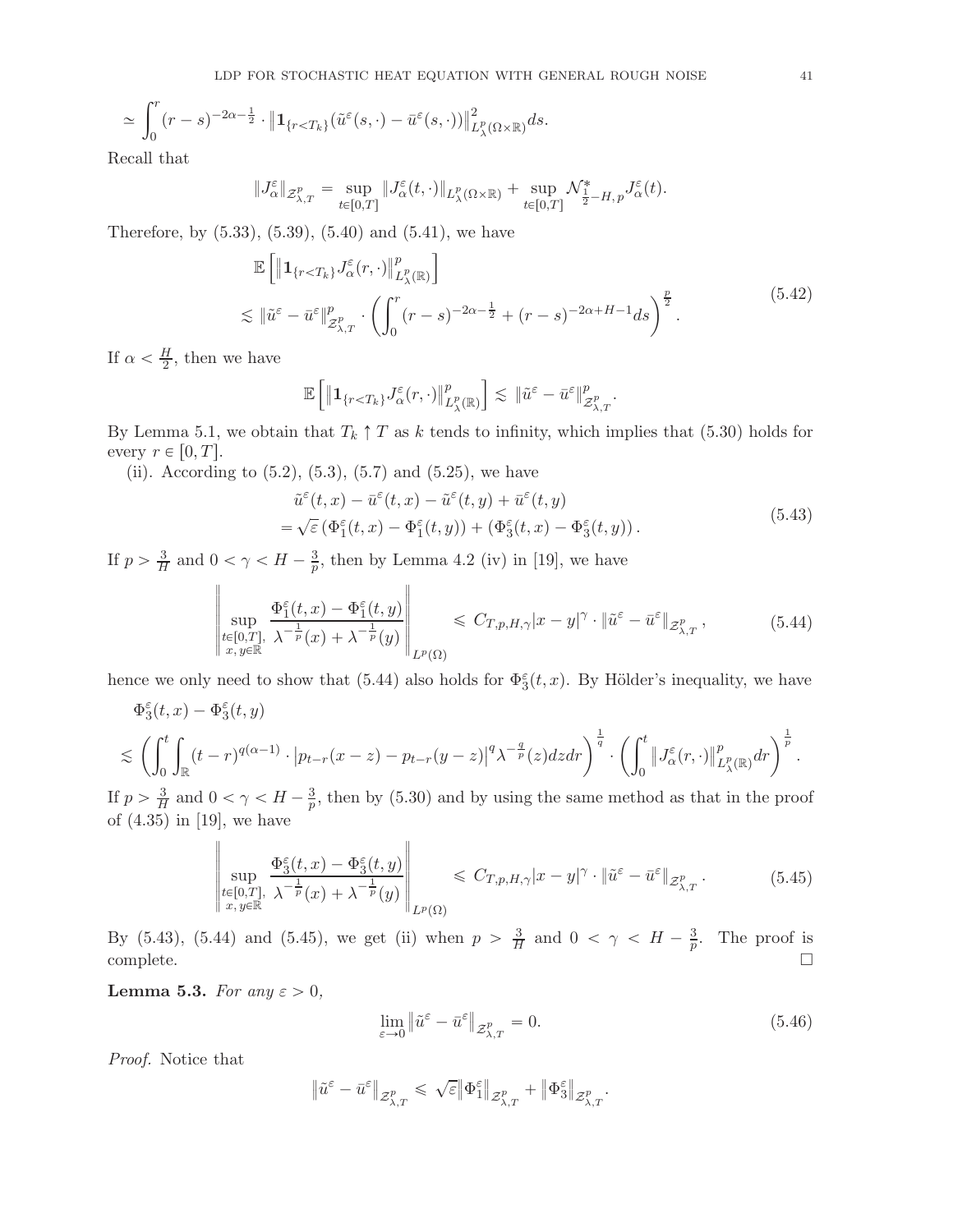$$\simeq \int_0^r (r-s)^{-2\alpha-\frac{1}{2}} \cdot \left\| \mathbf{1}_{\{r<T_k\}} (\tilde{u}^\varepsilon(s,\cdot) - \bar{u}^\varepsilon(s,\cdot)) \right\|^2_{L^p_\lambda(\Omega\times\mathbb{R})} ds.$$

Recall that

$$\|J^\varepsilon_\alpha\|_{\mathcal{Z}^p_{\lambda,T}} = \sup_{t\in[0,T]} \|J^\varepsilon_\alpha(t,\cdot)\|_{L^p_\lambda(\Omega\times\mathbb{R})} + \sup_{t\in[0,T]} \mathcal{N}^*_{\frac{1}{2}-H,\,p} J^\varepsilon_\alpha(t).$$

Therefore, by (5.33), (5.39), (5.40) and (5.41), we have

$$\begin{aligned}
&\mathbb{E}\left[ \left\| \mathbf{1}_{\{r<T_k\}} J^\varepsilon_\alpha(r,\cdot) \right\|^p_{L^p_\lambda(\mathbb{R})} \right] \\
&\lesssim \|\tilde{u}^\varepsilon - \bar{u}^\varepsilon\|^p_{\mathcal{Z}^p_{\lambda,T}} \cdot \left( \int_0^r (r-s)^{-2\alpha-\frac{1}{2}} + (r-s)^{-2\alpha+H-1} ds \right)^{\frac{p}{2}}.
\end{aligned} \tag{5.42}$$

If $\alpha < \frac{H}{2}$, then we have

$$\mathbb{E}\left[ \left\| \mathbf{1}_{\{r<T_k\}} J^\varepsilon_\alpha(r,\cdot) \right\|^p_{L^p_\lambda(\mathbb{R})} \right] \lesssim \|\tilde{u}^\varepsilon - \bar{u}^\varepsilon\|^p_{\mathcal{Z}^p_{\lambda,T}}.$$

By Lemma 5.1, we obtain that $T_k \uparrow T$ as $k$ tends to infinity, which implies that (5.30) holds for every $r \in [0,T]$.

(ii). According to (5.2), (5.3), (5.7) and (5.25), we have

$$\begin{aligned}
&\tilde{u}^\varepsilon(t,x) - \bar{u}^\varepsilon(t,x) - \tilde{u}^\varepsilon(t,y) + \bar{u}^\varepsilon(t,y) \\
&= \sqrt{\varepsilon}\left( \Phi^\varepsilon_1(t,x) - \Phi^\varepsilon_1(t,y) \right) + \left( \Phi^\varepsilon_3(t,x) - \Phi^\varepsilon_3(t,y) \right).
\end{aligned} \tag{5.43}$$

If $p > \frac{3}{H}$ and $0 < \gamma < H - \frac{3}{p}$, then by Lemma 4.2 (iv) in [19], we have

$$\left\| \sup_{\substack{t\in[0,T],\\ x,y\in\mathbb{R}}} \frac{\Phi^\varepsilon_1(t,x) - \Phi^\varepsilon_1(t,y)}{\lambda^{-\frac{1}{p}}(x) + \lambda^{-\frac{1}{p}}(y)} \right\|_{L^p(\Omega)} \leqslant C_{T,p,H,\gamma} |x-y|^\gamma \cdot \|\tilde{u}^\varepsilon - \bar{u}^\varepsilon\|_{\mathcal{Z}^p_{\lambda,T}}, \tag{5.44}$$

hence we only need to show that (5.44) also holds for $\Phi^\varepsilon_3(t,x)$. By Hölder's inequality, we have

$$\begin{aligned}
&\Phi^\varepsilon_3(t,x) - \Phi^\varepsilon_3(t,y) \\
&\lesssim \left( \int_0^t \int_{\mathbb{R}} (t-r)^{q(\alpha-1)} \cdot \left| p_{t-r}(x-z) - p_{t-r}(y-z) \right|^q \lambda^{-\frac{q}{p}}(z) dz dr \right)^{\frac{1}{q}} \cdot \left( \int_0^t \left\| J^\varepsilon_\alpha(r,\cdot) \right\|^p_{L^p_\lambda(\mathbb{R})} dr \right)^{\frac{1}{p}}.
\end{aligned}$$

If $p > \frac{3}{H}$ and $0 < \gamma < H - \frac{3}{p}$, then by (5.30) and by using the same method as that in the proof of (4.35) in [19], we have

$$\left\| \sup_{\substack{t\in[0,T],\\ x,y\in\mathbb{R}}} \frac{\Phi^\varepsilon_3(t,x) - \Phi^\varepsilon_3(t,y)}{\lambda^{-\frac{1}{p}}(x) + \lambda^{-\frac{1}{p}}(y)} \right\|_{L^p(\Omega)} \leqslant C_{T,p,H,\gamma} |x-y|^\gamma \cdot \|\tilde{u}^\varepsilon - \bar{u}^\varepsilon\|_{\mathcal{Z}^p_{\lambda,T}}. \tag{5.45}$$

By (5.43), (5.44) and (5.45), we get (ii) when $p > \frac{3}{H}$ and $0 < \gamma < H - \frac{3}{p}$. The proof is complete. $\square$

**Lemma 5.3.** *For any $\varepsilon > 0$,*

$$\lim_{\varepsilon\to 0} \left\| \tilde{u}^\varepsilon - \bar{u}^\varepsilon \right\|_{\mathcal{Z}^p_{\lambda,T}} = 0. \tag{5.46}$$

*Proof.* Notice that

$$\left\| \tilde{u}^\varepsilon - \bar{u}^\varepsilon \right\|_{\mathcal{Z}^p_{\lambda,T}} \leqslant \sqrt{\varepsilon} \left\| \Phi^\varepsilon_1 \right\|_{\mathcal{Z}^p_{\lambda,T}} + \left\| \Phi^\varepsilon_3 \right\|_{\mathcal{Z}^p_{\lambda,T}}.$$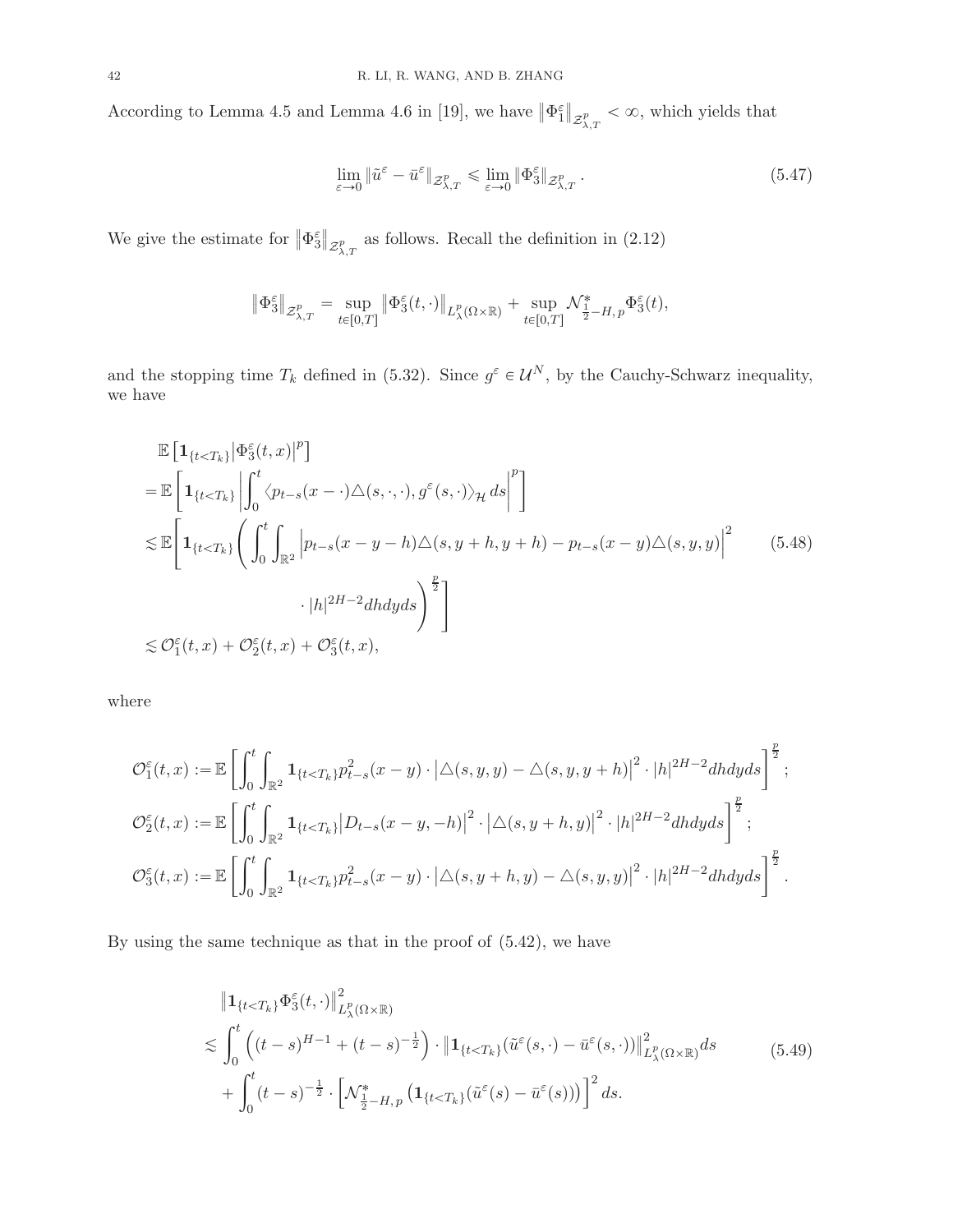According to Lemma 4.5 and Lemma 4.6 in [19], we have $\|\Phi_1^\varepsilon\|_{\mathcal{Z}_{\lambda,T}^p} < \infty$, which yields that

$$\lim_{\varepsilon\to 0} \|\tilde{u}^\varepsilon - \bar{u}^\varepsilon\|_{\mathcal{Z}_{\lambda,T}^p} \leqslant \lim_{\varepsilon\to 0} \|\Phi_3^\varepsilon\|_{\mathcal{Z}_{\lambda,T}^p}. \tag{5.47}$$

We give the estimate for $\|\Phi_3^\varepsilon\|_{\mathcal{Z}_{\lambda,T}^p}$ as follows. Recall the definition in (2.12)

$$\|\Phi_3^\varepsilon\|_{\mathcal{Z}_{\lambda,T}^p} = \sup_{t\in[0,T]} \|\Phi_3^\varepsilon(t,\cdot)\|_{L_\lambda^p(\Omega\times\mathbb{R})} + \sup_{t\in[0,T]} \mathcal{N}_{\frac{1}{2}-H,\,p}^* \Phi_3^\varepsilon(t),$$

and the stopping time $T_k$ defined in (5.32). Since $g^\varepsilon \in \mathcal{U}^N$, by the Cauchy-Schwarz inequality, we have

$$\begin{aligned}
&\mathbb{E}\left[\mathbf{1}_{\{t<T_k\}}\left|\Phi_3^\varepsilon(t,x)\right|^p\right] \\
=&\,\mathbb{E}\left[\mathbf{1}_{\{t<T_k\}}\left|\int_0^t \langle p_{t-s}(x-\cdot)\triangle(s,\cdot,\cdot), g^\varepsilon(s,\cdot)\rangle_{\mathcal{H}}\, ds\right|^p\right] \\
\lesssim&\,\mathbb{E}\Bigg[\mathbf{1}_{\{t<T_k\}}\Bigg(\int_0^t\int_{\mathbb{R}^2}\left|p_{t-s}(x-y-h)\triangle(s,y+h,y+h) - p_{t-s}(x-y)\triangle(s,y,y)\right|^2 \\
&\qquad\qquad\cdot |h|^{2H-2} dh dy ds\Bigg)^{\frac{p}{2}}\Bigg] \\
\lesssim&\,\mathcal{O}_1^\varepsilon(t,x) + \mathcal{O}_2^\varepsilon(t,x) + \mathcal{O}_3^\varepsilon(t,x),
\end{aligned}\tag{5.48}$$

where

$$\begin{aligned}
\mathcal{O}_1^\varepsilon(t,x) &:= \mathbb{E}\left[\int_0^t\int_{\mathbb{R}^2} \mathbf{1}_{\{t<T_k\}} p_{t-s}^2(x-y)\cdot\left|\triangle(s,y,y) - \triangle(s,y,y+h)\right|^2\cdot|h|^{2H-2}dhdyds\right]^{\frac{p}{2}}; \\
\mathcal{O}_2^\varepsilon(t,x) &:= \mathbb{E}\left[\int_0^t\int_{\mathbb{R}^2} \mathbf{1}_{\{t<T_k\}} \left|D_{t-s}(x-y,-h)\right|^2\cdot\left|\triangle(s,y+h,y)\right|^2\cdot|h|^{2H-2}dhdyds\right]^{\frac{p}{2}}; \\
\mathcal{O}_3^\varepsilon(t,x) &:= \mathbb{E}\left[\int_0^t\int_{\mathbb{R}^2} \mathbf{1}_{\{t<T_k\}} p_{t-s}^2(x-y)\cdot\left|\triangle(s,y+h,y) - \triangle(s,y,y)\right|^2\cdot|h|^{2H-2}dhdyds\right]^{\frac{p}{2}}.
\end{aligned}$$

By using the same technique as that in the proof of (5.42), we have

$$\begin{aligned}
&\left\|\mathbf{1}_{\{t<T_k\}}\Phi_3^\varepsilon(t,\cdot)\right\|_{L_\lambda^p(\Omega\times\mathbb{R})}^2 \\
\lesssim&\int_0^t \left((t-s)^{H-1} + (t-s)^{-\frac{1}{2}}\right)\cdot\left\|\mathbf{1}_{\{t<T_k\}}(\tilde{u}^\varepsilon(s,\cdot) - \bar{u}^\varepsilon(s,\cdot))\right\|_{L_\lambda^p(\Omega\times\mathbb{R})}^2 ds \\
&+\int_0^t (t-s)^{-\frac{1}{2}}\cdot\left[\mathcal{N}_{\frac{1}{2}-H,\,p}^*\left(\mathbf{1}_{\{t<T_k\}}(\tilde{u}^\varepsilon(s) - \bar{u}^\varepsilon(s))\right)\right]^2 ds.
\end{aligned}\tag{5.49}$$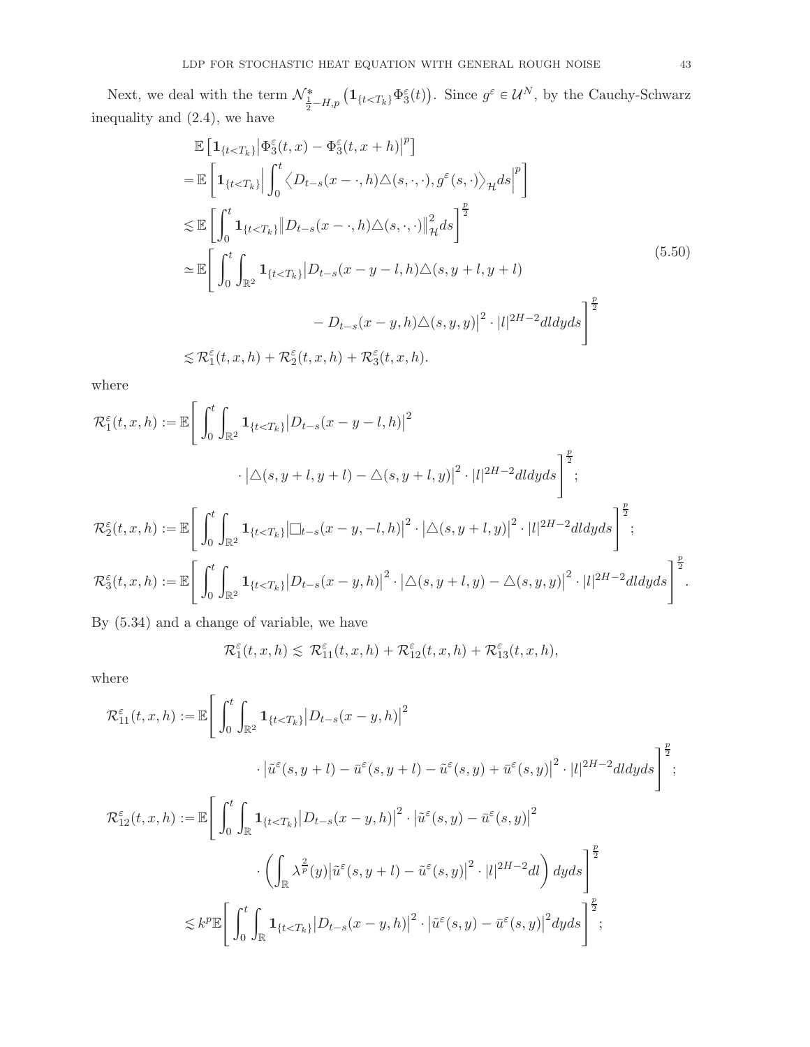Next, we deal with the term $\mathcal{N}^*_{\frac{1}{2}-H,p}\left(\mathbf{1}_{\{t<T_k\}}\Phi_3^\varepsilon(t)\right)$. Since $g^\varepsilon \in \mathcal{U}^N$, by the Cauchy-Schwarz inequality and (2.4), we have

$$
\begin{aligned}
&\mathbb{E}\left[\mathbf{1}_{\{t<T_k\}}\left|\Phi_3^\varepsilon(t,x)-\Phi_3^\varepsilon(t,x+h)\right|^p\right] \\
=&\mathbb{E}\left[\mathbf{1}_{\{t<T_k\}}\left|\int_0^t \left\langle D_{t-s}(x-\cdot,h)\triangle(s,\cdot,\cdot), g^\varepsilon(s,\cdot)\right\rangle_{\mathcal{H}} ds\right|^p\right] \\
\lesssim&\mathbb{E}\left[\int_0^t \mathbf{1}_{\{t<T_k\}}\left\|D_{t-s}(x-\cdot,h)\triangle(s,\cdot,\cdot)\right\|_{\mathcal{H}}^2 ds\right]^{\frac{p}{2}} \\
\simeq&\mathbb{E}\Bigg[\int_0^t\int_{\mathbb{R}^2}\mathbf{1}_{\{t<T_k\}}\big|D_{t-s}(x-y-l,h)\triangle(s,y+l,y+l) \\
&\qquad\qquad - D_{t-s}(x-y,h)\triangle(s,y,y)\big|^2\cdot|l|^{2H-2}dldyds\Bigg]^{\frac{p}{2}} \\
\lesssim&\mathcal{R}_1^\varepsilon(t,x,h)+\mathcal{R}_2^\varepsilon(t,x,h)+\mathcal{R}_3^\varepsilon(t,x,h).
\end{aligned}
\tag{5.50}
$$

where

$$
\begin{aligned}
\mathcal{R}_1^\varepsilon(t,x,h) :=&\mathbb{E}\Bigg[\int_0^t\int_{\mathbb{R}^2}\mathbf{1}_{\{t<T_k\}}\left|D_{t-s}(x-y-l,h)\right|^2 \\
&\qquad\cdot\left|\triangle(s,y+l,y+l)-\triangle(s,y+l,y)\right|^2\cdot|l|^{2H-2}dldyds\Bigg]^{\frac{p}{2}}; \\
\mathcal{R}_2^\varepsilon(t,x,h) :=&\mathbb{E}\left[\int_0^t\int_{\mathbb{R}^2}\mathbf{1}_{\{t<T_k\}}\left|\Box_{t-s}(x-y,-l,h)\right|^2\cdot\left|\triangle(s,y+l,y)\right|^2\cdot|l|^{2H-2}dldyds\right]^{\frac{p}{2}}; \\
\mathcal{R}_3^\varepsilon(t,x,h) :=&\mathbb{E}\left[\int_0^t\int_{\mathbb{R}^2}\mathbf{1}_{\{t<T_k\}}\left|D_{t-s}(x-y,h)\right|^2\cdot\left|\triangle(s,y+l,y)-\triangle(s,y,y)\right|^2\cdot|l|^{2H-2}dldyds\right]^{\frac{p}{2}}.
\end{aligned}
$$

By (5.34) and a change of variable, we have

$$
\mathcal{R}_1^\varepsilon(t,x,h)\lesssim \mathcal{R}_{11}^\varepsilon(t,x,h)+\mathcal{R}_{12}^\varepsilon(t,x,h)+\mathcal{R}_{13}^\varepsilon(t,x,h),
$$

where

$$
\begin{aligned}
\mathcal{R}_{11}^\varepsilon(t,x,h) :=&\mathbb{E}\Bigg[\int_0^t\int_{\mathbb{R}^2}\mathbf{1}_{\{t<T_k\}}\left|D_{t-s}(x-y,h)\right|^2 \\
&\qquad\cdot\left|\tilde{u}^\varepsilon(s,y+l)-\bar{u}^\varepsilon(s,y+l)-\tilde{u}^\varepsilon(s,y)+\bar{u}^\varepsilon(s,y)\right|^2\cdot|l|^{2H-2}dldyds\Bigg]^{\frac{p}{2}}; \\
\mathcal{R}_{12}^\varepsilon(t,x,h) :=&\mathbb{E}\Bigg[\int_0^t\int_{\mathbb{R}}\mathbf{1}_{\{t<T_k\}}\left|D_{t-s}(x-y,h)\right|^2\cdot\left|\tilde{u}^\varepsilon(s,y)-\bar{u}^\varepsilon(s,y)\right|^2 \\
&\qquad\cdot\left(\int_{\mathbb{R}}\lambda^{\frac{2}{p}}(y)\left|\tilde{u}^\varepsilon(s,y+l)-\tilde{u}^\varepsilon(s,y)\right|^2\cdot|l|^{2H-2}dl\right)dyds\Bigg]^{\frac{p}{2}} \\
\lesssim& k^p\mathbb{E}\left[\int_0^t\int_{\mathbb{R}}\mathbf{1}_{\{t<T_k\}}\left|D_{t-s}(x-y,h)\right|^2\cdot\left|\tilde{u}^\varepsilon(s,y)-\bar{u}^\varepsilon(s,y)\right|^2dyds\right]^{\frac{p}{2}};
\end{aligned}
$$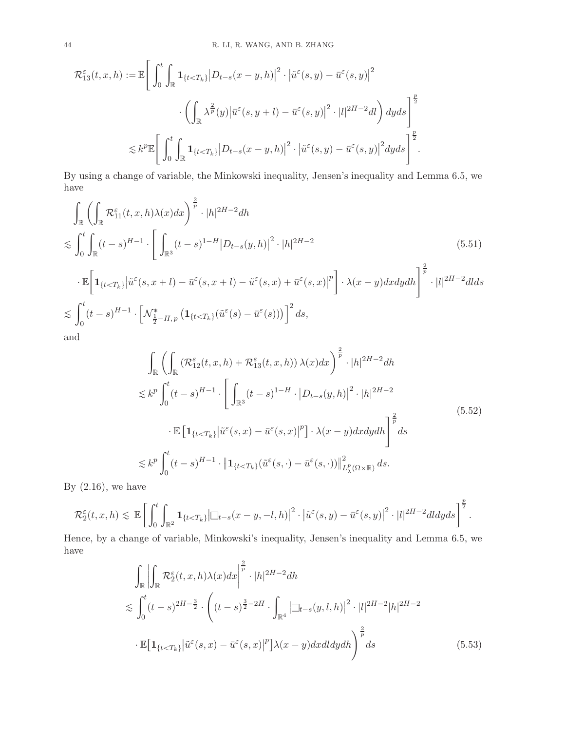$$
\begin{aligned}
\mathcal{R}_{13}^{\varepsilon}(t,x,h) :=& \mathbb{E}\Bigg[\int_0^t\int_{\mathbb{R}} \mathbf{1}_{\{t<T_k\}}\big|D_{t-s}(x-y,h)\big|^2 \cdot \big|\tilde{u}^{\varepsilon}(s,y)-\bar{u}^{\varepsilon}(s,y)\big|^2 \\
&\qquad \cdot \left(\int_{\mathbb{R}} \lambda^{\frac{2}{p}}(y)\big|\bar{u}^{\varepsilon}(s,y+l)-\bar{u}^{\varepsilon}(s,y)\big|^2 \cdot |l|^{2H-2}dl\right) dyds\Bigg]^{\frac{p}{2}} \\
\lesssim& k^p \mathbb{E}\Bigg[\int_0^t\int_{\mathbb{R}} \mathbf{1}_{\{t<T_k\}}\big|D_{t-s}(x-y,h)\big|^2 \cdot \big|\tilde{u}^{\varepsilon}(s,y)-\bar{u}^{\varepsilon}(s,y)\big|^2 dyds\Bigg]^{\frac{p}{2}}.
\end{aligned}
$$

By using a change of variable, the Minkowski inequality, Jensen's inequality and Lemma 6.5, we have

$$
\begin{aligned}
&\int_{\mathbb{R}} \left(\int_{\mathbb{R}} \mathcal{R}_{11}^{\varepsilon}(t,x,h)\lambda(x)dx\right)^{\frac{2}{p}} \cdot |h|^{2H-2}dh \\
\lesssim& \int_0^t\int_{\mathbb{R}} (t-s)^{H-1} \cdot \Bigg[\int_{\mathbb{R}^3} (t-s)^{1-H}\big|D_{t-s}(y,h)\big|^2 \cdot |h|^{2H-2} \qquad\qquad (5.51)\\
&\cdot \mathbb{E}\Big[\mathbf{1}_{\{t<T_k\}}\big|\tilde{u}^{\varepsilon}(s,x+l)-\bar{u}^{\varepsilon}(s,x+l)-\tilde{u}^{\varepsilon}(s,x)+\bar{u}^{\varepsilon}(s,x)\big|^p\Big] \cdot \lambda(x-y)dxdydh\Bigg]^{\frac{2}{p}} \cdot |l|^{2H-2}dlds \\
\lesssim& \int_0^t (t-s)^{H-1} \cdot \Big[\mathcal{N}^*_{\frac{1}{2}-H,\,p}\left(\mathbf{1}_{\{t<T_k\}}(\tilde{u}^{\varepsilon}(s)-\bar{u}^{\varepsilon}(s))\right)\Big]^2 ds,
\end{aligned}
$$

and

$$
\begin{aligned}
&\int_{\mathbb{R}} \left(\int_{\mathbb{R}} \left(\mathcal{R}_{12}^{\varepsilon}(t,x,h)+\mathcal{R}_{13}^{\varepsilon}(t,x,h)\right)\lambda(x)dx\right)^{\frac{2}{p}} \cdot |h|^{2H-2}dh \\
\lesssim& k^p \int_0^t (t-s)^{H-1} \cdot \Bigg[\int_{\mathbb{R}^3} (t-s)^{1-H} \cdot \big|D_{t-s}(y,h)\big|^2 \cdot |h|^{2H-2} \\
&\qquad \cdot \mathbb{E}\big[\mathbf{1}_{\{t<T_k\}}\big|\tilde{u}^{\varepsilon}(s,x)-\bar{u}^{\varepsilon}(s,x)\big|^p\big] \cdot \lambda(x-y)dxdydh\Bigg]^{\frac{2}{p}} ds \qquad\qquad (5.52)\\
\lesssim& k^p \int_0^t (t-s)^{H-1} \cdot \big\|\mathbf{1}_{\{t<T_k\}}(\tilde{u}^{\varepsilon}(s,\cdot)-\bar{u}^{\varepsilon}(s,\cdot))\big\|^2_{L^p_{\lambda}(\Omega\times\mathbb{R})} ds.
\end{aligned}
$$

By (2.16), we have

$$
\mathcal{R}_2^{\varepsilon}(t,x,h) \lesssim \mathbb{E}\Bigg[\int_0^t\int_{\mathbb{R}^2} \mathbf{1}_{\{t<T_k\}}\big|\Box_{t-s}(x-y,-l,h)\big|^2 \cdot \big|\tilde{u}^{\varepsilon}(s,y)-\bar{u}^{\varepsilon}(s,y)\big|^2 \cdot |l|^{2H-2}dldyds\Bigg]^{\frac{p}{2}}.
$$

Hence, by a change of variable, Minkowski's inequality, Jensen's inequality and Lemma 6.5, we have

$$
\begin{aligned}
&\int_{\mathbb{R}} \left|\int_{\mathbb{R}} \mathcal{R}_2^{\varepsilon}(t,x,h)\lambda(x)dx\right|^{\frac{2}{p}} \cdot |h|^{2H-2}dh \\
\lesssim& \int_0^t (t-s)^{2H-\frac{3}{2}} \cdot \Bigg((t-s)^{\frac{3}{2}-2H} \cdot \int_{\mathbb{R}^4} \big|\Box_{t-s}(y,l,h)\big|^2 \cdot |l|^{2H-2}|h|^{2H-2} \\
&\cdot \mathbb{E}\big[\mathbf{1}_{\{t<T_k\}}\big|\tilde{u}^{\varepsilon}(s,x)-\bar{u}^{\varepsilon}(s,x)\big|^p\big]\lambda(x-y)dxdldydh\Bigg)^{\frac{2}{p}} ds \qquad\qquad (5.53)
\end{aligned}
$$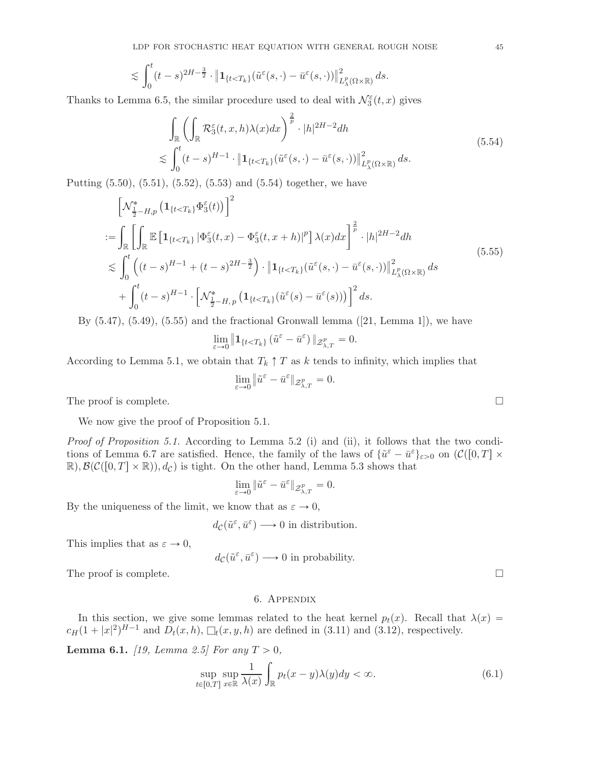$$\lesssim \int_0^t (t-s)^{2H-\frac{3}{2}} \cdot \left\| \mathbf{1}_{\{t<T_k\}} (\tilde{u}^\varepsilon(s,\cdot) - \bar{u}^\varepsilon(s,\cdot)) \right\|^2_{L^p_\lambda(\Omega\times\mathbb{R})} ds.$$

Thanks to Lemma 6.5, the similar procedure used to deal with $\mathcal{N}_3^\varepsilon(t,x)$ gives

$$\begin{aligned}
&\int_{\mathbb{R}} \left( \int_{\mathbb{R}} \mathcal{R}_3^\varepsilon(t,x,h)\lambda(x)dx \right)^{\frac{2}{p}} \cdot |h|^{2H-2} dh \\
&\lesssim \int_0^t (t-s)^{H-1} \cdot \left\| \mathbf{1}_{\{t<T_k\}} (\tilde{u}^\varepsilon(s,\cdot) - \bar{u}^\varepsilon(s,\cdot)) \right\|^2_{L^p_\lambda(\Omega\times\mathbb{R})} ds.
\end{aligned} \tag{5.54}$$

Putting (5.50), (5.51), (5.52), (5.53) and (5.54) together, we have

$$\begin{aligned}
&\left[ \mathcal{N}^*_{\frac{1}{2}-H,p} \left( \mathbf{1}_{\{t<T_k\}} \Phi_3^\varepsilon(t) \right) \right]^2 \\
&:= \int_{\mathbb{R}} \left[ \int_{\mathbb{R}} \mathbb{E}\left[ \mathbf{1}_{\{t<T_k\}} \left| \Phi_3^\varepsilon(t,x) - \Phi_3^\varepsilon(t,x+h) \right|^p \right] \lambda(x) dx \right]^{\frac{2}{p}} \cdot |h|^{2H-2} dh \\
&\lesssim \int_0^t \left( (t-s)^{H-1} + (t-s)^{2H-\frac{3}{2}} \right) \cdot \left\| \mathbf{1}_{\{t<T_k\}} (\tilde{u}^\varepsilon(s,\cdot) - \bar{u}^\varepsilon(s,\cdot)) \right\|^2_{L^p_\lambda(\Omega\times\mathbb{R})} ds \\
&\quad + \int_0^t (t-s)^{H-1} \cdot \left[ \mathcal{N}^*_{\frac{1}{2}-H,\,p} \left( \mathbf{1}_{\{t<T_k\}} (\tilde{u}^\varepsilon(s) - \bar{u}^\varepsilon(s)) \right) \right]^2 ds.
\end{aligned} \tag{5.55}$$

By (5.47), (5.49), (5.55) and the fractional Gronwall lemma ([21, Lemma 1]), we have

$$\lim_{\varepsilon\to 0} \left\| \mathbf{1}_{\{t<T_k\}} \left( \tilde{u}^\varepsilon - \bar{u}^\varepsilon \right) \right\|_{\mathcal{Z}^p_{\lambda,T}} = 0.$$

According to Lemma 5.1, we obtain that $T_k \uparrow T$ as $k$ tends to infinity, which implies that

$$\lim_{\varepsilon\to 0} \left\| \tilde{u}^\varepsilon - \bar{u}^\varepsilon \right\|_{\mathcal{Z}^p_{\lambda,T}} = 0.$$

The proof is complete. $\square$

We now give the proof of Proposition 5.1.

*Proof of Proposition 5.1.* According to Lemma 5.2 (i) and (ii), it follows that the two conditions of Lemma 6.7 are satisfied. Hence, the family of the laws of $\{\tilde{u}^\varepsilon - \bar{u}^\varepsilon\}_{\varepsilon>0}$ on $(\mathcal{C}([0,T]\times\mathbb{R}), \mathcal{B}(\mathcal{C}([0,T]\times\mathbb{R})), d_{\mathcal{C}})$ is tight. On the other hand, Lemma 5.3 shows that

$$\lim_{\varepsilon\to 0} \left\| \tilde{u}^\varepsilon - \bar{u}^\varepsilon \right\|_{\mathcal{Z}^p_{\lambda,T}} = 0.$$

By the uniqueness of the limit, we know that as $\varepsilon \to 0$,

$$d_{\mathcal{C}}(\tilde{u}^\varepsilon, \bar{u}^\varepsilon) \longrightarrow 0 \text{ in distribution.}$$

This implies that as $\varepsilon \to 0$,

$$d_{\mathcal{C}}(\tilde{u}^\varepsilon, \bar{u}^\varepsilon) \longrightarrow 0 \text{ in probability.}$$

The proof is complete. $\square$

## 6. Appendix

In this section, we give some lemmas related to the heat kernel $p_t(x)$. Recall that $\lambda(x) = c_H(1+|x|^2)^{H-1}$ and $D_t(x,h)$, $\square_t(x,y,h)$ are defined in (3.11) and (3.12), respectively.

**Lemma 6.1.** *[19, Lemma 2.5] For any $T>0$,*

$$\sup_{t\in[0,T]} \sup_{x\in\mathbb{R}} \frac{1}{\lambda(x)} \int_{\mathbb{R}} p_t(x-y)\lambda(y)dy < \infty. \tag{6.1}$$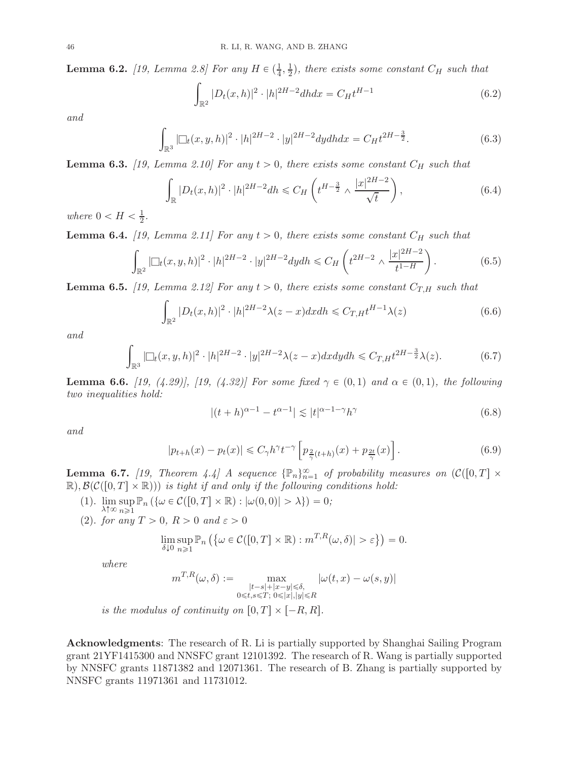**Lemma 6.2.** *[19, Lemma 2.8] For any $H \in (\frac{1}{4}, \frac{1}{2})$, there exists some constant $C_H$ such that*

$$\int_{\mathbb{R}^2} |D_t(x,h)|^2 \cdot |h|^{2H-2} dh dx = C_H t^{H-1} \tag{6.2}$$

*and*

$$\int_{\mathbb{R}^3} |\Box_t(x,y,h)|^2 \cdot |h|^{2H-2} \cdot |y|^{2H-2} dy dh dx = C_H t^{2H-\frac{3}{2}}. \tag{6.3}$$

**Lemma 6.3.** *[19, Lemma 2.10] For any $t > 0$, there exists some constant $C_H$ such that*

$$\int_{\mathbb{R}} |D_t(x,h)|^2 \cdot |h|^{2H-2} dh \leqslant C_H \left( t^{H-\frac{3}{2}} \wedge \frac{|x|^{2H-2}}{\sqrt{t}} \right), \tag{6.4}$$

*where $0 < H < \frac{1}{2}$.*

**Lemma 6.4.** *[19, Lemma 2.11] For any $t > 0$, there exists some constant $C_H$ such that*

$$\int_{\mathbb{R}^2} |\Box_t(x,y,h)|^2 \cdot |h|^{2H-2} \cdot |y|^{2H-2} dy dh \leqslant C_H \left( t^{2H-2} \wedge \frac{|x|^{2H-2}}{t^{1-H}} \right). \tag{6.5}$$

**Lemma 6.5.** *[19, Lemma 2.12] For any $t > 0$, there exists some constant $C_{T,H}$ such that*

$$\int_{\mathbb{R}^2} |D_t(x,h)|^2 \cdot |h|^{2H-2} \lambda(z-x) dx dh \leqslant C_{T,H} t^{H-1} \lambda(z) \tag{6.6}$$

*and*

$$\int_{\mathbb{R}^3} |\Box_t(x,y,h)|^2 \cdot |h|^{2H-2} \cdot |y|^{2H-2} \lambda(z-x) dx dy dh \leqslant C_{T,H} t^{2H-\frac{3}{2}} \lambda(z). \tag{6.7}$$

**Lemma 6.6.** *[19, (4.29)], [19, (4.32)] For some fixed $\gamma \in (0,1)$ and $\alpha \in (0,1)$, the following two inequalities hold:*

$$|(t+h)^{\alpha-1} - t^{\alpha-1}| \lesssim |t|^{\alpha-1-\gamma} h^{\gamma} \tag{6.8}$$

*and*

$$|p_{t+h}(x) - p_t(x)| \leqslant C_\gamma h^\gamma t^{-\gamma} \left[ p_{\frac{2}{\gamma}(t+h)}(x) + p_{\frac{2t}{\gamma}}(x) \right]. \tag{6.9}$$

**Lemma 6.7.** *[19, Theorem 4.4] A sequence $\{\mathbb{P}_n\}_{n=1}^\infty$ of probability measures on $(\mathcal{C}([0,T] \times \mathbb{R}), \mathcal{B}(\mathcal{C}([0,T] \times \mathbb{R})))$ is tight if and only if the following conditions hold:*

(1). $\lim\limits_{\lambda \uparrow \infty} \sup\limits_{n \geqslant 1} \mathbb{P}_n \left( \{ \omega \in \mathcal{C}([0,T] \times \mathbb{R}) : |\omega(0,0)| > \lambda \} \right) = 0$;

(2). *for any $T > 0$, $R > 0$ and $\varepsilon > 0$*

$$\lim_{\delta \downarrow 0} \sup_{n \geqslant 1} \mathbb{P}_n \left( \left\{ \omega \in \mathcal{C}([0,T] \times \mathbb{R}) : m^{T,R}(\omega, \delta)| > \varepsilon \right\} \right) = 0.$$

*where*

$$m^{T,R}(\omega, \delta) := \max_{\substack{|t-s|+|x-y| \leqslant \delta, \\ 0 \leqslant t,s \leqslant T;\ 0 \leqslant |x|,|y| \leqslant R}} |\omega(t,x) - \omega(s,y)|$$

*is the modulus of continuity on $[0,T] \times [-R,R]$.*

**Acknowledgments**: The research of R. Li is partially supported by Shanghai Sailing Program grant 21YF1415300 and NNSFC grant 12101392. The research of R. Wang is partially supported by NNSFC grants 11871382 and 12071361. The research of B. Zhang is partially supported by NNSFC grants 11971361 and 11731012.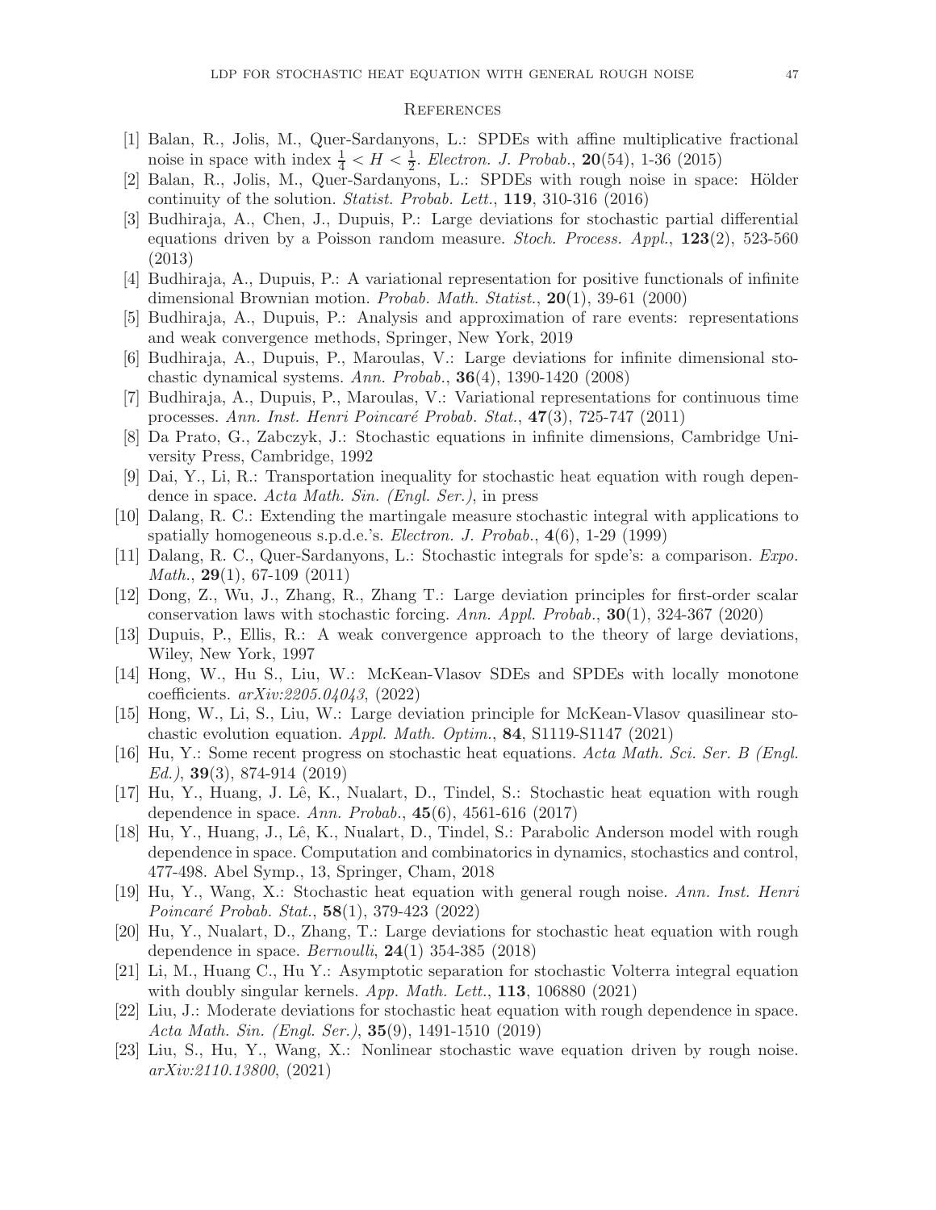## References

[1] Balan, R., Jolis, M., Quer-Sardanyons, L.: SPDEs with affine multiplicative fractional noise in space with index $\frac{1}{4} < H < \frac{1}{2}$. *Electron. J. Probab.*, **20**(54), 1-36 (2015)

[2] Balan, R., Jolis, M., Quer-Sardanyons, L.: SPDEs with rough noise in space: Hölder continuity of the solution. *Statist. Probab. Lett.*, **119**, 310-316 (2016)

[3] Budhiraja, A., Chen, J., Dupuis, P.: Large deviations for stochastic partial differential equations driven by a Poisson random measure. *Stoch. Process. Appl.*, **123**(2), 523-560 (2013)

[4] Budhiraja, A., Dupuis, P.: A variational representation for positive functionals of infinite dimensional Brownian motion. *Probab. Math. Statist.*, **20**(1), 39-61 (2000)

[5] Budhiraja, A., Dupuis, P.: Analysis and approximation of rare events: representations and weak convergence methods, Springer, New York, 2019

[6] Budhiraja, A., Dupuis, P., Maroulas, V.: Large deviations for infinite dimensional stochastic dynamical systems. *Ann. Probab.*, **36**(4), 1390-1420 (2008)

[7] Budhiraja, A., Dupuis, P., Maroulas, V.: Variational representations for continuous time processes. *Ann. Inst. Henri Poincaré Probab. Stat.*, **47**(3), 725-747 (2011)

[8] Da Prato, G., Zabczyk, J.: Stochastic equations in infinite dimensions, Cambridge University Press, Cambridge, 1992

[9] Dai, Y., Li, R.: Transportation inequality for stochastic heat equation with rough dependence in space. *Acta Math. Sin. (Engl. Ser.)*, in press

[10] Dalang, R. C.: Extending the martingale measure stochastic integral with applications to spatially homogeneous s.p.d.e.'s. *Electron. J. Probab.*, **4**(6), 1-29 (1999)

[11] Dalang, R. C., Quer-Sardanyons, L.: Stochastic integrals for spde's: a comparison. *Expo. Math.*, **29**(1), 67-109 (2011)

[12] Dong, Z., Wu, J., Zhang, R., Zhang T.: Large deviation principles for first-order scalar conservation laws with stochastic forcing. *Ann. Appl. Probab.*, **30**(1), 324-367 (2020)

[13] Dupuis, P., Ellis, R.: A weak convergence approach to the theory of large deviations, Wiley, New York, 1997

[14] Hong, W., Hu S., Liu, W.: McKean-Vlasov SDEs and SPDEs with locally monotone coefficients. *arXiv:2205.04043*, (2022)

[15] Hong, W., Li, S., Liu, W.: Large deviation principle for McKean-Vlasov quasilinear stochastic evolution equation. *Appl. Math. Optim.*, **84**, S1119-S1147 (2021)

[16] Hu, Y.: Some recent progress on stochastic heat equations. *Acta Math. Sci. Ser. B (Engl. Ed.)*, **39**(3), 874-914 (2019)

[17] Hu, Y., Huang, J. Lê, K., Nualart, D., Tindel, S.: Stochastic heat equation with rough dependence in space. *Ann. Probab.*, **45**(6), 4561-616 (2017)

[18] Hu, Y., Huang, J., Lê, K., Nualart, D., Tindel, S.: Parabolic Anderson model with rough dependence in space. Computation and combinatorics in dynamics, stochastics and control, 477-498. Abel Symp., 13, Springer, Cham, 2018

[19] Hu, Y., Wang, X.: Stochastic heat equation with general rough noise. *Ann. Inst. Henri Poincaré Probab. Stat.*, **58**(1), 379-423 (2022)

[20] Hu, Y., Nualart, D., Zhang, T.: Large deviations for stochastic heat equation with rough dependence in space. *Bernoulli*, **24**(1) 354-385 (2018)

[21] Li, M., Huang C., Hu Y.: Asymptotic separation for stochastic Volterra integral equation with doubly singular kernels. *App. Math. Lett.*, **113**, 106880 (2021)

[22] Liu, J.: Moderate deviations for stochastic heat equation with rough dependence in space. *Acta Math. Sin. (Engl. Ser.)*, **35**(9), 1491-1510 (2019)

[23] Liu, S., Hu, Y., Wang, X.: Nonlinear stochastic wave equation driven by rough noise. *arXiv:2110.13800*, (2021)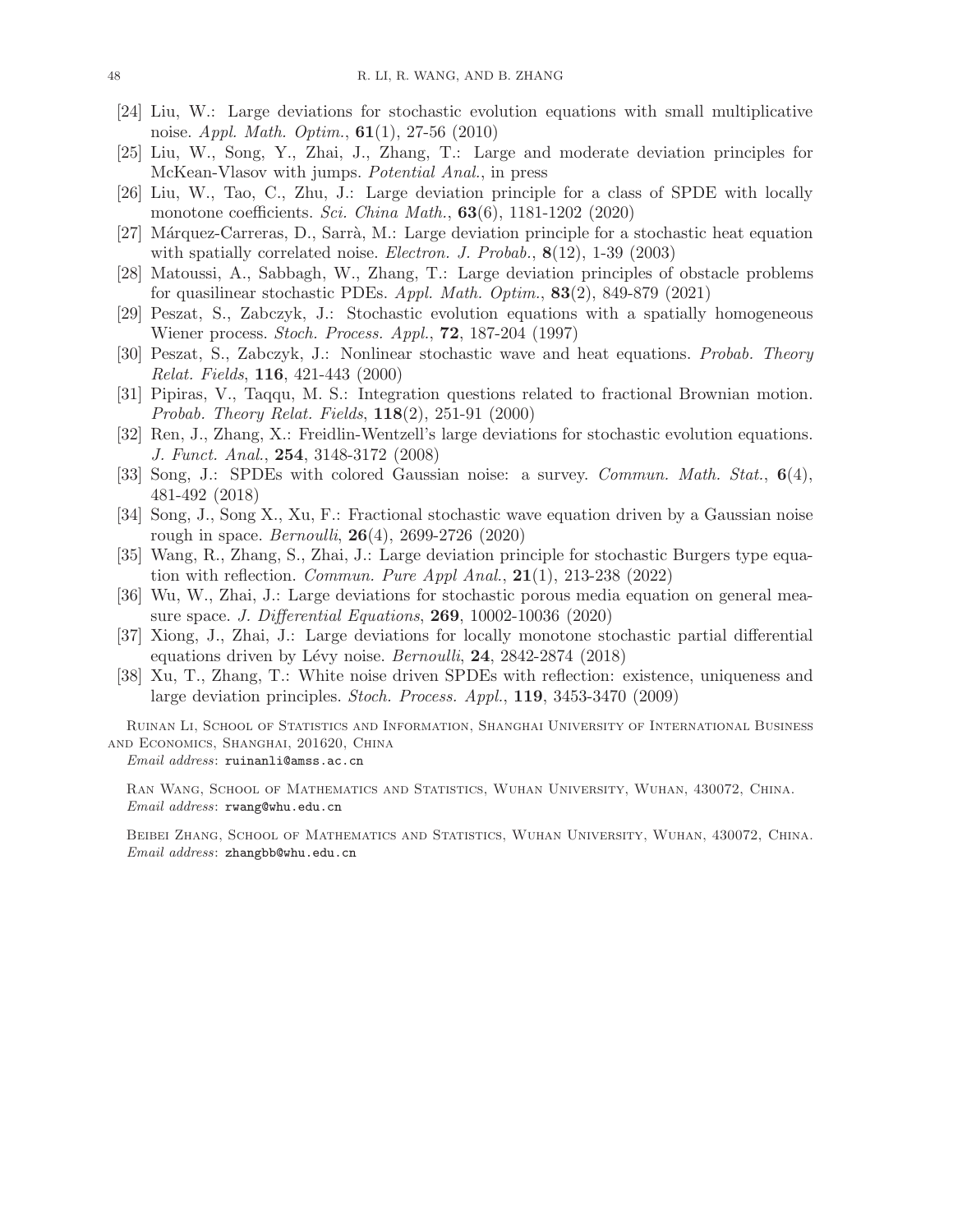[24] Liu, W.: Large deviations for stochastic evolution equations with small multiplicative noise. *Appl. Math. Optim.*, **61**(1), 27-56 (2010)

[25] Liu, W., Song, Y., Zhai, J., Zhang, T.: Large and moderate deviation principles for McKean-Vlasov with jumps. *Potential Anal.*, in press

[26] Liu, W., Tao, C., Zhu, J.: Large deviation principle for a class of SPDE with locally monotone coefficients. *Sci. China Math.*, **63**(6), 1181-1202 (2020)

[27] Márquez-Carreras, D., Sarrà, M.: Large deviation principle for a stochastic heat equation with spatially correlated noise. *Electron. J. Probab.*, **8**(12), 1-39 (2003)

[28] Matoussi, A., Sabbagh, W., Zhang, T.: Large deviation principles of obstacle problems for quasilinear stochastic PDEs. *Appl. Math. Optim.*, **83**(2), 849-879 (2021)

[29] Peszat, S., Zabczyk, J.: Stochastic evolution equations with a spatially homogeneous Wiener process. *Stoch. Process. Appl.*, **72**, 187-204 (1997)

[30] Peszat, S., Zabczyk, J.: Nonlinear stochastic wave and heat equations. *Probab. Theory Relat. Fields*, **116**, 421-443 (2000)

[31] Pipiras, V., Taqqu, M. S.: Integration questions related to fractional Brownian motion. *Probab. Theory Relat. Fields*, **118**(2), 251-91 (2000)

[32] Ren, J., Zhang, X.: Freidlin-Wentzell's large deviations for stochastic evolution equations. *J. Funct. Anal.*, **254**, 3148-3172 (2008)

[33] Song, J.: SPDEs with colored Gaussian noise: a survey. *Commun. Math. Stat.*, **6**(4), 481-492 (2018)

[34] Song, J., Song X., Xu, F.: Fractional stochastic wave equation driven by a Gaussian noise rough in space. *Bernoulli*, **26**(4), 2699-2726 (2020)

[35] Wang, R., Zhang, S., Zhai, J.: Large deviation principle for stochastic Burgers type equation with reflection. *Commun. Pure Appl Anal.*, **21**(1), 213-238 (2022)

[36] Wu, W., Zhai, J.: Large deviations for stochastic porous media equation on general measure space. *J. Differential Equations*, **269**, 10002-10036 (2020)

[37] Xiong, J., Zhai, J.: Large deviations for locally monotone stochastic partial differential equations driven by Lévy noise. *Bernoulli*, **24**, 2842-2874 (2018)

[38] Xu, T., Zhang, T.: White noise driven SPDEs with reflection: existence, uniqueness and large deviation principles. *Stoch. Process. Appl.*, **119**, 3453-3470 (2009)

Ruinan Li, School of Statistics and Information, Shanghai University of International Business and Economics, Shanghai, 201620, China

*Email address*: ruinanli@amss.ac.cn

Ran Wang, School of Mathematics and Statistics, Wuhan University, Wuhan, 430072, China.

*Email address*: rwang@whu.edu.cn

Beibei Zhang, School of Mathematics and Statistics, Wuhan University, Wuhan, 430072, China.

*Email address*: zhangbb@whu.edu.cn